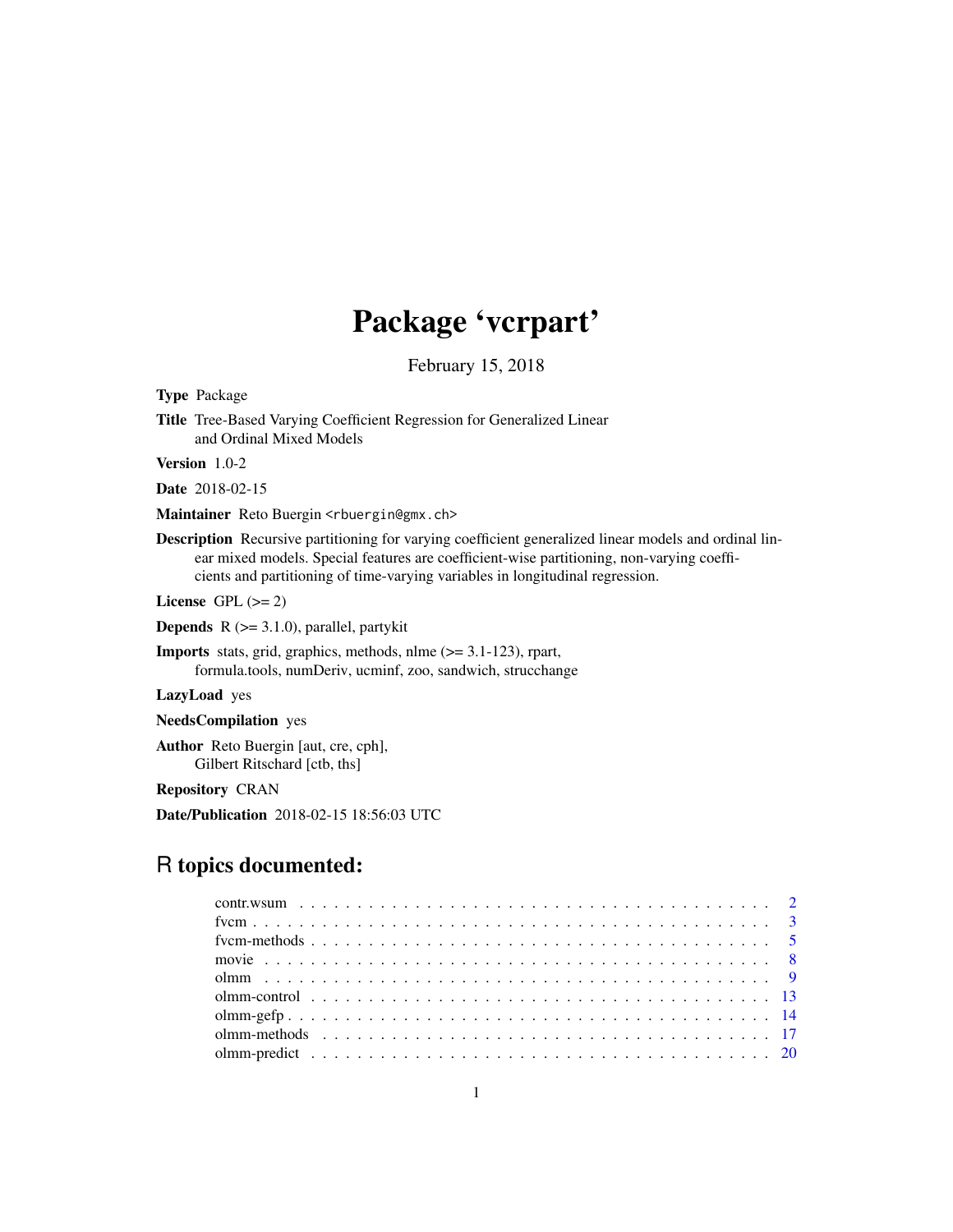# Package 'vcrpart'

February 15, 2018

**Type** Package

**Title** Tree-Based Varying Coefficient Regression for Generalized Linear and Ordinal Mixed Models

**Version** 1.0-2

**Date** 2018-02-15

**Maintainer** Reto Buergin <rbuergin@gmx.ch>

**Description** Recursive partitioning for varying coefficient generalized linear models and ordinal linear mixed models. Special features are coefficient-wise partitioning, non-varying coefficients and partitioning of time-varying variables in longitudinal regression.

**License** GPL (>= 2)

**Depends** R (>= 3.1.0), parallel, partykit

**Imports** stats, grid, graphics, methods, nlme (>= 3.1-123), rpart, formula.tools, numDeriv, ucminf, zoo, sandwich, strucchange

**LazyLoad** yes

**NeedsCompilation** yes

**Author** Reto Buergin [aut, cre, cph], Gilbert Ritschard [ctb, ths]

**Repository** CRAN

**Date/Publication** 2018-02-15 18:56:03 UTC

## R topics documented:

| | |
|---|---|
| contr.wsum | 2 |
| fvcm | 3 |
| fvcm-methods | 5 |
| movie | 8 |
| olmm | 9 |
| olmm-control | 13 |
| olmm-gefp | 14 |
| olmm-methods | 17 |
| olmm-predict | 20 |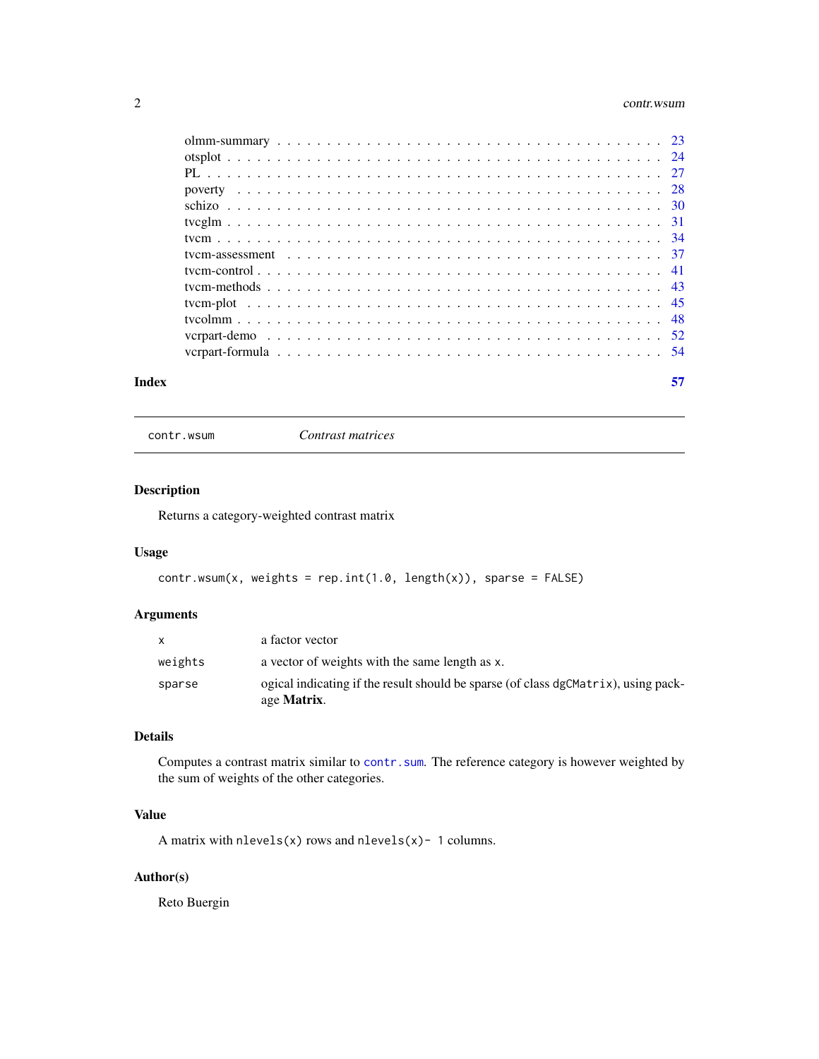| | |
|---|---|
| olmm-summary | 23 |
| otsplot | 24 |
| PL | 27 |
| poverty | 28 |
| schizo | 30 |
| tvcglm | 31 |
| tvcm | 34 |
| tvcm-assessment | 37 |
| tvcm-control | 41 |
| tvcm-methods | 43 |
| tvcm-plot | 45 |
| tvcolmm | 48 |
| vcrpart-demo | 52 |
| vcrpart-formula | 54 |

**Index** 57

---

`contr.wsum` *Contrast matrices*

---

## Description

Returns a category-weighted contrast matrix

## Usage

```
contr.wsum(x, weights = rep.int(1.0, length(x)), sparse = FALSE)
```

## Arguments

| | |
|---|---|
| `x` | a factor vector |
| `weights` | a vector of weights with the same length as `x`. |
| `sparse` | ogical indicating if the result should be sparse (of class `dgCMatrix`), using package **Matrix**. |

## Details

Computes a contrast matrix similar to `contr.sum`. The reference category is however weighted by the sum of weights of the other categories.

## Value

A matrix with `nlevels(x)` rows and `nlevels(x)- 1` columns.

## Author(s)

Reto Buergin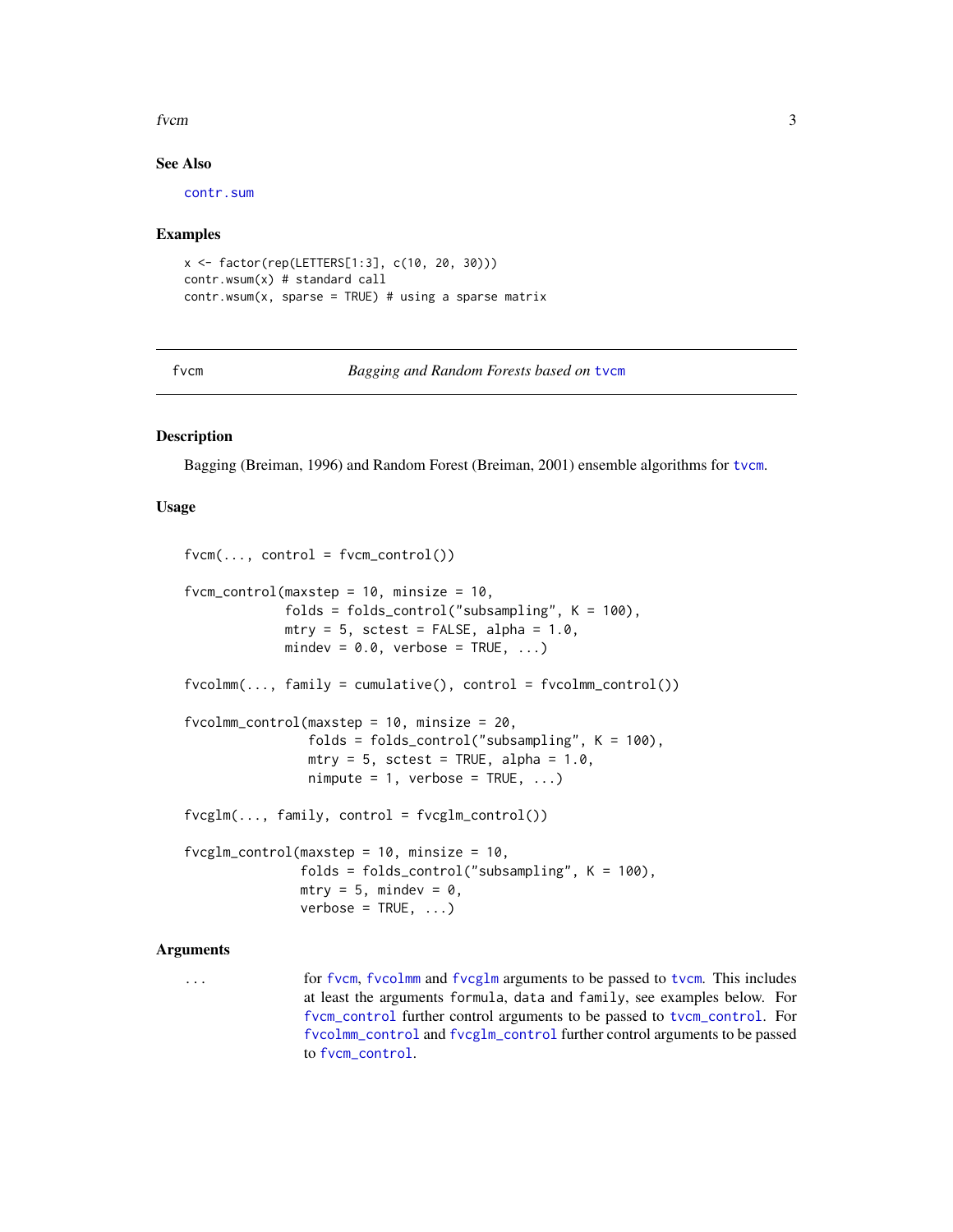### See Also

contr.sum

### Examples

```
x <- factor(rep(LETTERS[1:3], c(10, 20, 30)))
contr.wsum(x) # standard call
contr.wsum(x, sparse = TRUE) # using a sparse matrix
```

---

## fvcm — *Bagging and Random Forests based on* tvcm

### Description

Bagging (Breiman, 1996) and Random Forest (Breiman, 2001) ensemble algorithms for tvcm.

### Usage

```
fvcm(..., control = fvcm_control())

fvcm_control(maxstep = 10, minsize = 10,
             folds = folds_control("subsampling", K = 100),
             mtry = 5, sctest = FALSE, alpha = 1.0,
             mindev = 0.0, verbose = TRUE, ...)

fvcolmm(..., family = cumulative(), control = fvcolmm_control())

fvcolmm_control(maxstep = 10, minsize = 20,
                folds = folds_control("subsampling", K = 100),
                mtry = 5, sctest = TRUE, alpha = 1.0,
                nimpute = 1, verbose = TRUE, ...)

fvcglm(..., family, control = fvcglm_control())

fvcglm_control(maxstep = 10, minsize = 10,
               folds = folds_control("subsampling", K = 100),
               mtry = 5, mindev = 0,
               verbose = TRUE, ...)
```

### Arguments

| | |
|---|---|
| ... | for fvcm, fvcolmm and fvcglm arguments to be passed to tvcm. This includes at least the arguments formula, data and family, see examples below. For fvcm_control further control arguments to be passed to tvcm_control. For fvcolmm_control and fvcglm_control further control arguments to be passed to fvcm_control. |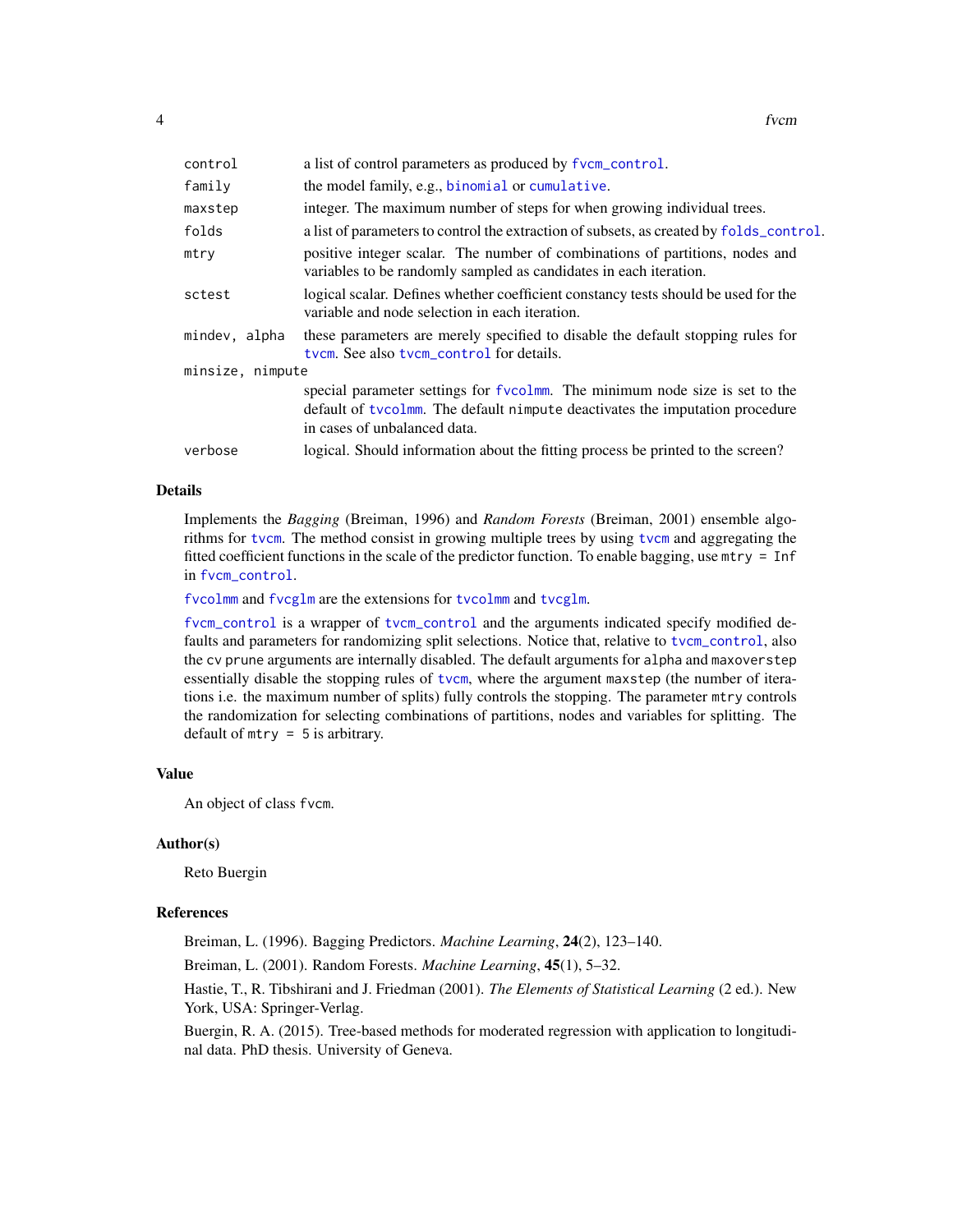| | |
|---|---|
| control | a list of control parameters as produced by fvcm_control. |
| family | the model family, e.g., binomial or cumulative. |
| maxstep | integer. The maximum number of steps for when growing individual trees. |
| folds | a list of parameters to control the extraction of subsets, as created by folds_control. |
| mtry | positive integer scalar. The number of combinations of partitions, nodes and variables to be randomly sampled as candidates in each iteration. |
| sctest | logical scalar. Defines whether coefficient constancy tests should be used for the variable and node selection in each iteration. |
| mindev, alpha | these parameters are merely specified to disable the default stopping rules for tvcm. See also tvcm_control for details. |
| minsize, nimpute | special parameter settings for fvcolmm. The minimum node size is set to the default of tvcolmm. The default nimpute deactivates the imputation procedure in cases of unbalanced data. |
| verbose | logical. Should information about the fitting process be printed to the screen? |

## Details

Implements the *Bagging* (Breiman, 1996) and *Random Forests* (Breiman, 2001) ensemble algorithms for tvcm. The method consist in growing multiple trees by using tvcm and aggregating the fitted coefficient functions in the scale of the predictor function. To enable bagging, use mtry = Inf in fvcm_control.

fvcolmm and fvcglm are the extensions for tvcolmm and tvcglm.

fvcm_control is a wrapper of tvcm_control and the arguments indicated specify modified defaults and parameters for randomizing split selections. Notice that, relative to tvcm_control, also the cv prune arguments are internally disabled. The default arguments for alpha and maxoverstep essentially disable the stopping rules of tvcm, where the argument maxstep (the number of iterations i.e. the maximum number of splits) fully controls the stopping. The parameter mtry controls the randomization for selecting combinations of partitions, nodes and variables for splitting. The default of mtry = 5 is arbitrary.

## Value

An object of class fvcm.

## Author(s)

Reto Buergin

## References

Breiman, L. (1996). Bagging Predictors. *Machine Learning*, **24**(2), 123–140.

Breiman, L. (2001). Random Forests. *Machine Learning*, **45**(1), 5–32.

Hastie, T., R. Tibshirani and J. Friedman (2001). *The Elements of Statistical Learning* (2 ed.). New York, USA: Springer-Verlag.

Buergin, R. A. (2015). Tree-based methods for moderated regression with application to longitudinal data. PhD thesis. University of Geneva.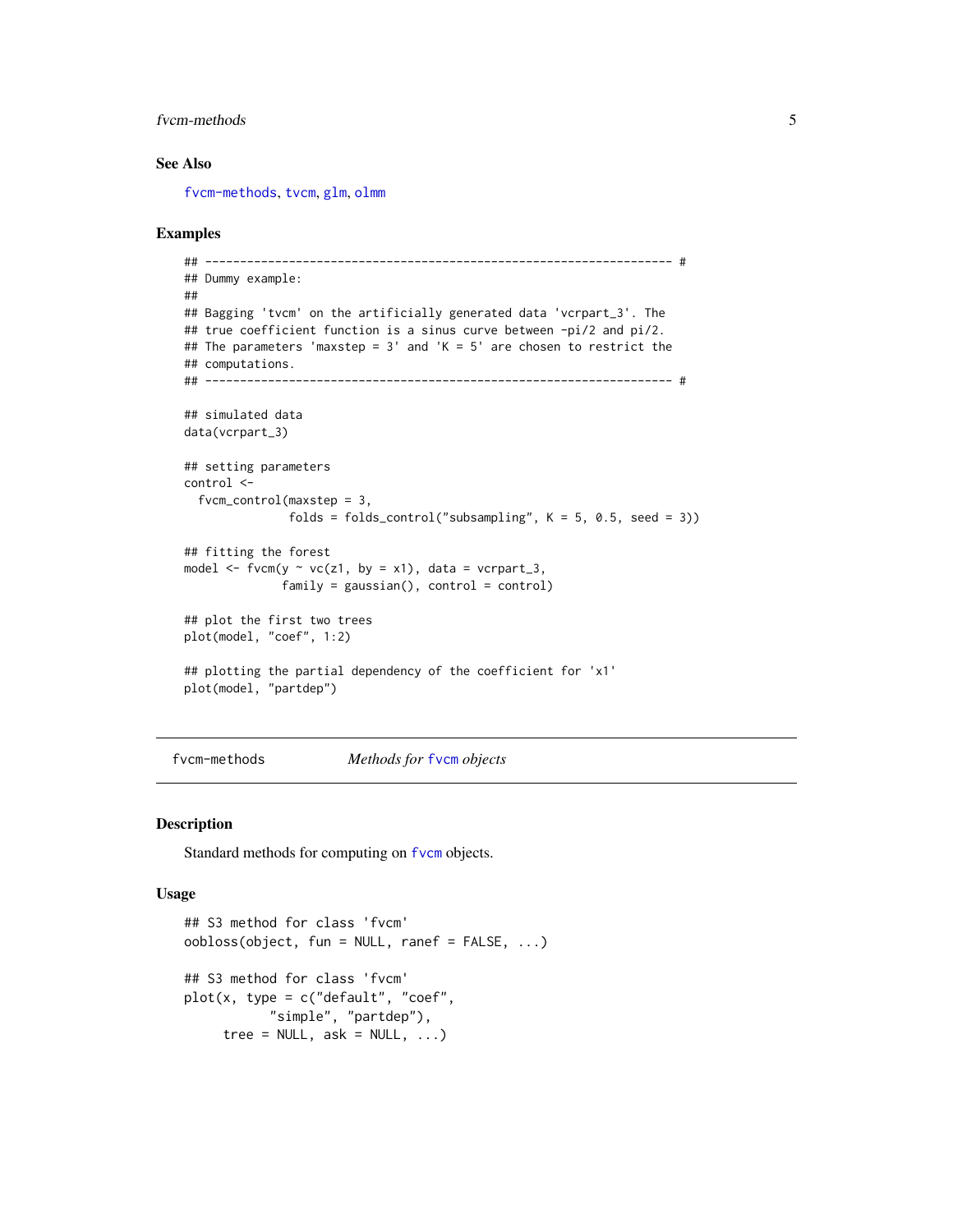### See Also

fvcm-methods, tvcm, glm, olmm

### Examples

```
## ------------------------------------------------------------------- #
## Dummy example:
##
## Bagging 'tvcm' on the artificially generated data 'vcrpart_3'. The
## true coefficient function is a sinus curve between -pi/2 and pi/2.
## The parameters 'maxstep = 3' and 'K = 5' are chosen to restrict the
## computations.
## ------------------------------------------------------------------- #

## simulated data
data(vcrpart_3)

## setting parameters
control <-
  fvcm_control(maxstep = 3,
               folds = folds_control("subsampling", K = 5, 0.5, seed = 3))

## fitting the forest
model <- fvcm(y ~ vc(z1, by = x1), data = vcrpart_3,
              family = gaussian(), control = control)

## plot the first two trees
plot(model, "coef", 1:2)

## plotting the partial dependency of the coefficient for 'x1'
plot(model, "partdep")
```

---

## fvcm-methods — *Methods for fvcm objects*

### Description

Standard methods for computing on fvcm objects.

### Usage

```
## S3 method for class 'fvcm'
oobloss(object, fun = NULL, ranef = FALSE, ...)

## S3 method for class 'fvcm'
plot(x, type = c("default", "coef",
           "simple", "partdep"),
     tree = NULL, ask = NULL, ...)
```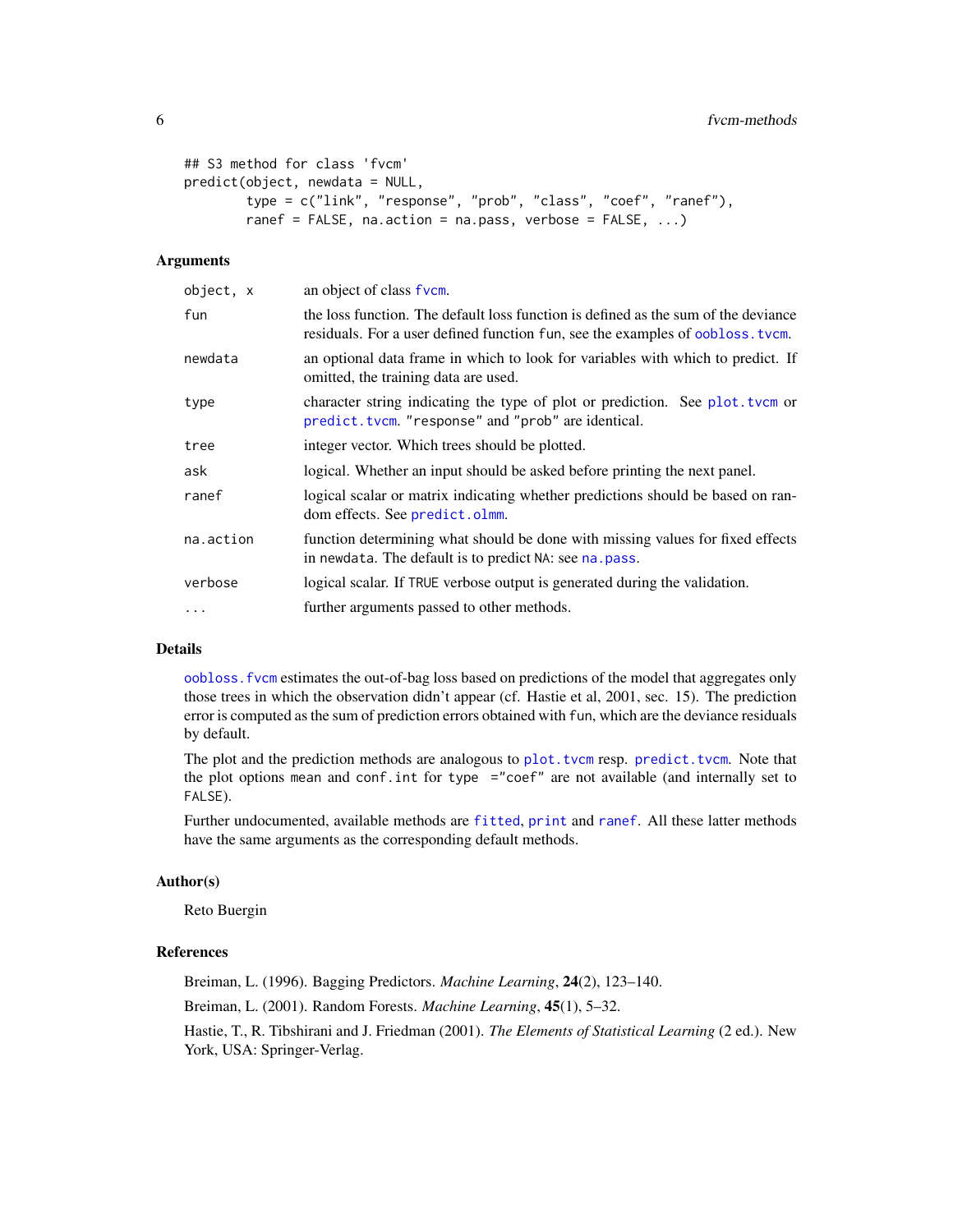```
## S3 method for class 'fvcm'
predict(object, newdata = NULL,
        type = c("link", "response", "prob", "class", "coef", "ranef"),
        ranef = FALSE, na.action = na.pass, verbose = FALSE, ...)
```

### Arguments

| | |
|---|---|
| `object, x` | an object of class `fvcm`. |
| `fun` | the loss function. The default loss function is defined as the sum of the deviance residuals. For a user defined function `fun`, see the examples of `oobloss.tvcm`. |
| `newdata` | an optional data frame in which to look for variables with which to predict. If omitted, the training data are used. |
| `type` | character string indicating the type of plot or prediction. See `plot.tvcm` or `predict.tvcm`. `"response"` and `"prob"` are identical. |
| `tree` | integer vector. Which trees should be plotted. |
| `ask` | logical. Whether an input should be asked before printing the next panel. |
| `ranef` | logical scalar or matrix indicating whether predictions should be based on random effects. See `predict.olmm`. |
| `na.action` | function determining what should be done with missing values for fixed effects in `newdata`. The default is to predict `NA`: see `na.pass`. |
| `verbose` | logical scalar. If `TRUE` verbose output is generated during the validation. |
| `...` | further arguments passed to other methods. |

### Details

`oobloss.fvcm` estimates the out-of-bag loss based on predictions of the model that aggregates only those trees in which the observation didn't appear (cf. Hastie et al, 2001, sec. 15). The prediction error is computed as the sum of prediction errors obtained with `fun`, which are the deviance residuals by default.

The plot and the prediction methods are analogous to `plot.tvcm` resp. `predict.tvcm`. Note that the plot options `mean` and `conf.int` for `type ="coef"` are not available (and internally set to `FALSE`).

Further undocumented, available methods are `fitted`, `print` and `ranef`. All these latter methods have the same arguments as the corresponding default methods.

### Author(s)

Reto Buergin

### References

Breiman, L. (1996). Bagging Predictors. *Machine Learning*, **24**(2), 123–140.

Breiman, L. (2001). Random Forests. *Machine Learning*, **45**(1), 5–32.

Hastie, T., R. Tibshirani and J. Friedman (2001). *The Elements of Statistical Learning* (2 ed.). New York, USA: Springer-Verlag.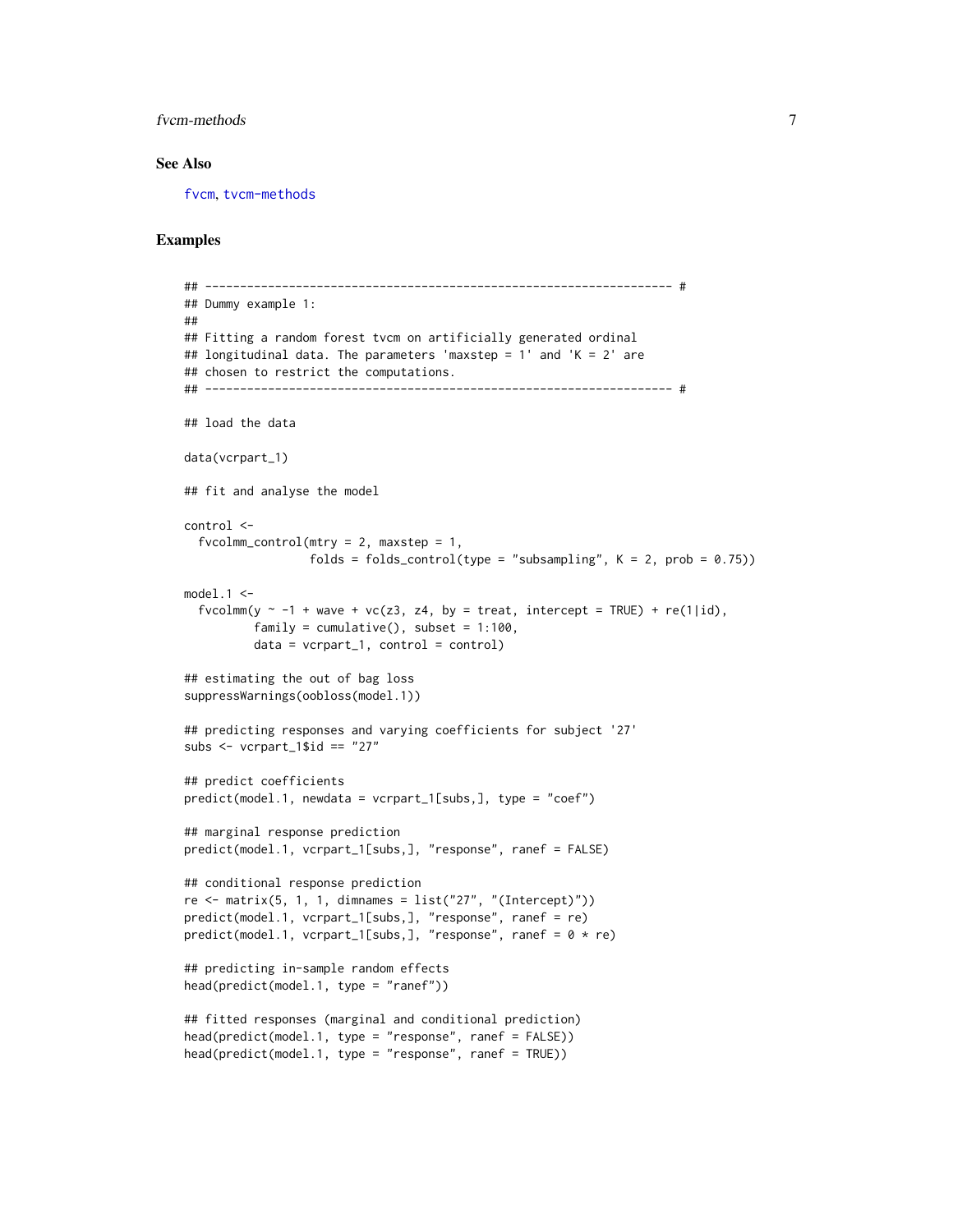## See Also

fvcm, tvcm-methods

## Examples

```
## ------------------------------------------------------------------- #
## Dummy example 1:
##
## Fitting a random forest tvcm on artificially generated ordinal
## longitudinal data. The parameters 'maxstep = 1' and 'K = 2' are
## chosen to restrict the computations.
## ------------------------------------------------------------------- #

## load the data

data(vcrpart_1)

## fit and analyse the model

control <-
  fvcolmm_control(mtry = 2, maxstep = 1,
                  folds = folds_control(type = "subsampling", K = 2, prob = 0.75))

model.1 <-
  fvcolmm(y ~ -1 + wave + vc(z3, z4, by = treat, intercept = TRUE) + re(1|id),
          family = cumulative(), subset = 1:100,
          data = vcrpart_1, control = control)

## estimating the out of bag loss
suppressWarnings(oobloss(model.1))

## predicting responses and varying coefficients for subject '27'
subs <- vcrpart_1$id == "27"

## predict coefficients
predict(model.1, newdata = vcrpart_1[subs,], type = "coef")

## marginal response prediction
predict(model.1, vcrpart_1[subs,], "response", ranef = FALSE)

## conditional response prediction
re <- matrix(5, 1, 1, dimnames = list("27", "(Intercept)"))
predict(model.1, vcrpart_1[subs,], "response", ranef = re)
predict(model.1, vcrpart_1[subs,], "response", ranef = 0 * re)

## predicting in-sample random effects
head(predict(model.1, type = "ranef"))

## fitted responses (marginal and conditional prediction)
head(predict(model.1, type = "response", ranef = FALSE))
head(predict(model.1, type = "response", ranef = TRUE))
```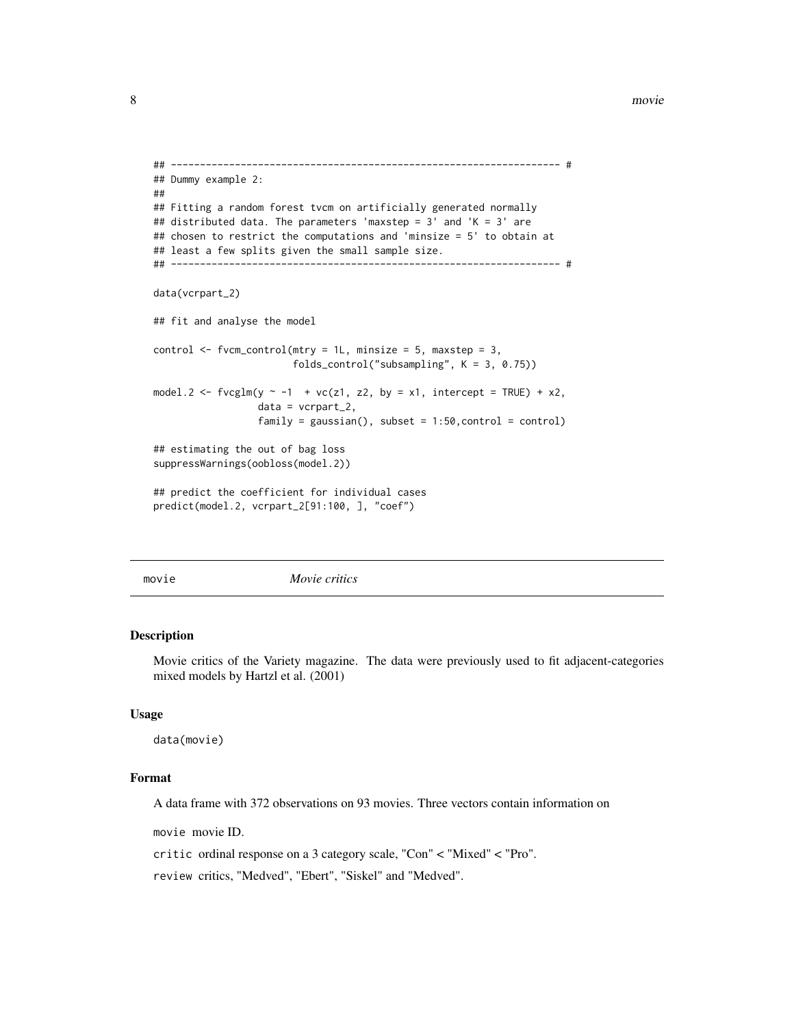```
## --------------------------------------------------------------- #
## Dummy example 2:
##
## Fitting a random forest tvcm on artificially generated normally
## distributed data. The parameters 'maxstep = 3' and 'K = 3' are
## chosen to restrict the computations and 'minsize = 5' to obtain at
## least a few splits given the small sample size.
## --------------------------------------------------------------- #

data(vcrpart_2)

## fit and analyse the model

control <- fvcm_control(mtry = 1L, minsize = 5, maxstep = 3,
                        folds_control("subsampling", K = 3, 0.75))

model.2 <- fvcglm(y ~ -1  + vc(z1, z2, by = x1, intercept = TRUE) + x2,
                  data = vcrpart_2,
                  family = gaussian(), subset = 1:50,control = control)

## estimating the out of bag loss
suppressWarnings(oobloss(model.2))

## predict the coefficient for individual cases
predict(model.2, vcrpart_2[91:100, ], "coef")
```

---

movie    *Movie critics*

---

### Description

Movie critics of the Variety magazine. The data were previously used to fit adjacent-categories mixed models by Hartzl et al. (2001)

### Usage

```
data(movie)
```

### Format

A data frame with 372 observations on 93 movies. Three vectors contain information on

`movie` movie ID.

`critic` ordinal response on a 3 category scale, "Con" < "Mixed" < "Pro".

`review` critics, "Medved", "Ebert", "Siskel" and "Medved".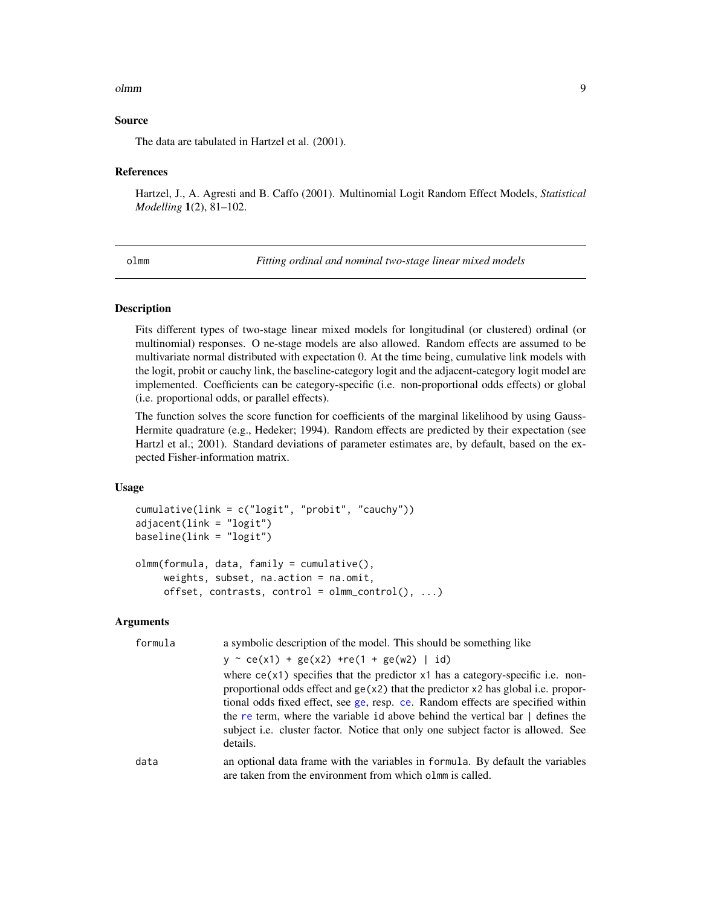## Source

The data are tabulated in Hartzel et al. (2001).

## References

Hartzel, J., A. Agresti and B. Caffo (2001). Multinomial Logit Random Effect Models, *Statistical Modelling* **1**(2), 81–102.

---

# olmm — *Fitting ordinal and nominal two-stage linear mixed models*

## Description

Fits different types of two-stage linear mixed models for longitudinal (or clustered) ordinal (or multinomial) responses. O ne-stage models are also allowed. Random effects are assumed to be multivariate normal distributed with expectation 0. At the time being, cumulative link models with the logit, probit or cauchy link, the baseline-category logit and the adjacent-category logit model are implemented. Coefficients can be category-specific (i.e. non-proportional odds effects) or global (i.e. proportional odds, or parallel effects).

The function solves the score function for coefficients of the marginal likelihood by using Gauss-Hermite quadrature (e.g., Hedeker; 1994). Random effects are predicted by their expectation (see Hartzl et al.; 2001). Standard deviations of parameter estimates are, by default, based on the expected Fisher-information matrix.

## Usage

```
cumulative(link = c("logit", "probit", "cauchy"))
adjacent(link = "logit")
baseline(link = "logit")

olmm(formula, data, family = cumulative(),
     weights, subset, na.action = na.omit,
     offset, contrasts, control = olmm_control(), ...)
```

## Arguments

`formula` — a symbolic description of the model. This should be something like

`y ~ ce(x1) + ge(x2) +re(1 + ge(w2) | id)`

where `ce(x1)` specifies that the predictor `x1` has a category-specific i.e. non-proportional odds effect and `ge(x2)` that the predictor `x2` has global i.e. proportional odds fixed effect, see `ge`, resp. `ce`. Random effects are specified within the `re` term, where the variable `id` above behind the vertical bar `|` defines the subject i.e. cluster factor. Notice that only one subject factor is allowed. See details.

`data` — an optional data frame with the variables in `formula`. By default the variables are taken from the environment from which `olmm` is called.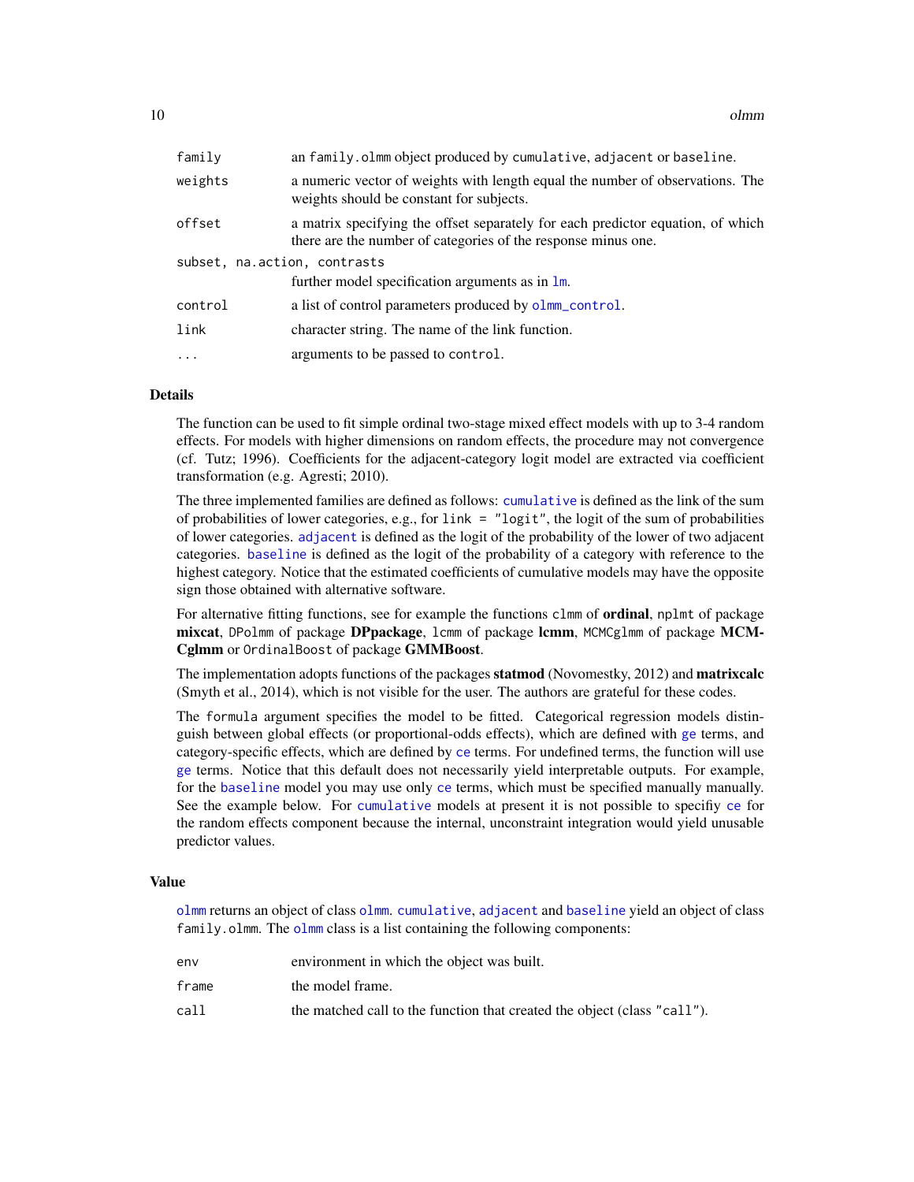| | |
|---|---|
| `family` | an `family.olmm` object produced by `cumulative`, `adjacent` or `baseline`. |
| `weights` | a numeric vector of weights with length equal the number of observations. The weights should be constant for subjects. |
| `offset` | a matrix specifying the offset separately for each predictor equation, of which there are the number of categories of the response minus one. |
| `subset, na.action, contrasts` | further model specification arguments as in `lm`. |
| `control` | a list of control parameters produced by `olmm_control`. |
| `link` | character string. The name of the link function. |
| `...` | arguments to be passed to `control`. |

### Details

The function can be used to fit simple ordinal two-stage mixed effect models with up to 3-4 random effects. For models with higher dimensions on random effects, the procedure may not convergence (cf. Tutz; 1996). Coefficients for the adjacent-category logit model are extracted via coefficient transformation (e.g. Agresti; 2010).

The three implemented families are defined as follows: `cumulative` is defined as the link of the sum of probabilities of lower categories, e.g., for `link = "logit"`, the logit of the sum of probabilities of lower categories. `adjacent` is defined as the logit of the probability of the lower of two adjacent categories. `baseline` is defined as the logit of the probability of a category with reference to the highest category. Notice that the estimated coefficients of cumulative models may have the opposite sign those obtained with alternative software.

For alternative fitting functions, see for example the functions `clmm` of **ordinal**, `nplmt` of package **mixcat**, `DPolmm` of package **DPpackage**, `lcmm` of package **lcmm**, `MCMCglmm` of package **MCMCglmm** or `OrdinalBoost` of package **GMMBoost**.

The implementation adopts functions of the packages **statmod** (Novomestky, 2012) and **matrixcalc** (Smyth et al., 2014), which is not visible for the user. The authors are grateful for these codes.

The `formula` argument specifies the model to be fitted. Categorical regression models distinguish between global effects (or proportional-odds effects), which are defined with `ge` terms, and category-specific effects, which are defined by `ce` terms. For undefined terms, the function will use `ge` terms. Notice that this default does not necessarily yield interpretable outputs. For example, for the `baseline` model you may use only `ce` terms, which must be specified manually manually. See the example below. For `cumulative` models at present it is not possible to specifiy `ce` for the random effects component because the internal, unconstraint integration would yield unusable predictor values.

### Value

`olmm` returns an object of class `olmm`. `cumulative`, `adjacent` and `baseline` yield an object of class `family.olmm`. The `olmm` class is a list containing the following components:

| | |
|---|---|
| `env` | environment in which the object was built. |
| `frame` | the model frame. |
| `call` | the matched call to the function that created the object (class `"call"`). |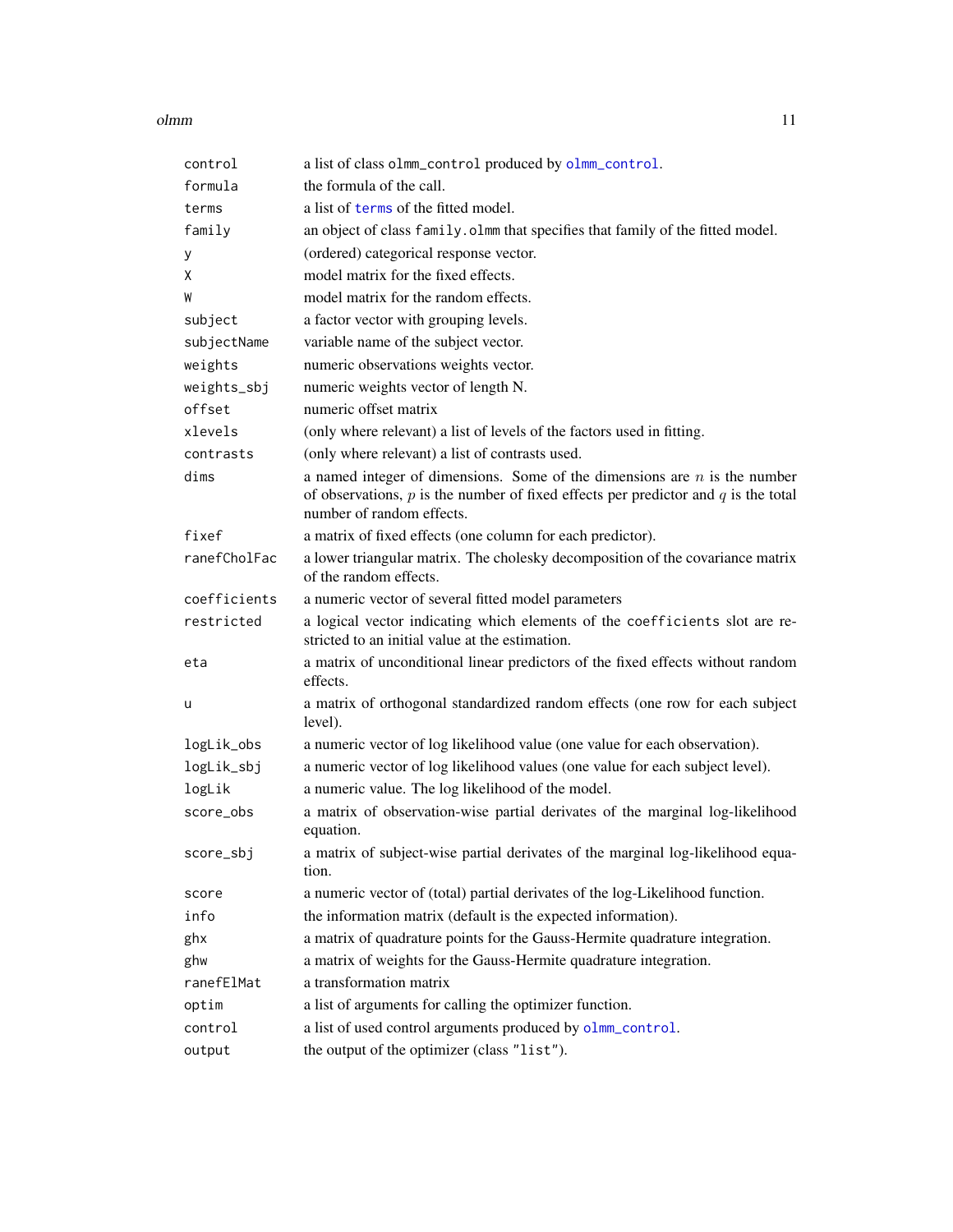| | |
|---|---|
| `control` | a list of class `olmm_control` produced by `olmm_control`. |
| `formula` | the formula of the call. |
| `terms` | a list of `terms` of the fitted model. |
| `family` | an object of class `family.olmm` that specifies that family of the fitted model. |
| `y` | (ordered) categorical response vector. |
| `X` | model matrix for the fixed effects. |
| `W` | model matrix for the random effects. |
| `subject` | a factor vector with grouping levels. |
| `subjectName` | variable name of the subject vector. |
| `weights` | numeric observations weights vector. |
| `weights_sbj` | numeric weights vector of length N. |
| `offset` | numeric offset matrix |
| `xlevels` | (only where relevant) a list of levels of the factors used in fitting. |
| `contrasts` | (only where relevant) a list of contrasts used. |
| `dims` | a named integer of dimensions. Some of the dimensions are $n$ is the number of observations, $p$ is the number of fixed effects per predictor and $q$ is the total number of random effects. |
| `fixef` | a matrix of fixed effects (one column for each predictor). |
| `ranefCholFac` | a lower triangular matrix. The cholesky decomposition of the covariance matrix of the random effects. |
| `coefficients` | a numeric vector of several fitted model parameters |
| `restricted` | a logical vector indicating which elements of the `coefficients` slot are restricted to an initial value at the estimation. |
| `eta` | a matrix of unconditional linear predictors of the fixed effects without random effects. |
| `u` | a matrix of orthogonal standardized random effects (one row for each subject level). |
| `logLik_obs` | a numeric vector of log likelihood value (one value for each observation). |
| `logLik_sbj` | a numeric vector of log likelihood values (one value for each subject level). |
| `logLik` | a numeric value. The log likelihood of the model. |
| `score_obs` | a matrix of observation-wise partial derivates of the marginal log-likelihood equation. |
| `score_sbj` | a matrix of subject-wise partial derivates of the marginal log-likelihood equation. |
| `score` | a numeric vector of (total) partial derivates of the log-Likelihood function. |
| `info` | the information matrix (default is the expected information). |
| `ghx` | a matrix of quadrature points for the Gauss-Hermite quadrature integration. |
| `ghw` | a matrix of weights for the Gauss-Hermite quadrature integration. |
| `ranefElMat` | a transformation matrix |
| `optim` | a list of arguments for calling the optimizer function. |
| `control` | a list of used control arguments produced by `olmm_control`. |
| `output` | the output of the optimizer (class `"list"`). |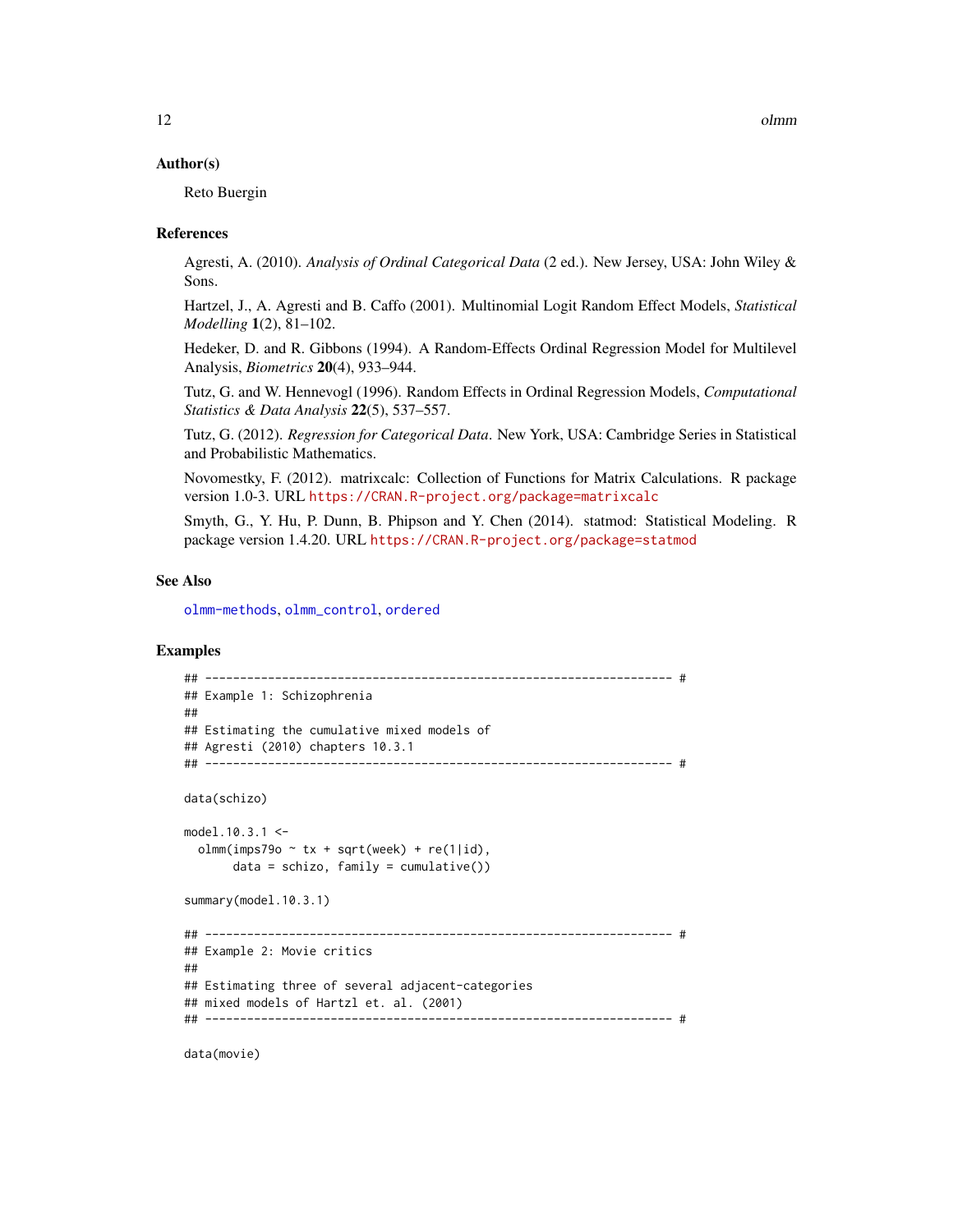### Author(s)

Reto Buergin

### References

Agresti, A. (2010). *Analysis of Ordinal Categorical Data* (2 ed.). New Jersey, USA: John Wiley & Sons.

Hartzel, J., A. Agresti and B. Caffo (2001). Multinomial Logit Random Effect Models, *Statistical Modelling* **1**(2), 81–102.

Hedeker, D. and R. Gibbons (1994). A Random-Effects Ordinal Regression Model for Multilevel Analysis, *Biometrics* **20**(4), 933–944.

Tutz, G. and W. Hennevogl (1996). Random Effects in Ordinal Regression Models, *Computational Statistics & Data Analysis* **22**(5), 537–557.

Tutz, G. (2012). *Regression for Categorical Data*. New York, USA: Cambridge Series in Statistical and Probabilistic Mathematics.

Novomestky, F. (2012). matrixcalc: Collection of Functions for Matrix Calculations. R package version 1.0-3. URL https://CRAN.R-project.org/package=matrixcalc

Smyth, G., Y. Hu, P. Dunn, B. Phipson and Y. Chen (2014). statmod: Statistical Modeling. R package version 1.4.20. URL https://CRAN.R-project.org/package=statmod

### See Also

olmm-methods, olmm_control, ordered

### Examples

```
## ------------------------------------------------------------------- #
## Example 1: Schizophrenia
##
## Estimating the cumulative mixed models of
## Agresti (2010) chapters 10.3.1
## ------------------------------------------------------------------- #

data(schizo)

model.10.3.1 <-
  olmm(imps79o ~ tx + sqrt(week) + re(1|id),
       data = schizo, family = cumulative())

summary(model.10.3.1)

## ------------------------------------------------------------------- #
## Example 2: Movie critics
##
## Estimating three of several adjacent-categories
## mixed models of Hartzl et. al. (2001)
## ------------------------------------------------------------------- #

data(movie)
```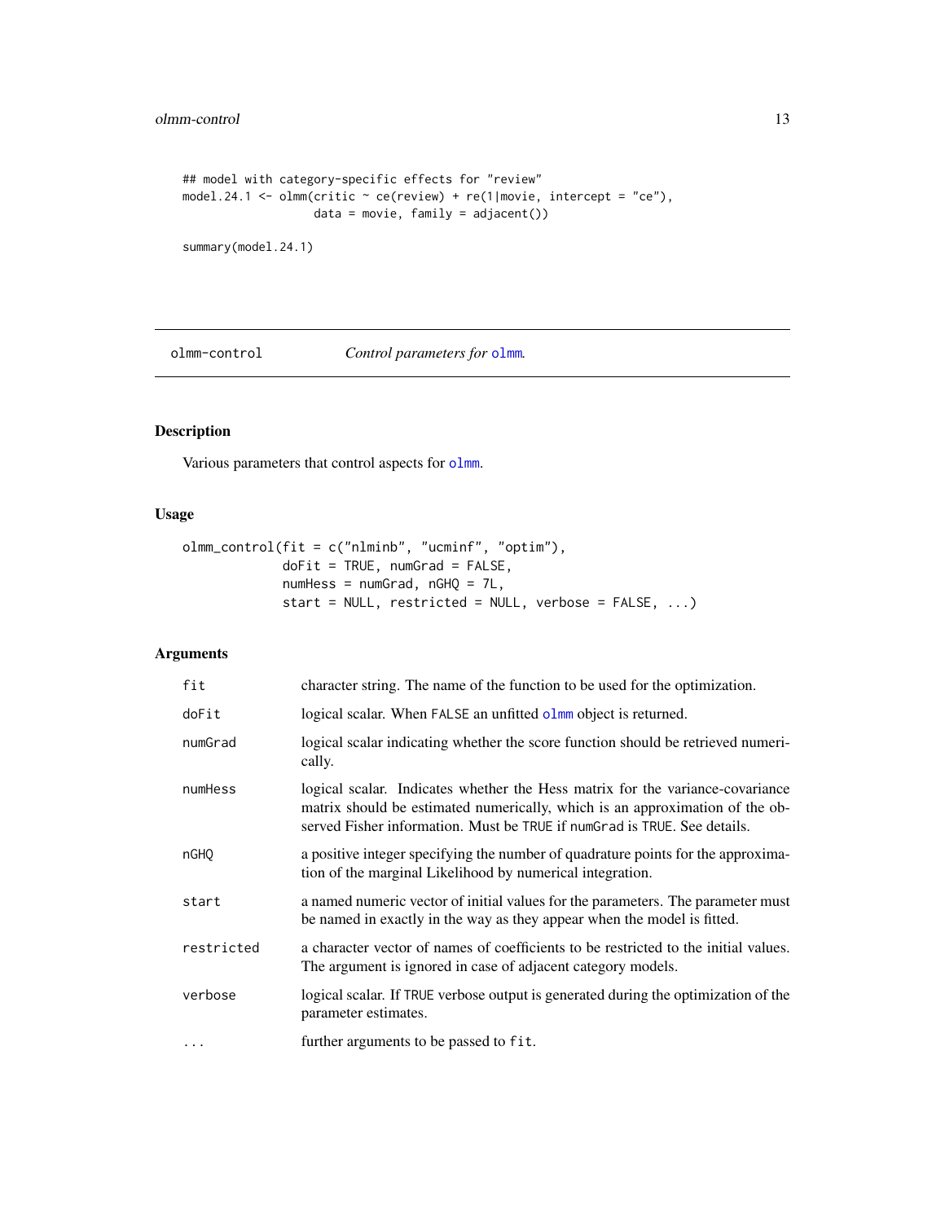```
## model with category-specific effects for "review"
model.24.1 <- olmm(critic ~ ce(review) + re(1|movie, intercept = "ce"),
                   data = movie, family = adjacent())

summary(model.24.1)
```

---

## olmm-control *Control parameters for olmm.*

### Description

Various parameters that control aspects for olmm.

### Usage

```
olmm_control(fit = c("nlminb", "ucminf", "optim"),
             doFit = TRUE, numGrad = FALSE,
             numHess = numGrad, nGHQ = 7L,
             start = NULL, restricted = NULL, verbose = FALSE, ...)
```

### Arguments

| | |
|---|---|
| fit | character string. The name of the function to be used for the optimization. |
| doFit | logical scalar. When FALSE an unfitted olmm object is returned. |
| numGrad | logical scalar indicating whether the score function should be retrieved numerically. |
| numHess | logical scalar. Indicates whether the Hess matrix for the variance-covariance matrix should be estimated numerically, which is an approximation of the observed Fisher information. Must be TRUE if numGrad is TRUE. See details. |
| nGHQ | a positive integer specifying the number of quadrature points for the approximation of the marginal Likelihood by numerical integration. |
| start | a named numeric vector of initial values for the parameters. The parameter must be named in exactly in the way as they appear when the model is fitted. |
| restricted | a character vector of names of coefficients to be restricted to the initial values. The argument is ignored in case of adjacent category models. |
| verbose | logical scalar. If TRUE verbose output is generated during the optimization of the parameter estimates. |
| ... | further arguments to be passed to fit. |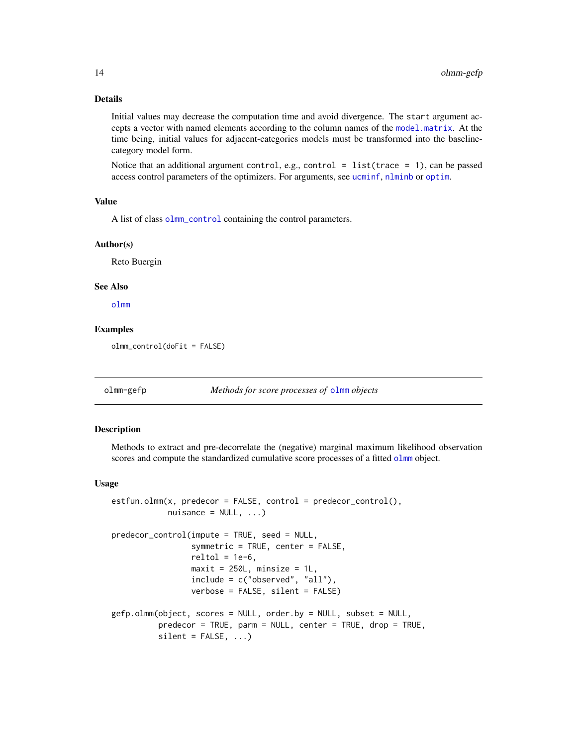### Details

Initial values may decrease the computation time and avoid divergence. The `start` argument accepts a vector with named elements according to the column names of the `model.matrix`. At the time being, initial values for adjacent-categories models must be transformed into the baseline-category model form.

Notice that an additional argument `control`, e.g., `control = list(trace = 1)`, can be passed access control parameters of the optimizers. For arguments, see `ucminf`, `nlminb` or `optim`.

### Value

A list of class `olmm_control` containing the control parameters.

### Author(s)

Reto Buergin

### See Also

`olmm`

### Examples

```
olmm_control(doFit = FALSE)
```

---

## olmm-gefp — *Methods for score processes of* `olmm` *objects*

### Description

Methods to extract and pre-decorrelate the (negative) marginal maximum likelihood observation scores and compute the standardized cumulative score processes of a fitted `olmm` object.

### Usage

```
estfun.olmm(x, predecor = FALSE, control = predecor_control(),
            nuisance = NULL, ...)

predecor_control(impute = TRUE, seed = NULL,
                 symmetric = TRUE, center = FALSE,
                 reltol = 1e-6,
                 maxit = 250L, minsize = 1L,
                 include = c("observed", "all"),
                 verbose = FALSE, silent = FALSE)

gefp.olmm(object, scores = NULL, order.by = NULL, subset = NULL,
          predecor = TRUE, parm = NULL, center = TRUE, drop = TRUE,
          silent = FALSE, ...)
```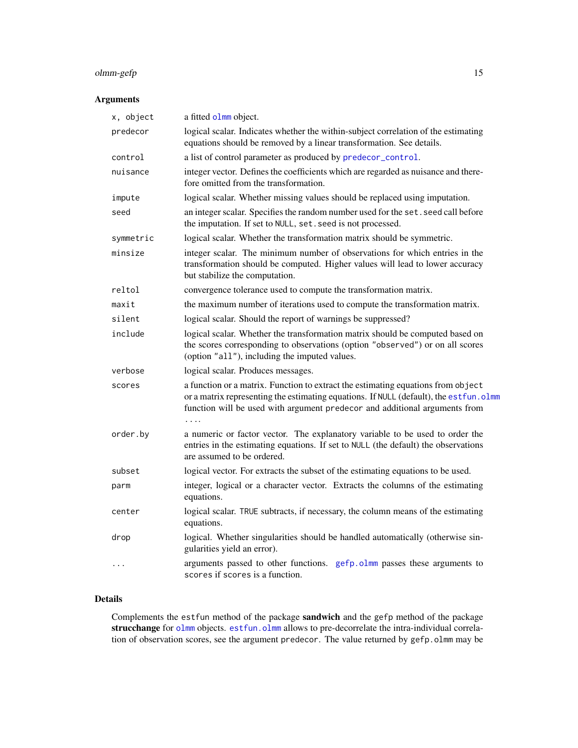## Arguments

| | |
|---|---|
| `x, object` | a fitted `olmm` object. |
| `predecor` | logical scalar. Indicates whether the within-subject correlation of the estimating equations should be removed by a linear transformation. See details. |
| `control` | a list of control parameter as produced by `predecor_control`. |
| `nuisance` | integer vector. Defines the coefficients which are regarded as nuisance and therefore omitted from the transformation. |
| `impute` | logical scalar. Whether missing values should be replaced using imputation. |
| `seed` | an integer scalar. Specifies the random number used for the `set.seed` call before the imputation. If set to `NULL`, `set.seed` is not processed. |
| `symmetric` | logical scalar. Whether the transformation matrix should be symmetric. |
| `minsize` | integer scalar. The minimum number of observations for which entries in the transformation should be computed. Higher values will lead to lower accuracy but stabilize the computation. |
| `reltol` | convergence tolerance used to compute the transformation matrix. |
| `maxit` | the maximum number of iterations used to compute the transformation matrix. |
| `silent` | logical scalar. Should the report of warnings be suppressed? |
| `include` | logical scalar. Whether the transformation matrix should be computed based on the scores corresponding to observations (option `"observed"`) or on all scores (option `"all"`), including the imputed values. |
| `verbose` | logical scalar. Produces messages. |
| `scores` | a function or a matrix. Function to extract the estimating equations from `object` or a matrix representing the estimating equations. If `NULL` (default), the `estfun.olmm` function will be used with argument `predecor` and additional arguments from `...`. |
| `order.by` | a numeric or factor vector. The explanatory variable to be used to order the entries in the estimating equations. If set to `NULL` (the default) the observations are assumed to be ordered. |
| `subset` | logical vector. For extracts the subset of the estimating equations to be used. |
| `parm` | integer, logical or a character vector. Extracts the columns of the estimating equations. |
| `center` | logical scalar. `TRUE` subtracts, if necessary, the column means of the estimating equations. |
| `drop` | logical. Whether singularities should be handled automatically (otherwise singularities yield an error). |
| `...` | arguments passed to other functions. `gefp.olmm` passes these arguments to `scores` if `scores` is a function. |

## Details

Complements the `estfun` method of the package **sandwich** and the `gefp` method of the package **strucchange** for `olmm` objects. `estfun.olmm` allows to pre-decorrelate the intra-individual correlation of observation scores, see the argument `predecor`. The value returned by `gefp.olmm` may be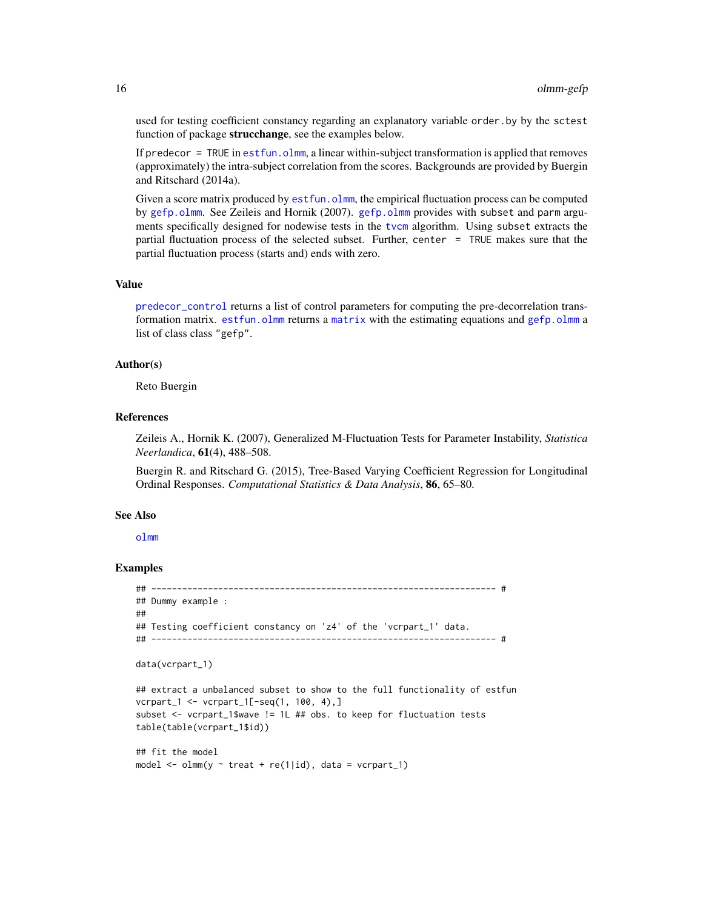used for testing coefficient constancy regarding an explanatory variable `order.by` by the `sctest` function of package **strucchange**, see the examples below.

If `predecor = TRUE` in `estfun.olmm`, a linear within-subject transformation is applied that removes (approximately) the intra-subject correlation from the scores. Backgrounds are provided by Buergin and Ritschard (2014a).

Given a score matrix produced by `estfun.olmm`, the empirical fluctuation process can be computed by `gefp.olmm`. See Zeileis and Hornik (2007). `gefp.olmm` provides with `subset` and `parm` arguments specifically designed for nodewise tests in the `tvcm` algorithm. Using `subset` extracts the partial fluctuation process of the selected subset. Further, `center = TRUE` makes sure that the partial fluctuation process (starts and) ends with zero.

### Value

`predecor_control` returns a list of control parameters for computing the pre-decorrelation transformation matrix. `estfun.olmm` returns a `matrix` with the estimating equations and `gefp.olmm` a list of class class `"gefp"`.

### Author(s)

Reto Buergin

### References

Zeileis A., Hornik K. (2007), Generalized M-Fluctuation Tests for Parameter Instability, *Statistica Neerlandica*, **61**(4), 488–508.

Buergin R. and Ritschard G. (2015), Tree-Based Varying Coefficient Regression for Longitudinal Ordinal Responses. *Computational Statistics & Data Analysis*, **86**, 65–80.

### See Also

`olmm`

### Examples

```
## ------------------------------------------------------------------- #
## Dummy example :
##
## Testing coefficient constancy on 'z4' of the 'vcrpart_1' data.
## ------------------------------------------------------------------- #

data(vcrpart_1)

## extract a unbalanced subset to show to the full functionality of estfun
vcrpart_1 <- vcrpart_1[-seq(1, 100, 4),]
subset <- vcrpart_1$wave != 1L ## obs. to keep for fluctuation tests
table(table(vcrpart_1$id))

## fit the model
model <- olmm(y ~ treat + re(1|id), data = vcrpart_1)
```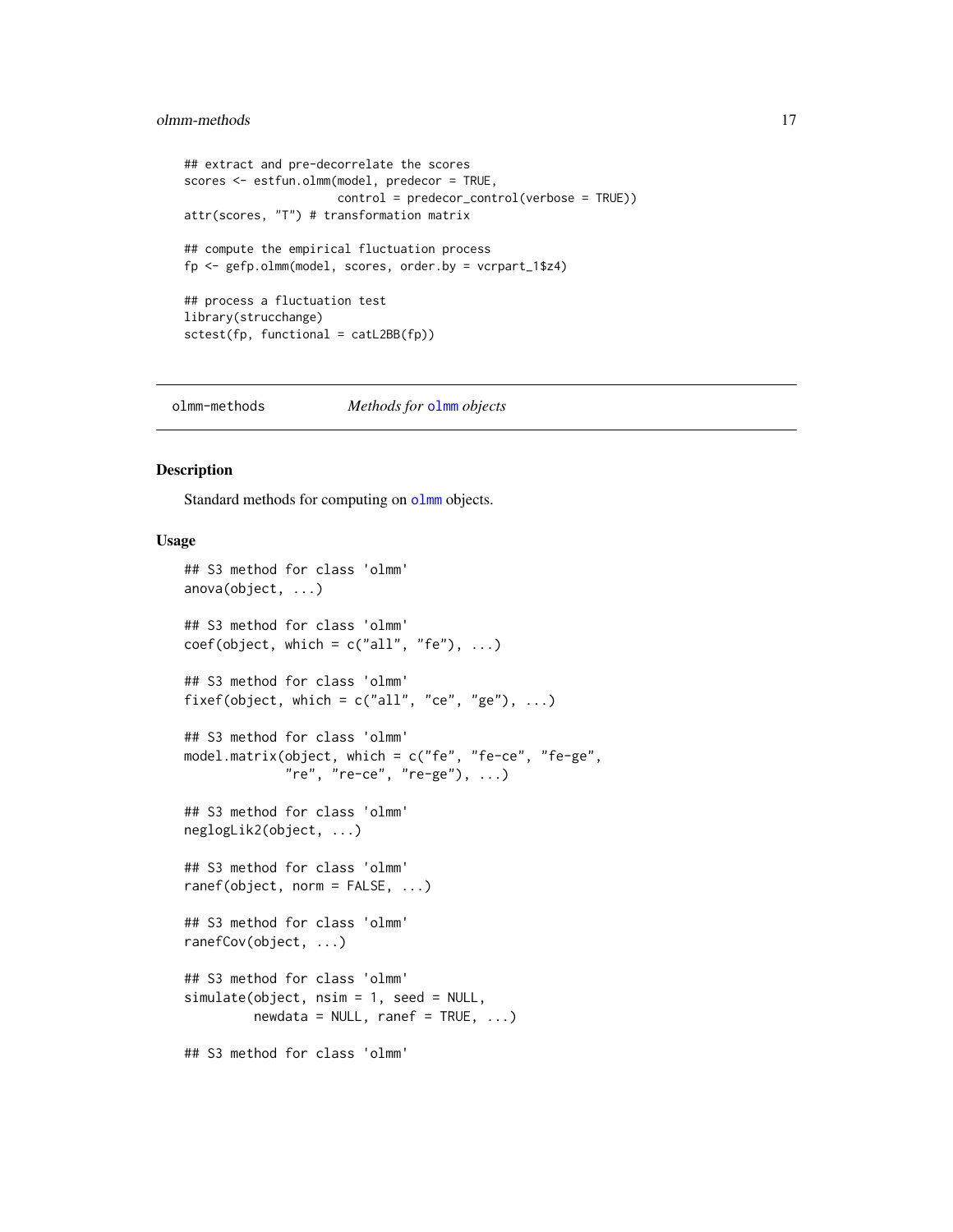```
## extract and pre-decorrelate the scores
scores <- estfun.olmm(model, predecor = TRUE,
                      control = predecor_control(verbose = TRUE))
attr(scores, "T") # transformation matrix

## compute the empirical fluctuation process
fp <- gefp.olmm(model, scores, order.by = vcrpart_1$z4)

## process a fluctuation test
library(strucchange)
sctest(fp, functional = catL2BB(fp))
```

---

olmm-methods &nbsp;&nbsp;&nbsp;&nbsp; *Methods for* olmm *objects*

---

## Description

Standard methods for computing on olmm objects.

## Usage

```
## S3 method for class 'olmm'
anova(object, ...)

## S3 method for class 'olmm'
coef(object, which = c("all", "fe"), ...)

## S3 method for class 'olmm'
fixef(object, which = c("all", "ce", "ge"), ...)

## S3 method for class 'olmm'
model.matrix(object, which = c("fe", "fe-ce", "fe-ge",
             "re", "re-ce", "re-ge"), ...)

## S3 method for class 'olmm'
neglogLik2(object, ...)

## S3 method for class 'olmm'
ranef(object, norm = FALSE, ...)

## S3 method for class 'olmm'
ranefCov(object, ...)

## S3 method for class 'olmm'
simulate(object, nsim = 1, seed = NULL,
         newdata = NULL, ranef = TRUE, ...)

## S3 method for class 'olmm'
```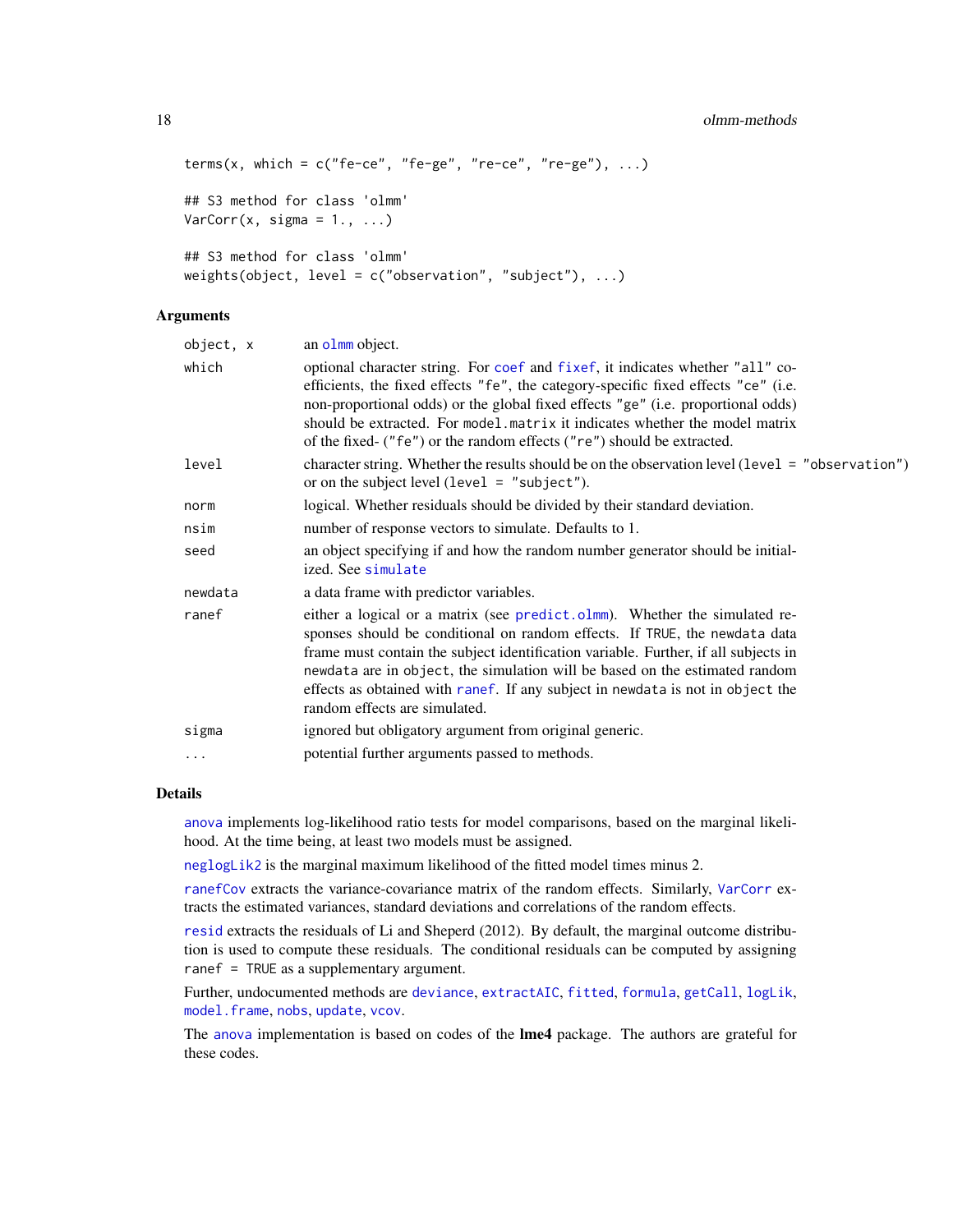```
terms(x, which = c("fe-ce", "fe-ge", "re-ce", "re-ge"), ...)

## S3 method for class 'olmm'
VarCorr(x, sigma = 1., ...)

## S3 method for class 'olmm'
weights(object, level = c("observation", "subject"), ...)
```

### Arguments

| | |
|---|---|
| object, x | an olmm object. |
| which | optional character string. For coef and fixef, it indicates whether "all" coefficients, the fixed effects "fe", the category-specific fixed effects "ce" (i.e. non-proportional odds) or the global fixed effects "ge" (i.e. proportional odds) should be extracted. For model.matrix it indicates whether the model matrix of the fixed- ("fe") or the random effects ("re") should be extracted. |
| level | character string. Whether the results should be on the observation level (level = "observation") or on the subject level (level = "subject"). |
| norm | logical. Whether residuals should be divided by their standard deviation. |
| nsim | number of response vectors to simulate. Defaults to 1. |
| seed | an object specifying if and how the random number generator should be initialized. See simulate |
| newdata | a data frame with predictor variables. |
| ranef | either a logical or a matrix (see predict.olmm). Whether the simulated responses should be conditional on random effects. If TRUE, the newdata data frame must contain the subject identification variable. Further, if all subjects in newdata are in object, the simulation will be based on the estimated random effects as obtained with ranef. If any subject in newdata is not in object the random effects are simulated. |
| sigma | ignored but obligatory argument from original generic. |
| ... | potential further arguments passed to methods. |

### Details

anova implements log-likelihood ratio tests for model comparisons, based on the marginal likelihood. At the time being, at least two models must be assigned.

neglogLik2 is the marginal maximum likelihood of the fitted model times minus 2.

ranefCov extracts the variance-covariance matrix of the random effects. Similarly, VarCorr extracts the estimated variances, standard deviations and correlations of the random effects.

resid extracts the residuals of Li and Sheperd (2012). By default, the marginal outcome distribution is used to compute these residuals. The conditional residuals can be computed by assigning ranef = TRUE as a supplementary argument.

Further, undocumented methods are deviance, extractAIC, fitted, formula, getCall, logLik, model.frame, nobs, update, vcov.

The anova implementation is based on codes of the **lme4** package. The authors are grateful for these codes.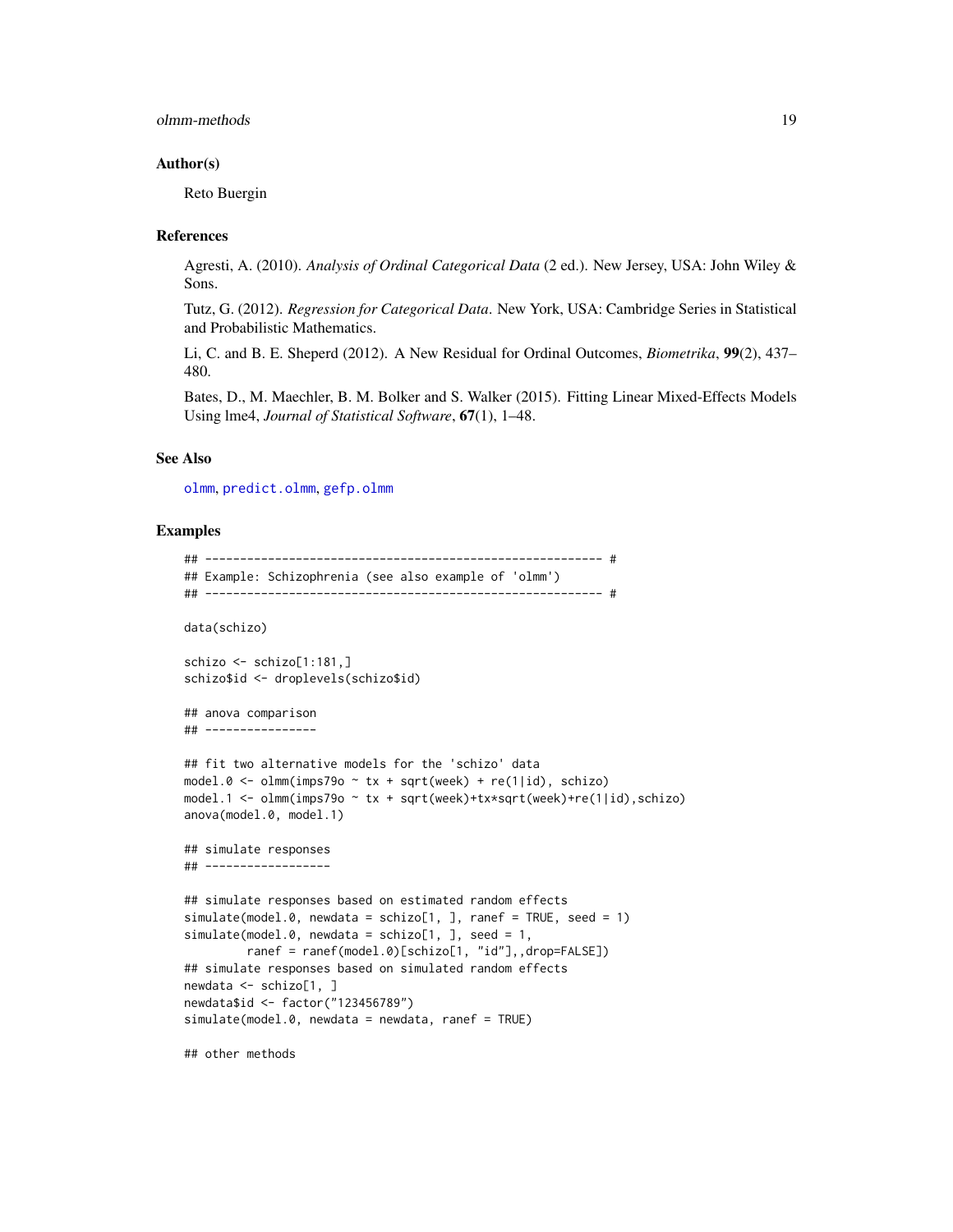### Author(s)

Reto Buergin

### References

Agresti, A. (2010). *Analysis of Ordinal Categorical Data* (2 ed.). New Jersey, USA: John Wiley & Sons.

Tutz, G. (2012). *Regression for Categorical Data*. New York, USA: Cambridge Series in Statistical and Probabilistic Mathematics.

Li, C. and B. E. Sheperd (2012). A New Residual for Ordinal Outcomes, *Biometrika*, **99**(2), 437–480.

Bates, D., M. Maechler, B. M. Bolker and S. Walker (2015). Fitting Linear Mixed-Effects Models Using lme4, *Journal of Statistical Software*, **67**(1), 1–48.

### See Also

olmm, predict.olmm, gefp.olmm

### Examples

```
## ------------------------------------------------------------ #
## Example: Schizophrenia (see also example of 'olmm')
## ------------------------------------------------------------ #

data(schizo)

schizo <- schizo[1:181,]
schizo$id <- droplevels(schizo$id)

## anova comparison
## ----------------

## fit two alternative models for the 'schizo' data
model.0 <- olmm(imps79o ~ tx + sqrt(week) + re(1|id), schizo)
model.1 <- olmm(imps79o ~ tx + sqrt(week)+tx*sqrt(week)+re(1|id),schizo)
anova(model.0, model.1)

## simulate responses
## ------------------

## simulate responses based on estimated random effects
simulate(model.0, newdata = schizo[1, ], ranef = TRUE, seed = 1)
simulate(model.0, newdata = schizo[1, ], seed = 1,
         ranef = ranef(model.0)[schizo[1, "id"],,drop=FALSE])
## simulate responses based on simulated random effects
newdata <- schizo[1, ]
newdata$id <- factor("123456789")
simulate(model.0, newdata = newdata, ranef = TRUE)

## other methods
```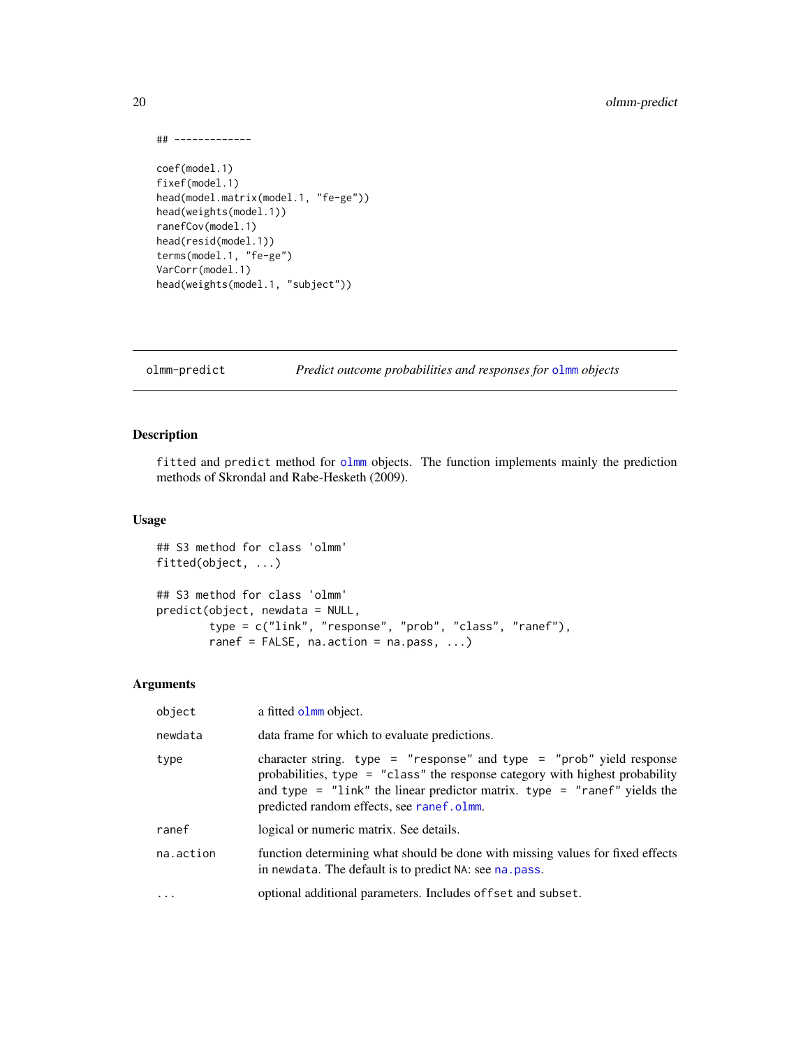```
## -------------

coef(model.1)
fixef(model.1)
head(model.matrix(model.1, "fe-ge"))
head(weights(model.1))
ranefCov(model.1)
head(resid(model.1))
terms(model.1, "fe-ge")
VarCorr(model.1)
head(weights(model.1, "subject"))
```

---

olmm-predict — *Predict outcome probabilities and responses for olmm objects*

---

## Description

fitted and predict method for olmm objects. The function implements mainly the prediction methods of Skrondal and Rabe-Hesketh (2009).

## Usage

```
## S3 method for class 'olmm'
fitted(object, ...)

## S3 method for class 'olmm'
predict(object, newdata = NULL,
        type = c("link", "response", "prob", "class", "ranef"),
        ranef = FALSE, na.action = na.pass, ...)
```

## Arguments

| | |
|---|---|
| object | a fitted olmm object. |
| newdata | data frame for which to evaluate predictions. |
| type | character string. type = "response" and type = "prob" yield response probabilities, type = "class" the response category with highest probability and type = "link" the linear predictor matrix. type = "ranef" yields the predicted random effects, see ranef.olmm. |
| ranef | logical or numeric matrix. See details. |
| na.action | function determining what should be done with missing values for fixed effects in newdata. The default is to predict NA: see na.pass. |
| ... | optional additional parameters. Includes offset and subset. |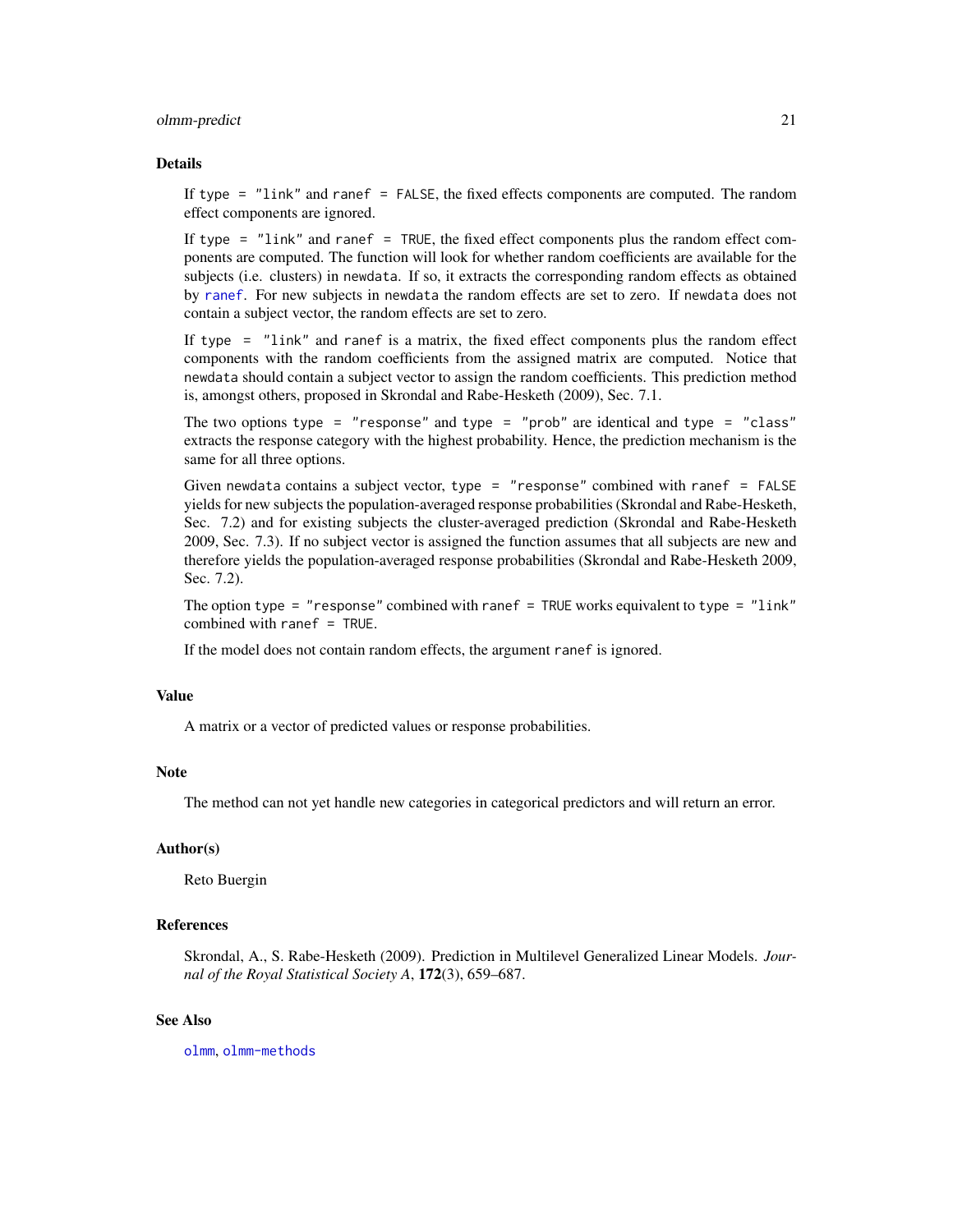### Details

If `type = "link"` and `ranef = FALSE`, the fixed effects components are computed. The random effect components are ignored.

If `type = "link"` and `ranef = TRUE`, the fixed effect components plus the random effect components are computed. The function will look for whether random coefficients are available for the subjects (i.e. clusters) in `newdata`. If so, it extracts the corresponding random effects as obtained by `ranef`. For new subjects in `newdata` the random effects are set to zero. If `newdata` does not contain a subject vector, the random effects are set to zero.

If `type = "link"` and `ranef` is a matrix, the fixed effect components plus the random effect components with the random coefficients from the assigned matrix are computed. Notice that `newdata` should contain a subject vector to assign the random coefficients. This prediction method is, amongst others, proposed in Skrondal and Rabe-Hesketh (2009), Sec. 7.1.

The two options `type = "response"` and `type = "prob"` are identical and `type = "class"` extracts the response category with the highest probability. Hence, the prediction mechanism is the same for all three options.

Given `newdata` contains a subject vector, `type = "response"` combined with `ranef = FALSE` yields for new subjects the population-averaged response probabilities (Skrondal and Rabe-Hesketh, Sec. 7.2) and for existing subjects the cluster-averaged prediction (Skrondal and Rabe-Hesketh 2009, Sec. 7.3). If no subject vector is assigned the function assumes that all subjects are new and therefore yields the population-averaged response probabilities (Skrondal and Rabe-Hesketh 2009, Sec. 7.2).

The option `type = "response"` combined with `ranef = TRUE` works equivalent to `type = "link"` combined with `ranef = TRUE`.

If the model does not contain random effects, the argument `ranef` is ignored.

### Value

A matrix or a vector of predicted values or response probabilities.

### Note

The method can not yet handle new categories in categorical predictors and will return an error.

### Author(s)

Reto Buergin

### References

Skrondal, A., S. Rabe-Hesketh (2009). Prediction in Multilevel Generalized Linear Models. *Journal of the Royal Statistical Society A*, **172**(3), 659–687.

### See Also

`olmm`, `olmm-methods`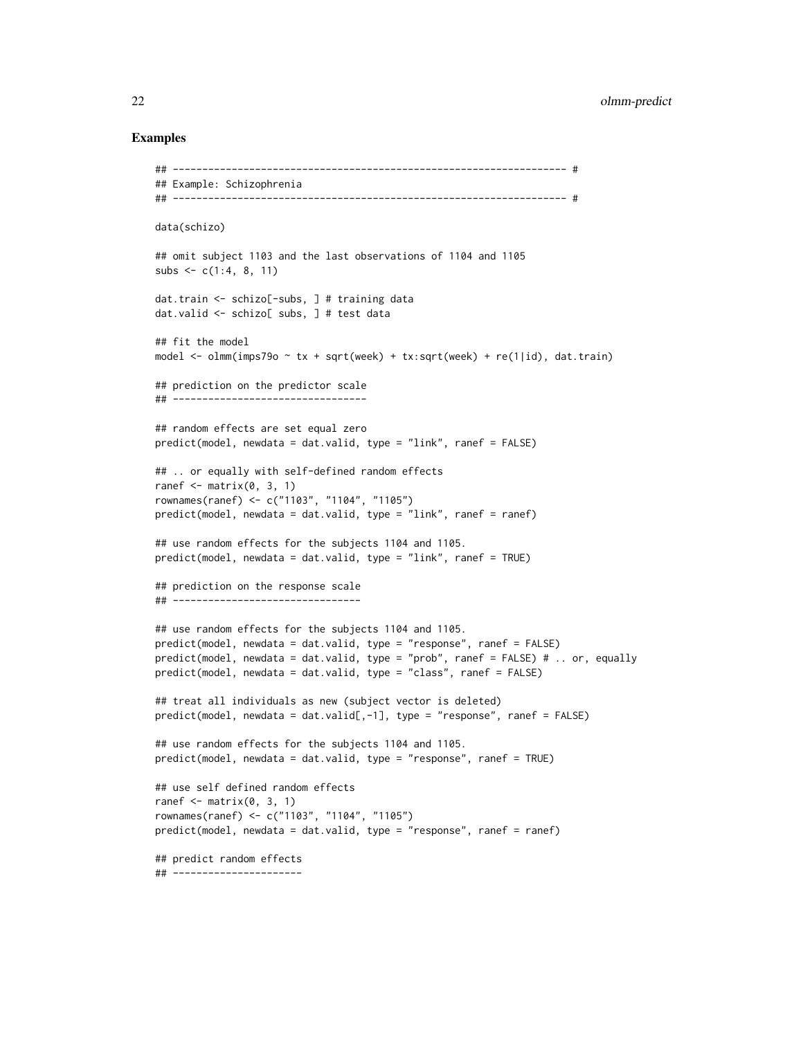## Examples

```
## ------------------------------------------------------------------- #
## Example: Schizophrenia
## ------------------------------------------------------------------- #

data(schizo)

## omit subject 1103 and the last observations of 1104 and 1105
subs <- c(1:4, 8, 11)

dat.train <- schizo[-subs, ] # training data
dat.valid <- schizo[ subs, ] # test data

## fit the model
model <- olmm(imps79o ~ tx + sqrt(week) + tx:sqrt(week) + re(1|id), dat.train)

## prediction on the predictor scale
## ---------------------------------

## random effects are set equal zero
predict(model, newdata = dat.valid, type = "link", ranef = FALSE)

## .. or equally with self-defined random effects
ranef <- matrix(0, 3, 1)
rownames(ranef) <- c("1103", "1104", "1105")
predict(model, newdata = dat.valid, type = "link", ranef = ranef)

## use random effects for the subjects 1104 and 1105.
predict(model, newdata = dat.valid, type = "link", ranef = TRUE)

## prediction on the response scale
## --------------------------------

## use random effects for the subjects 1104 and 1105.
predict(model, newdata = dat.valid, type = "response", ranef = FALSE)
predict(model, newdata = dat.valid, type = "prob", ranef = FALSE) # .. or, equally
predict(model, newdata = dat.valid, type = "class", ranef = FALSE)

## treat all individuals as new (subject vector is deleted)
predict(model, newdata = dat.valid[,-1], type = "response", ranef = FALSE)

## use random effects for the subjects 1104 and 1105.
predict(model, newdata = dat.valid, type = "response", ranef = TRUE)

## use self defined random effects
ranef <- matrix(0, 3, 1)
rownames(ranef) <- c("1103", "1104", "1105")
predict(model, newdata = dat.valid, type = "response", ranef = ranef)

## predict random effects
## ----------------------
```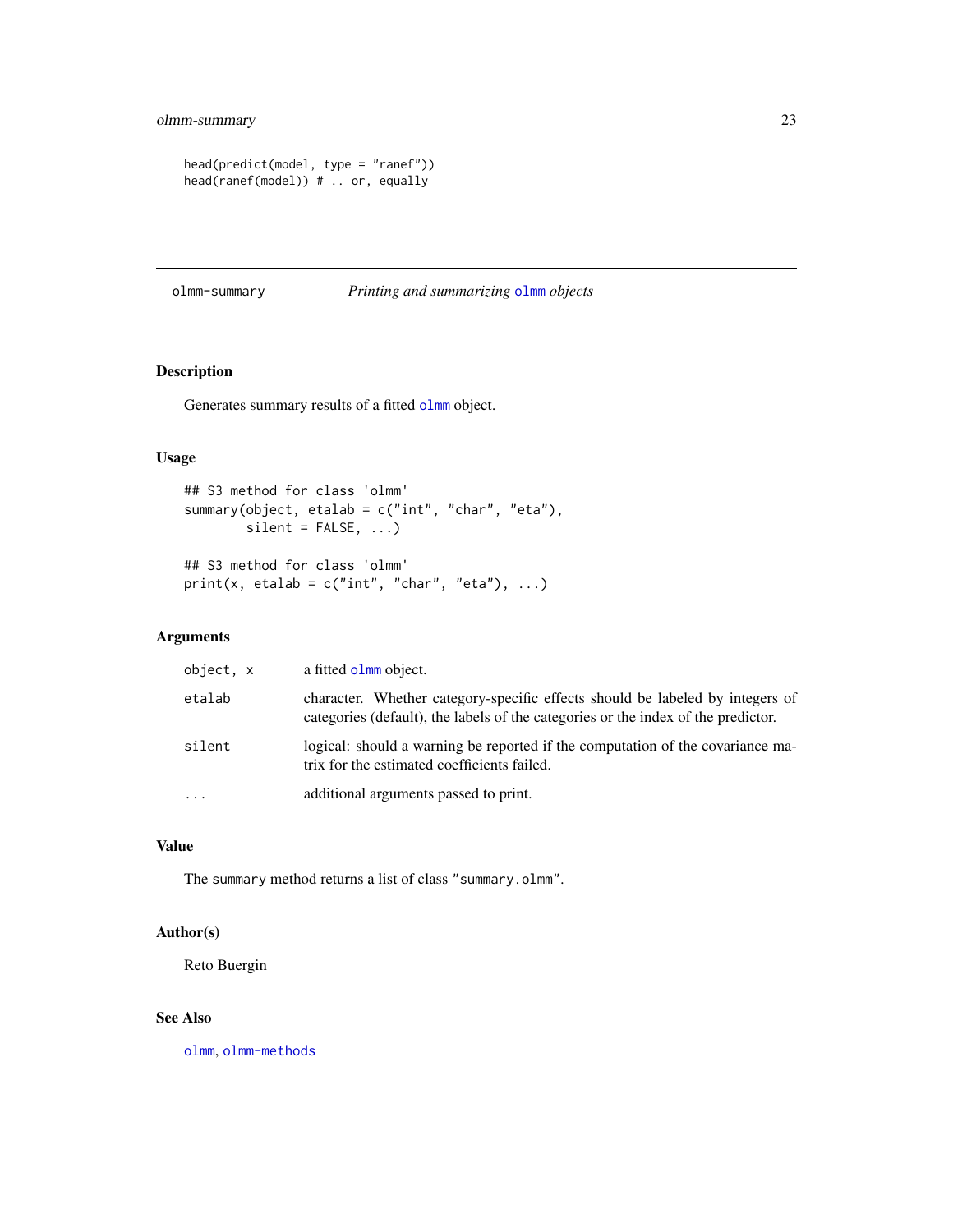```
head(predict(model, type = "ranef"))
head(ranef(model)) # .. or, equally
```

---

olmm-summary *Printing and summarizing olmm objects*

---

## Description

Generates summary results of a fitted olmm object.

## Usage

```
## S3 method for class 'olmm'
summary(object, etalab = c("int", "char", "eta"),
        silent = FALSE, ...)

## S3 method for class 'olmm'
print(x, etalab = c("int", "char", "eta"), ...)
```

## Arguments

| | |
|---|---|
| object, x | a fitted olmm object. |
| etalab | character. Whether category-specific effects should be labeled by integers of categories (default), the labels of the categories or the index of the predictor. |
| silent | logical: should a warning be reported if the computation of the covariance matrix for the estimated coefficients failed. |
| ... | additional arguments passed to print. |

## Value

The summary method returns a list of class "summary.olmm".

## Author(s)

Reto Buergin

## See Also

olmm, olmm-methods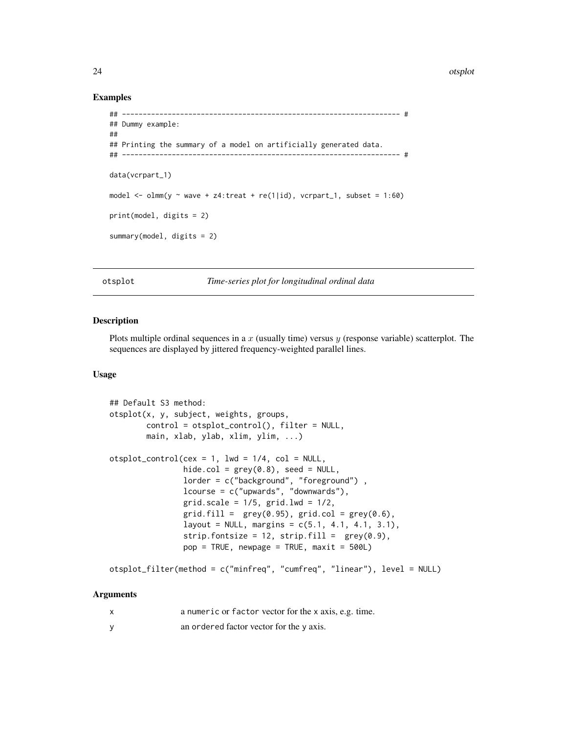## Examples

```
## ------------------------------------------------------------------- #
## Dummy example:
##
## Printing the summary of a model on artificially generated data.
## ------------------------------------------------------------------- #

data(vcrpart_1)

model <- olmm(y ~ wave + z4:treat + re(1|id), vcrpart_1, subset = 1:60)

print(model, digits = 2)

summary(model, digits = 2)
```

---

# otsplot — *Time-series plot for longitudinal ordinal data*

## Description

Plots multiple ordinal sequences in a $x$ (usually time) versus $y$ (response variable) scatterplot. The sequences are displayed by jittered frequency-weighted parallel lines.

## Usage

```
## Default S3 method:
otsplot(x, y, subject, weights, groups,
        control = otsplot_control(), filter = NULL,
        main, xlab, ylab, xlim, ylim, ...)

otsplot_control(cex = 1, lwd = 1/4, col = NULL,
                hide.col = grey(0.8), seed = NULL,
                lorder = c("background", "foreground") ,
                lcourse = c("upwards", "downwards"),
                grid.scale = 1/5, grid.lwd = 1/2,
                grid.fill =  grey(0.95), grid.col = grey(0.6),
                layout = NULL, margins = c(5.1, 4.1, 4.1, 3.1),
                strip.fontsize = 12, strip.fill =  grey(0.9),
                pop = TRUE, newpage = TRUE, maxit = 500L)

otsplot_filter(method = c("minfreq", "cumfreq", "linear"), level = NULL)
```

## Arguments

| | |
|---|---|
| x | a `numeric` or `factor` vector for the x axis, e.g. time. |
| y | an `ordered` factor vector for the y axis. |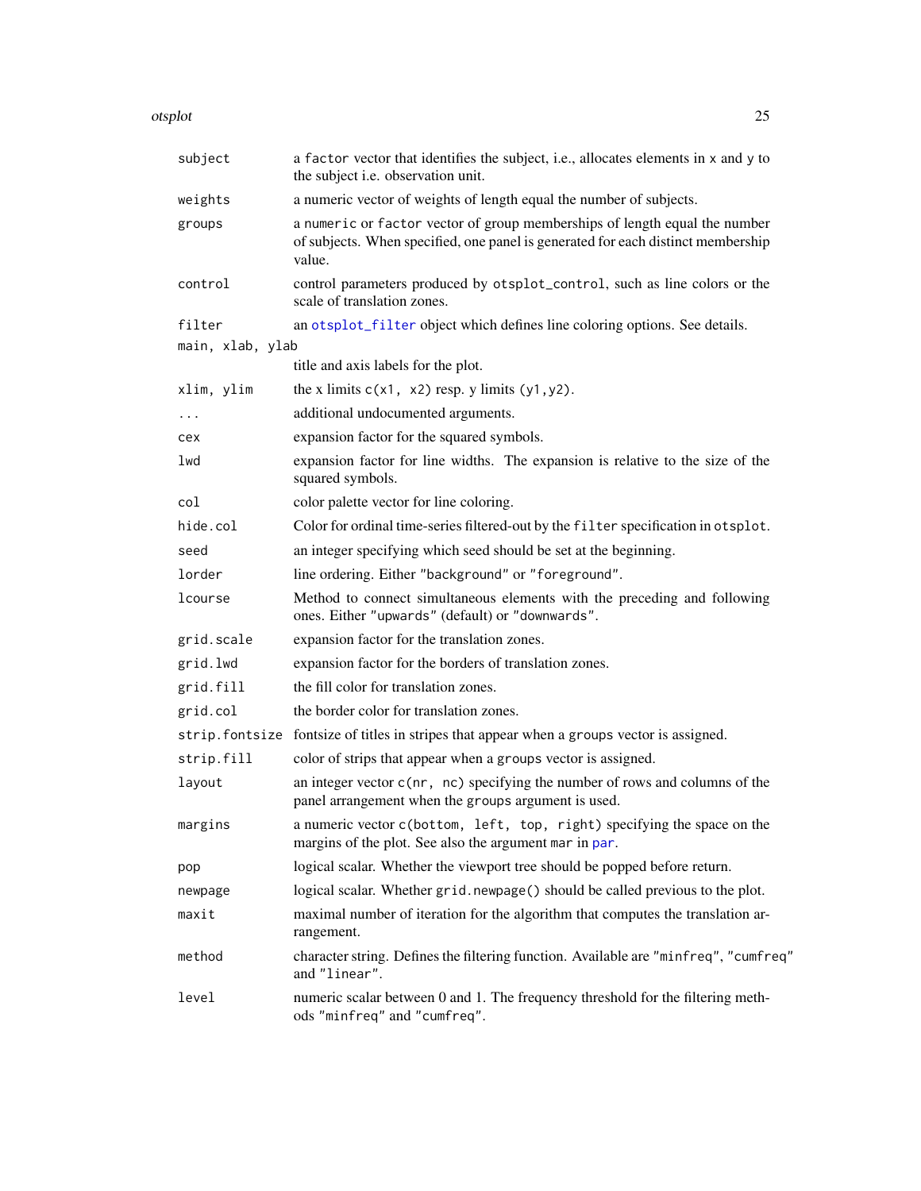| | |
|---|---|
| `subject` | a `factor` vector that identifies the subject, i.e., allocates elements in `x` and `y` to the subject i.e. observation unit. |
| `weights` | a numeric vector of weights of length equal the number of subjects. |
| `groups` | a `numeric` or `factor` vector of group memberships of length equal the number of subjects. When specified, one panel is generated for each distinct membership value. |
| `control` | control parameters produced by `otsplot_control`, such as line colors or the scale of translation zones. |
| `filter` | an `otsplot_filter` object which defines line coloring options. See details. |
| `main, xlab, ylab` | title and axis labels for the plot. |
| `xlim, ylim` | the x limits `c(x1, x2)` resp. y limits `(y1,y2)`. |
| `...` | additional undocumented arguments. |
| `cex` | expansion factor for the squared symbols. |
| `lwd` | expansion factor for line widths. The expansion is relative to the size of the squared symbols. |
| `col` | color palette vector for line coloring. |
| `hide.col` | Color for ordinal time-series filtered-out by the `filter` specification in `otsplot`. |
| `seed` | an integer specifying which seed should be set at the beginning. |
| `lorder` | line ordering. Either `"background"` or `"foreground"`. |
| `lcourse` | Method to connect simultaneous elements with the preceding and following ones. Either `"upwards"` (default) or `"downwards"`. |
| `grid.scale` | expansion factor for the translation zones. |
| `grid.lwd` | expansion factor for the borders of translation zones. |
| `grid.fill` | the fill color for translation zones. |
| `grid.col` | the border color for translation zones. |
| `strip.fontsize` | fontsize of titles in stripes that appear when a `groups` vector is assigned. |
| `strip.fill` | color of strips that appear when a `groups` vector is assigned. |
| `layout` | an integer vector `c(nr, nc)` specifying the number of rows and columns of the panel arrangement when the `groups` argument is used. |
| `margins` | a numeric vector `c(bottom, left, top, right)` specifying the space on the margins of the plot. See also the argument `mar` in `par`. |
| `pop` | logical scalar. Whether the viewport tree should be popped before return. |
| `newpage` | logical scalar. Whether `grid.newpage()` should be called previous to the plot. |
| `maxit` | maximal number of iteration for the algorithm that computes the translation arrangement. |
| `method` | character string. Defines the filtering function. Available are `"minfreq"`, `"cumfreq"` and `"linear"`. |
| `level` | numeric scalar between 0 and 1. The frequency threshold for the filtering methods `"minfreq"` and `"cumfreq"`. |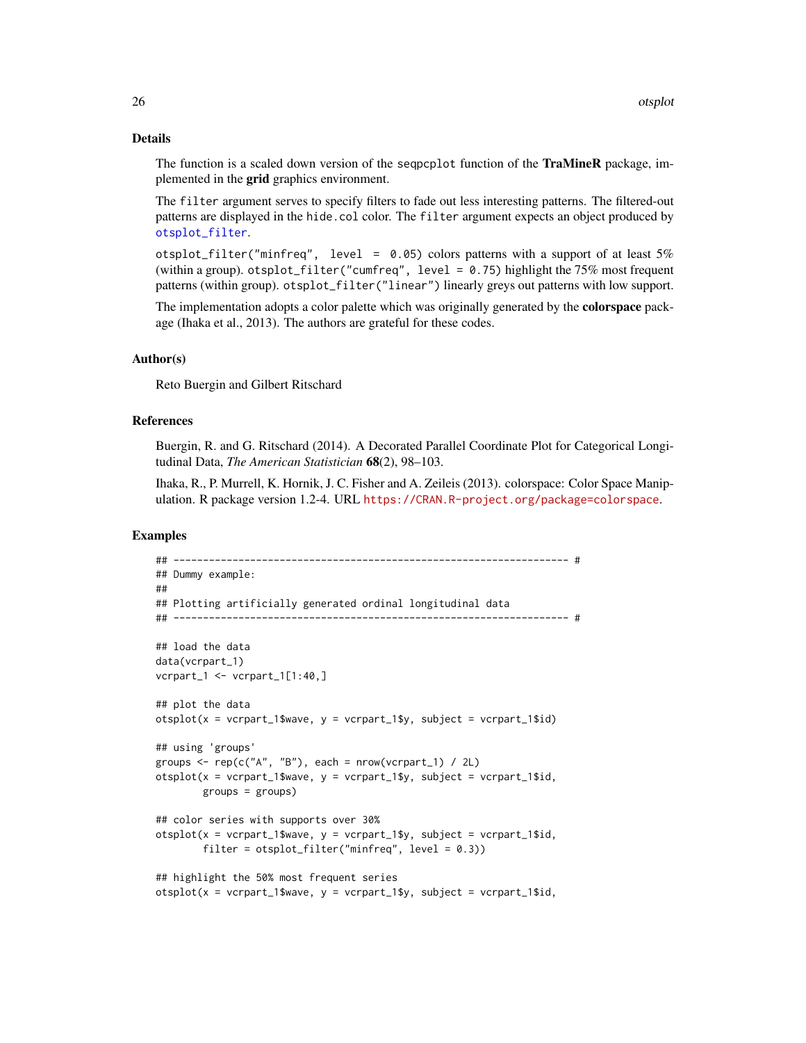### Details

The function is a scaled down version of the `seqpcplot` function of the **TraMineR** package, implemented in the **grid** graphics environment.

The `filter` argument serves to specify filters to fade out less interesting patterns. The filtered-out patterns are displayed in the `hide.col` color. The `filter` argument expects an object produced by `otsplot_filter`.

`otsplot_filter("minfreq", level = 0.05)` colors patterns with a support of at least 5% (within a group). `otsplot_filter("cumfreq", level = 0.75)` highlight the 75% most frequent patterns (within group). `otsplot_filter("linear")` linearly greys out patterns with low support.

The implementation adopts a color palette which was originally generated by the **colorspace** package (Ihaka et al., 2013). The authors are grateful for these codes.

### Author(s)

Reto Buergin and Gilbert Ritschard

### References

Buergin, R. and G. Ritschard (2014). A Decorated Parallel Coordinate Plot for Categorical Longitudinal Data, *The American Statistician* **68**(2), 98–103.

Ihaka, R., P. Murrell, K. Hornik, J. C. Fisher and A. Zeileis (2013). colorspace: Color Space Manipulation. R package version 1.2-4. URL https://CRAN.R-project.org/package=colorspace.

### Examples

```
## ------------------------------------------------------------------- #
## Dummy example:
##
## Plotting artificially generated ordinal longitudinal data
## ------------------------------------------------------------------- #

## load the data
data(vcrpart_1)
vcrpart_1 <- vcrpart_1[1:40,]

## plot the data
otsplot(x = vcrpart_1$wave, y = vcrpart_1$y, subject = vcrpart_1$id)

## using 'groups'
groups <- rep(c("A", "B"), each = nrow(vcrpart_1) / 2L)
otsplot(x = vcrpart_1$wave, y = vcrpart_1$y, subject = vcrpart_1$id,
        groups = groups)

## color series with supports over 30%
otsplot(x = vcrpart_1$wave, y = vcrpart_1$y, subject = vcrpart_1$id,
        filter = otsplot_filter("minfreq", level = 0.3))

## highlight the 50% most frequent series
otsplot(x = vcrpart_1$wave, y = vcrpart_1$y, subject = vcrpart_1$id,
```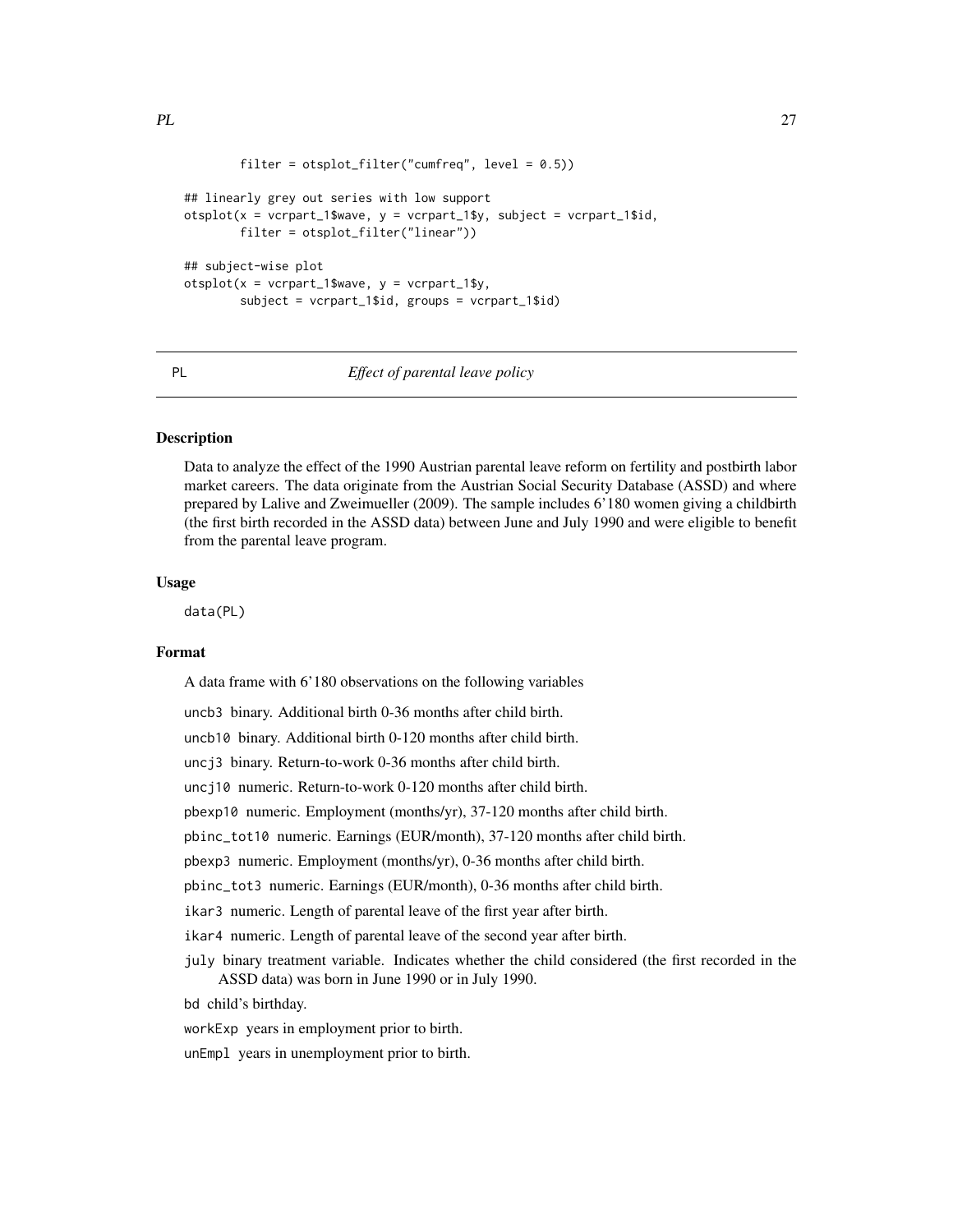```
        filter = otsplot_filter("cumfreq", level = 0.5))

## linearly grey out series with low support
otsplot(x = vcrpart_1$wave, y = vcrpart_1$y, subject = vcrpart_1$id,
        filter = otsplot_filter("linear"))

## subject-wise plot
otsplot(x = vcrpart_1$wave, y = vcrpart_1$y,
        subject = vcrpart_1$id, groups = vcrpart_1$id)
```

---

PL *Effect of parental leave policy*

---

## Description

Data to analyze the effect of the 1990 Austrian parental leave reform on fertility and postbirth labor market careers. The data originate from the Austrian Social Security Database (ASSD) and where prepared by Lalive and Zweimueller (2009). The sample includes 6'180 women giving a childbirth (the first birth recorded in the ASSD data) between June and July 1990 and were eligible to benefit from the parental leave program.

## Usage

```
data(PL)
```

## Format

A data frame with 6'180 observations on the following variables

- `uncb3` binary. Additional birth 0-36 months after child birth.
- `uncb10` binary. Additional birth 0-120 months after child birth.
- `uncj3` binary. Return-to-work 0-36 months after child birth.
- `uncj10` numeric. Return-to-work 0-120 months after child birth.
- `pbexp10` numeric. Employment (months/yr), 37-120 months after child birth.
- `pbinc_tot10` numeric. Earnings (EUR/month), 37-120 months after child birth.
- `pbexp3` numeric. Employment (months/yr), 0-36 months after child birth.
- `pbinc_tot3` numeric. Earnings (EUR/month), 0-36 months after child birth.
- `ikar3` numeric. Length of parental leave of the first year after birth.
- `ikar4` numeric. Length of parental leave of the second year after birth.
- `july` binary treatment variable. Indicates whether the child considered (the first recorded in the ASSD data) was born in June 1990 or in July 1990.
- `bd` child's birthday.
- `workExp` years in employment prior to birth.
- `unEmpl` years in unemployment prior to birth.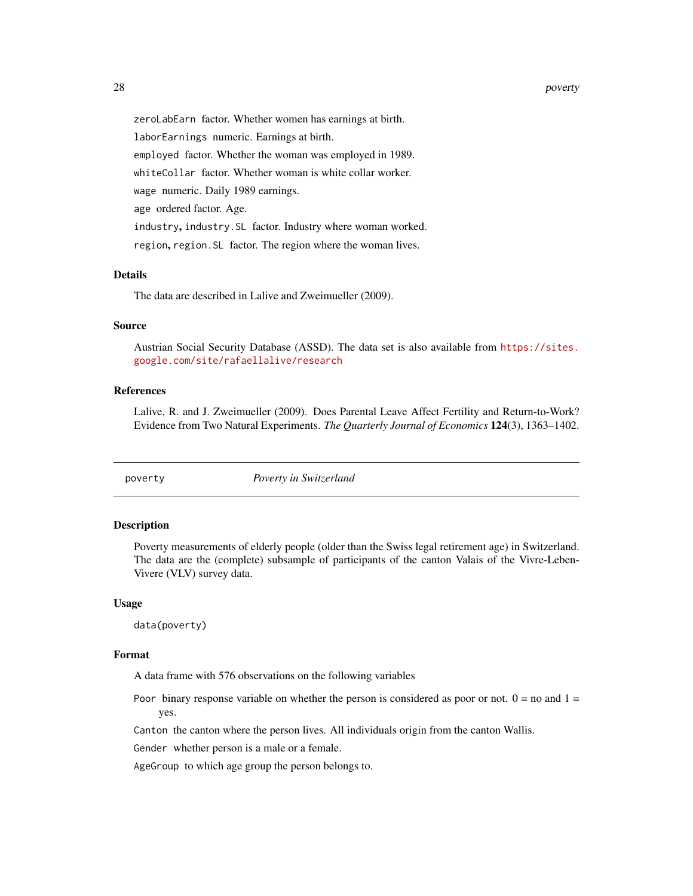`zeroLabEarn` factor. Whether women has earnings at birth.

`laborEarnings` numeric. Earnings at birth.

`employed` factor. Whether the woman was employed in 1989.

`whiteCollar` factor. Whether woman is white collar worker.

`wage` numeric. Daily 1989 earnings.

`age` ordered factor. Age.

`industry`, `industry.SL` factor. Industry where woman worked.

`region`, `region.SL` factor. The region where the woman lives.

### Details

The data are described in Lalive and Zweimueller (2009).

### Source

Austrian Social Security Database (ASSD). The data set is also available from https://sites.google.com/site/rafaellalive/research

### References

Lalive, R. and J. Zweimueller (2009). Does Parental Leave Affect Fertility and Return-to-Work? Evidence from Two Natural Experiments. *The Quarterly Journal of Economics* **124**(3), 1363–1402.

---

## poverty — *Poverty in Switzerland*

### Description

Poverty measurements of elderly people (older than the Swiss legal retirement age) in Switzerland. The data are the (complete) subsample of participants of the canton Valais of the Vivre-Leben-Vivere (VLV) survey data.

### Usage

```
data(poverty)
```

### Format

A data frame with 576 observations on the following variables

`Poor` binary response variable on whether the person is considered as poor or not. 0 = no and 1 = yes.

`Canton` the canton where the person lives. All individuals origin from the canton Wallis.

`Gender` whether person is a male or a female.

`AgeGroup` to which age group the person belongs to.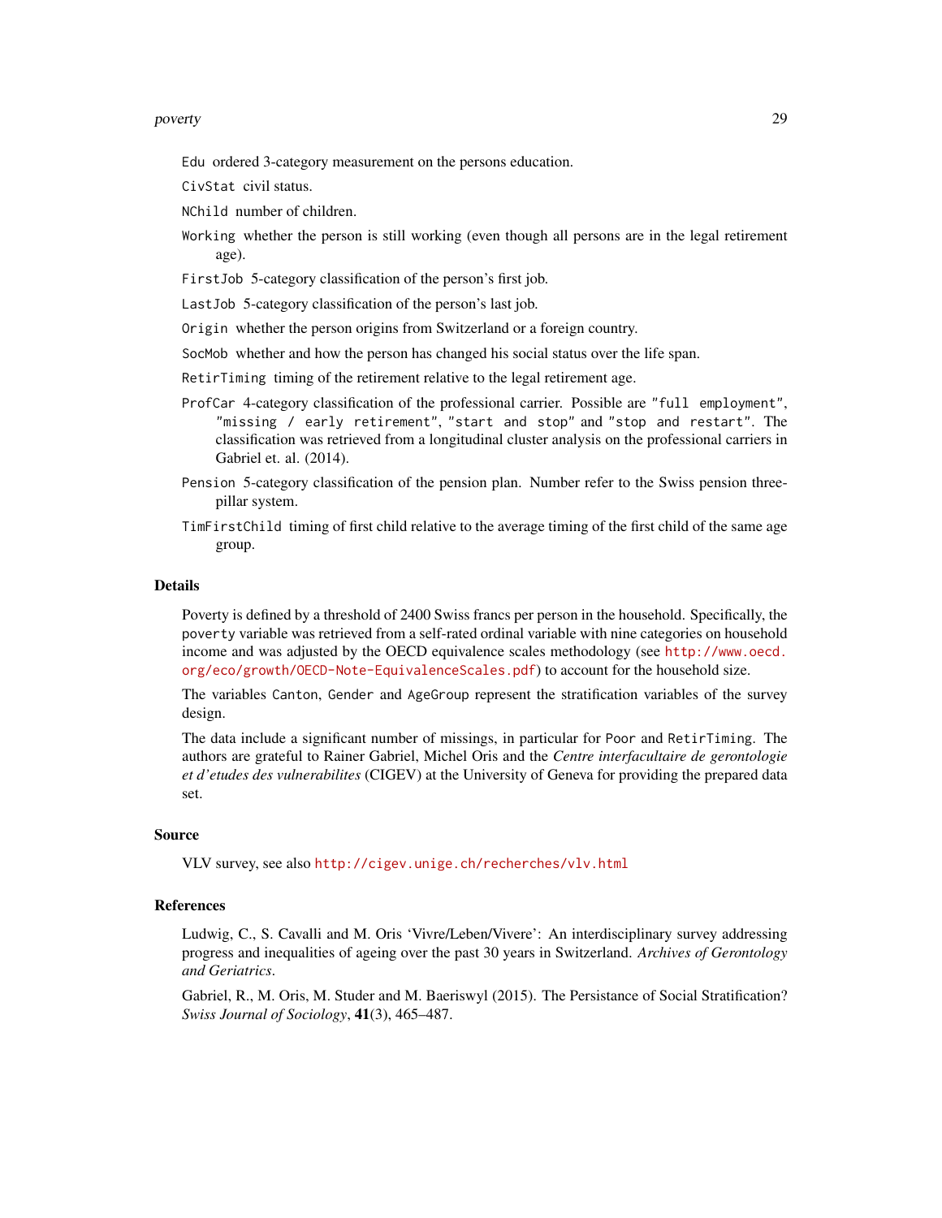`Edu` ordered 3-category measurement on the persons education.

`CivStat` civil status.

`NChild` number of children.

`Working` whether the person is still working (even though all persons are in the legal retirement age).

`FirstJob` 5-category classification of the person's first job.

`LastJob` 5-category classification of the person's last job.

`Origin` whether the person origins from Switzerland or a foreign country.

`SocMob` whether and how the person has changed his social status over the life span.

`RetirTiming` timing of the retirement relative to the legal retirement age.

`ProfCar` 4-category classification of the professional carrier. Possible are `"full employment"`, `"missing / early retirement"`, `"start and stop"` and `"stop and restart"`. The classification was retrieved from a longitudinal cluster analysis on the professional carriers in Gabriel et. al. (2014).

`Pension` 5-category classification of the pension plan. Number refer to the Swiss pension three-pillar system.

`TimFirstChild` timing of first child relative to the average timing of the first child of the same age group.

## Details

Poverty is defined by a threshold of 2400 Swiss francs per person in the household. Specifically, the `poverty` variable was retrieved from a self-rated ordinal variable with nine categories on household income and was adjusted by the OECD equivalence scales methodology (see http://www.oecd.org/eco/growth/OECD-Note-EquivalenceScales.pdf) to account for the household size.

The variables `Canton`, `Gender` and `AgeGroup` represent the stratification variables of the survey design.

The data include a significant number of missings, in particular for `Poor` and `RetirTiming`. The authors are grateful to Rainer Gabriel, Michel Oris and the *Centre interfacultaire de gerontologie et d'etudes des vulnerabilites* (CIGEV) at the University of Geneva for providing the prepared data set.

## Source

VLV survey, see also http://cigev.unige.ch/recherches/vlv.html

## References

Ludwig, C., S. Cavalli and M. Oris 'Vivre/Leben/Vivere': An interdisciplinary survey addressing progress and inequalities of ageing over the past 30 years in Switzerland. *Archives of Gerontology and Geriatrics*.

Gabriel, R., M. Oris, M. Studer and M. Baeriswyl (2015). The Persistance of Social Stratification? *Swiss Journal of Sociology*, **41**(3), 465–487.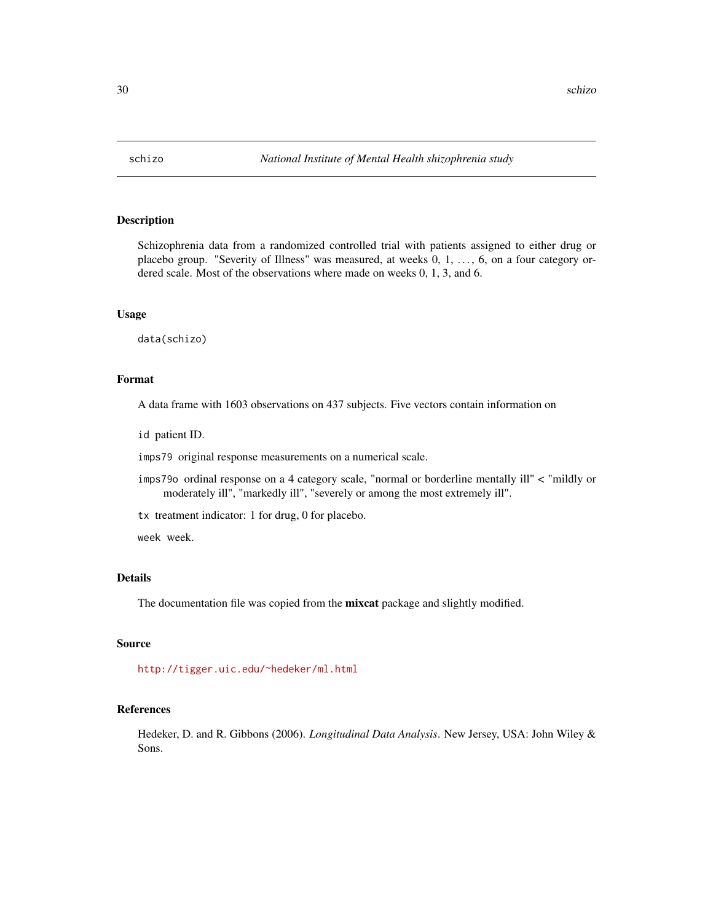## schizo — *National Institute of Mental Health shizophrenia study*

### Description

Schizophrenia data from a randomized controlled trial with patients assigned to either drug or placebo group. "Severity of Illness" was measured, at weeks 0, 1, ..., 6, on a four category ordered scale. Most of the observations where made on weeks 0, 1, 3, and 6.

### Usage

```
data(schizo)
```

### Format

A data frame with 1603 observations on 437 subjects. Five vectors contain information on

- `id` patient ID.
- `imps79` original response measurements on a numerical scale.
- `imps79o` ordinal response on a 4 category scale, "normal or borderline mentally ill" < "mildly or moderately ill", "markedly ill", "severely or among the most extremely ill".
- `tx` treatment indicator: 1 for drug, 0 for placebo.
- `week` week.

### Details

The documentation file was copied from the **mixcat** package and slightly modified.

### Source

http://tigger.uic.edu/~hedeker/ml.html

### References

Hedeker, D. and R. Gibbons (2006). *Longitudinal Data Analysis*. New Jersey, USA: John Wiley & Sons.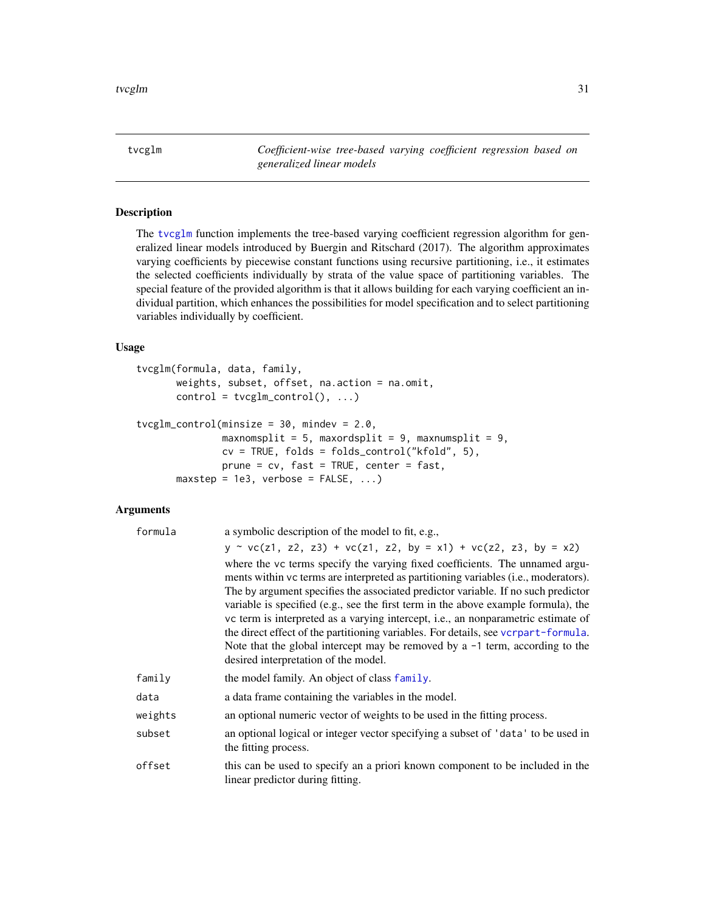## tvcglm

*Coefficient-wise tree-based varying coefficient regression based on generalized linear models*

### Description

The tvcglm function implements the tree-based varying coefficient regression algorithm for generalized linear models introduced by Buergin and Ritschard (2017). The algorithm approximates varying coefficients by piecewise constant functions using recursive partitioning, i.e., it estimates the selected coefficients individually by strata of the value space of partitioning variables. The special feature of the provided algorithm is that it allows building for each varying coefficient an individual partition, which enhances the possibilities for model specification and to select partitioning variables individually by coefficient.

### Usage

```
tvcglm(formula, data, family,
       weights, subset, offset, na.action = na.omit,
       control = tvcglm_control(), ...)

tvcglm_control(minsize = 30, mindev = 2.0,
               maxnomsplit = 5, maxordsplit = 9, maxnumsplit = 9,
               cv = TRUE, folds = folds_control("kfold", 5),
               prune = cv, fast = TRUE, center = fast,
       maxstep = 1e3, verbose = FALSE, ...)
```

### Arguments

| | |
|---|---|
| formula | a symbolic description of the model to fit, e.g., `y ~ vc(z1, z2, z3) + vc(z1, z2, by = x1) + vc(z2, z3, by = x2)` where the vc terms specify the varying fixed coefficients. The unnamed arguments within vc terms are interpreted as partitioning variables (i.e., moderators). The by argument specifies the associated predictor variable. If no such predictor variable is specified (e.g., see the first term in the above example formula), the vc term is interpreted as a varying intercept, i.e., an nonparametric estimate of the direct effect of the partitioning variables. For details, see vcrpart-formula. Note that the global intercept may be removed by a -1 term, according to the desired interpretation of the model. |
| family | the model family. An object of class family. |
| data | a data frame containing the variables in the model. |
| weights | an optional numeric vector of weights to be used in the fitting process. |
| subset | an optional logical or integer vector specifying a subset of 'data' to be used in the fitting process. |
| offset | this can be used to specify an a priori known component to be included in the linear predictor during fitting. |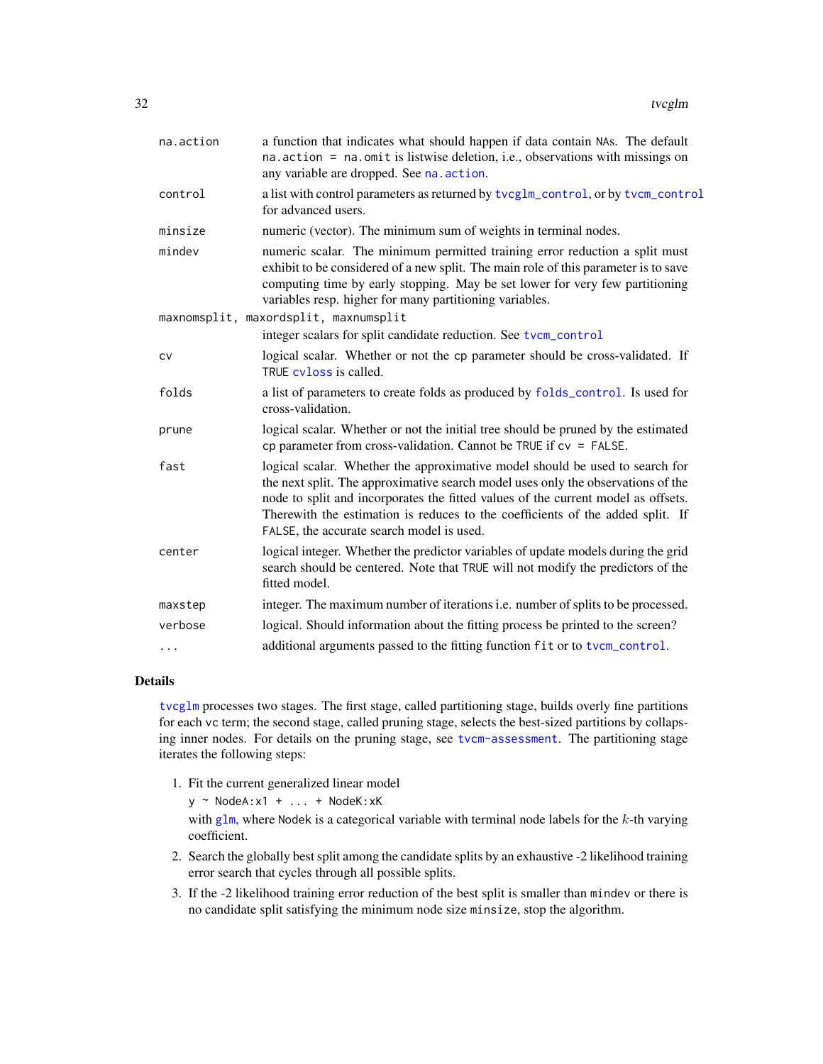| | |
|---|---|
| `na.action` | a function that indicates what should happen if data contain NAs. The default `na.action = na.omit` is listwise deletion, i.e., observations with missings on any variable are dropped. See `na.action`. |
| `control` | a list with control parameters as returned by `tvcglm_control`, or by `tvcm_control` for advanced users. |
| `minsize` | numeric (vector). The minimum sum of weights in terminal nodes. |
| `mindev` | numeric scalar. The minimum permitted training error reduction a split must exhibit to be considered of a new split. The main role of this parameter is to save computing time by early stopping. May be set lower for very few partitioning variables resp. higher for many partitioning variables. |
| `maxnomsplit, maxordsplit, maxnumsplit` | integer scalars for split candidate reduction. See `tvcm_control` |
| `cv` | logical scalar. Whether or not the `cp` parameter should be cross-validated. If `TRUE` `cvloss` is called. |
| `folds` | a list of parameters to create folds as produced by `folds_control`. Is used for cross-validation. |
| `prune` | logical scalar. Whether or not the initial tree should be pruned by the estimated `cp` parameter from cross-validation. Cannot be `TRUE` if `cv = FALSE`. |
| `fast` | logical scalar. Whether the approximative model should be used to search for the next split. The approximative search model uses only the observations of the node to split and incorporates the fitted values of the current model as offsets. Therewith the estimation is reduces to the coefficients of the added split. If `FALSE`, the accurate search model is used. |
| `center` | logical integer. Whether the predictor variables of update models during the grid search should be centered. Note that `TRUE` will not modify the predictors of the fitted model. |
| `maxstep` | integer. The maximum number of iterations i.e. number of splits to be processed. |
| `verbose` | logical. Should information about the fitting process be printed to the screen? |
| `...` | additional arguments passed to the fitting function `fit` or to `tvcm_control`. |

## Details

`tvcglm` processes two stages. The first stage, called partitioning stage, builds overly fine partitions for each `vc` term; the second stage, called pruning stage, selects the best-sized partitions by collapsing inner nodes. For details on the pruning stage, see `tvcm-assessment`. The partitioning stage iterates the following steps:

1. Fit the current generalized linear model
   `y ~ NodeA:x1 + ... + NodeK:xK`
   with `glm`, where `Nodek` is a categorical variable with terminal node labels for the $k$-th varying coefficient.
2. Search the globally best split among the candidate splits by an exhaustive -2 likelihood training error search that cycles through all possible splits.
3. If the -2 likelihood training error reduction of the best split is smaller than `mindev` or there is no candidate split satisfying the minimum node size `minsize`, stop the algorithm.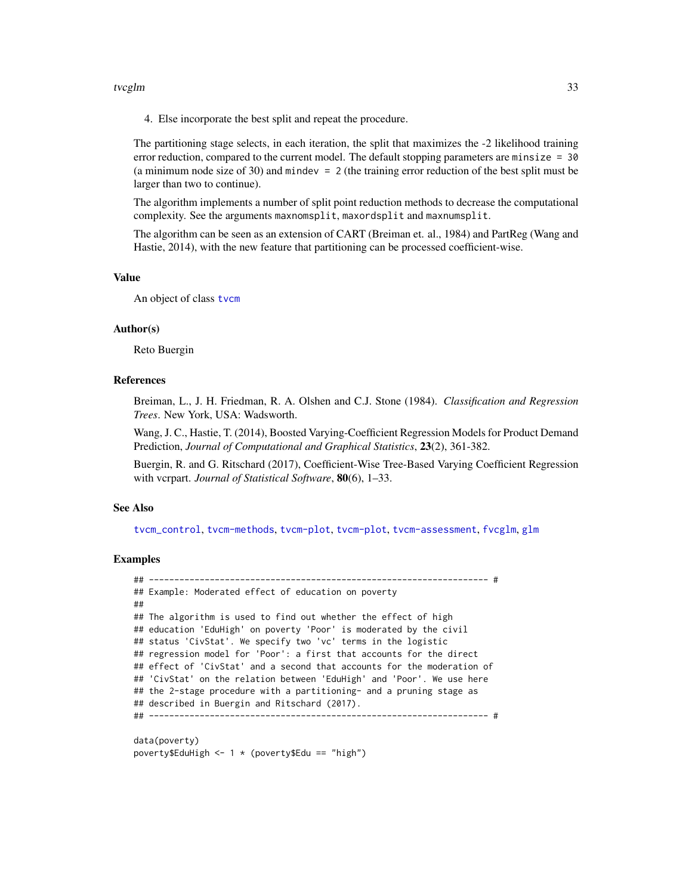4. Else incorporate the best split and repeat the procedure.

The partitioning stage selects, in each iteration, the split that maximizes the -2 likelihood training error reduction, compared to the current model. The default stopping parameters are `minsize = 30` (a minimum node size of 30) and `mindev = 2` (the training error reduction of the best split must be larger than two to continue).

The algorithm implements a number of split point reduction methods to decrease the computational complexity. See the arguments `maxnomsplit`, `maxordsplit` and `maxnumsplit`.

The algorithm can be seen as an extension of CART (Breiman et. al., 1984) and PartReg (Wang and Hastie, 2014), with the new feature that partitioning can be processed coefficient-wise.

### Value

An object of class tvcm

### Author(s)

Reto Buergin

### References

Breiman, L., J. H. Friedman, R. A. Olshen and C.J. Stone (1984). *Classification and Regression Trees*. New York, USA: Wadsworth.

Wang, J. C., Hastie, T. (2014), Boosted Varying-Coefficient Regression Models for Product Demand Prediction, *Journal of Computational and Graphical Statistics*, **23**(2), 361-382.

Buergin, R. and G. Ritschard (2017), Coefficient-Wise Tree-Based Varying Coefficient Regression with vcrpart. *Journal of Statistical Software*, **80**(6), 1–33.

### See Also

tvcm_control, tvcm-methods, tvcm-plot, tvcm-plot, tvcm-assessment, fvcglm, glm

### Examples

```
## ------------------------------------------------------------------- #
## Example: Moderated effect of education on poverty
##
## The algorithm is used to find out whether the effect of high
## education 'EduHigh' on poverty 'Poor' is moderated by the civil
## status 'CivStat'. We specify two 'vc' terms in the logistic
## regression model for 'Poor': a first that accounts for the direct
## effect of 'CivStat' and a second that accounts for the moderation of
## 'CivStat' on the relation between 'EduHigh' and 'Poor'. We use here
## the 2-stage procedure with a partitioning- and a pruning stage as
## described in Buergin and Ritschard (2017).
## ------------------------------------------------------------------- #

data(poverty)
poverty$EduHigh <- 1 * (poverty$Edu == "high")
```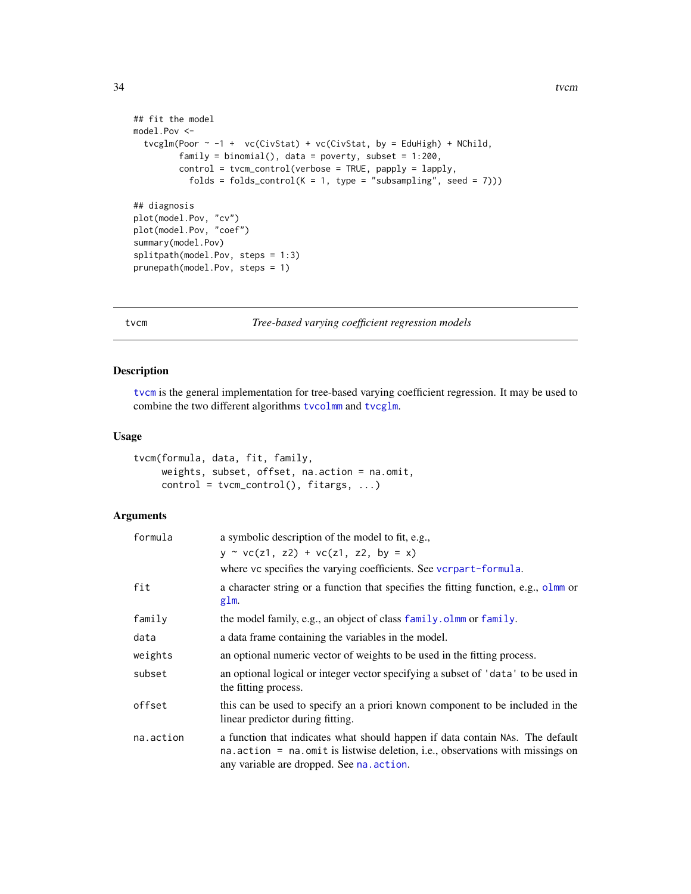```
## fit the model
model.Pov <-
  tvcglm(Poor ~ -1 +  vc(CivStat) + vc(CivStat, by = EduHigh) + NChild,
         family = binomial(), data = poverty, subset = 1:200,
         control = tvcm_control(verbose = TRUE, papply = lapply,
           folds = folds_control(K = 1, type = "subsampling", seed = 7)))

## diagnosis
plot(model.Pov, "cv")
plot(model.Pov, "coef")
summary(model.Pov)
splitpath(model.Pov, steps = 1:3)
prunepath(model.Pov, steps = 1)
```

---

## tvcm — *Tree-based varying coefficient regression models*

---

### Description

tvcm is the general implementation for tree-based varying coefficient regression. It may be used to combine the two different algorithms tvcolmm and tvcglm.

### Usage

```
tvcm(formula, data, fit, family,
     weights, subset, offset, na.action = na.omit,
     control = tvcm_control(), fitargs, ...)
```

### Arguments

| | |
|---|---|
| formula | a symbolic description of the model to fit, e.g., `y ~ vc(z1, z2) + vc(z1, z2, by = x)` where vc specifies the varying coefficients. See vcrpart-formula. |
| fit | a character string or a function that specifies the fitting function, e.g., olmm or glm. |
| family | the model family, e.g., an object of class family.olmm or family. |
| data | a data frame containing the variables in the model. |
| weights | an optional numeric vector of weights to be used in the fitting process. |
| subset | an optional logical or integer vector specifying a subset of 'data' to be used in the fitting process. |
| offset | this can be used to specify an a priori known component to be included in the linear predictor during fitting. |
| na.action | a function that indicates what should happen if data contain NAs. The default na.action = na.omit is listwise deletion, i.e., observations with missings on any variable are dropped. See na.action. |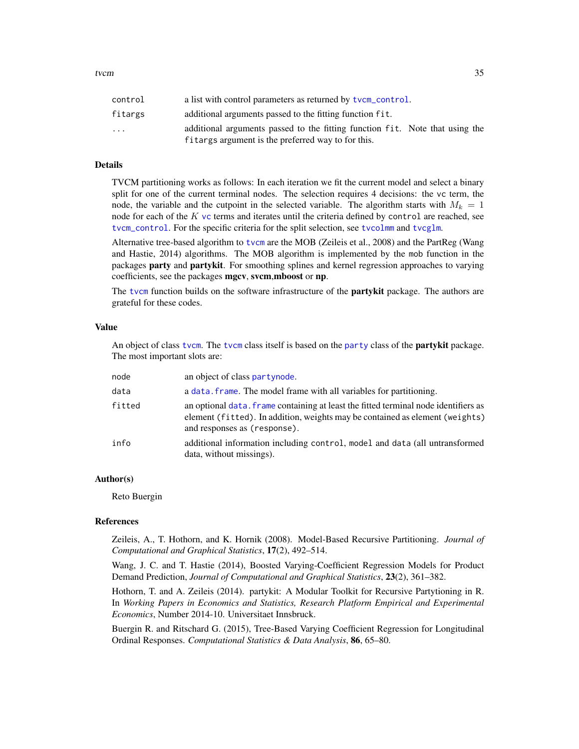| | |
|---|---|
| control | a list with control parameters as returned by tvcm_control. |
| fitargs | additional arguments passed to the fitting function fit. |
| ... | additional arguments passed to the fitting function fit. Note that using the fitargs argument is the preferred way to for this. |

## Details

TVCM partitioning works as follows: In each iteration we fit the current model and select a binary split for one of the current terminal nodes. The selection requires 4 decisions: the vc term, the node, the variable and the cutpoint in the selected variable. The algorithm starts with $M_k = 1$ node for each of the $K$ vc terms and iterates until the criteria defined by control are reached, see tvcm_control. For the specific criteria for the split selection, see tvcolmm and tvcglm.

Alternative tree-based algorithm to tvcm are the MOB (Zeileis et al., 2008) and the PartReg (Wang and Hastie, 2014) algorithms. The MOB algorithm is implemented by the mob function in the packages **party** and **partykit**. For smoothing splines and kernel regression approaches to varying coefficients, see the packages **mgcv**, **svcm**,**mboost** or **np**.

The tvcm function builds on the software infrastructure of the **partykit** package. The authors are grateful for these codes.

## Value

An object of class tvcm. The tvcm class itself is based on the party class of the **partykit** package. The most important slots are:

| | |
|---|---|
| node | an object of class partynode. |
| data | a data.frame. The model frame with all variables for partitioning. |
| fitted | an optional data.frame containing at least the fitted terminal node identifiers as element (fitted). In addition, weights may be contained as element (weights) and responses as (response). |
| info | additional information including control, model and data (all untransformed data, without missings). |

## Author(s)

Reto Buergin

## References

Zeileis, A., T. Hothorn, and K. Hornik (2008). Model-Based Recursive Partitioning. *Journal of Computational and Graphical Statistics*, **17**(2), 492–514.

Wang, J. C. and T. Hastie (2014), Boosted Varying-Coefficient Regression Models for Product Demand Prediction, *Journal of Computational and Graphical Statistics*, **23**(2), 361–382.

Hothorn, T. and A. Zeileis (2014). partykit: A Modular Toolkit for Recursive Partytioning in R. In *Working Papers in Economics and Statistics, Research Platform Empirical and Experimental Economics*, Number 2014-10. Universitaet Innsbruck.

Buergin R. and Ritschard G. (2015), Tree-Based Varying Coefficient Regression for Longitudinal Ordinal Responses. *Computational Statistics & Data Analysis*, **86**, 65–80.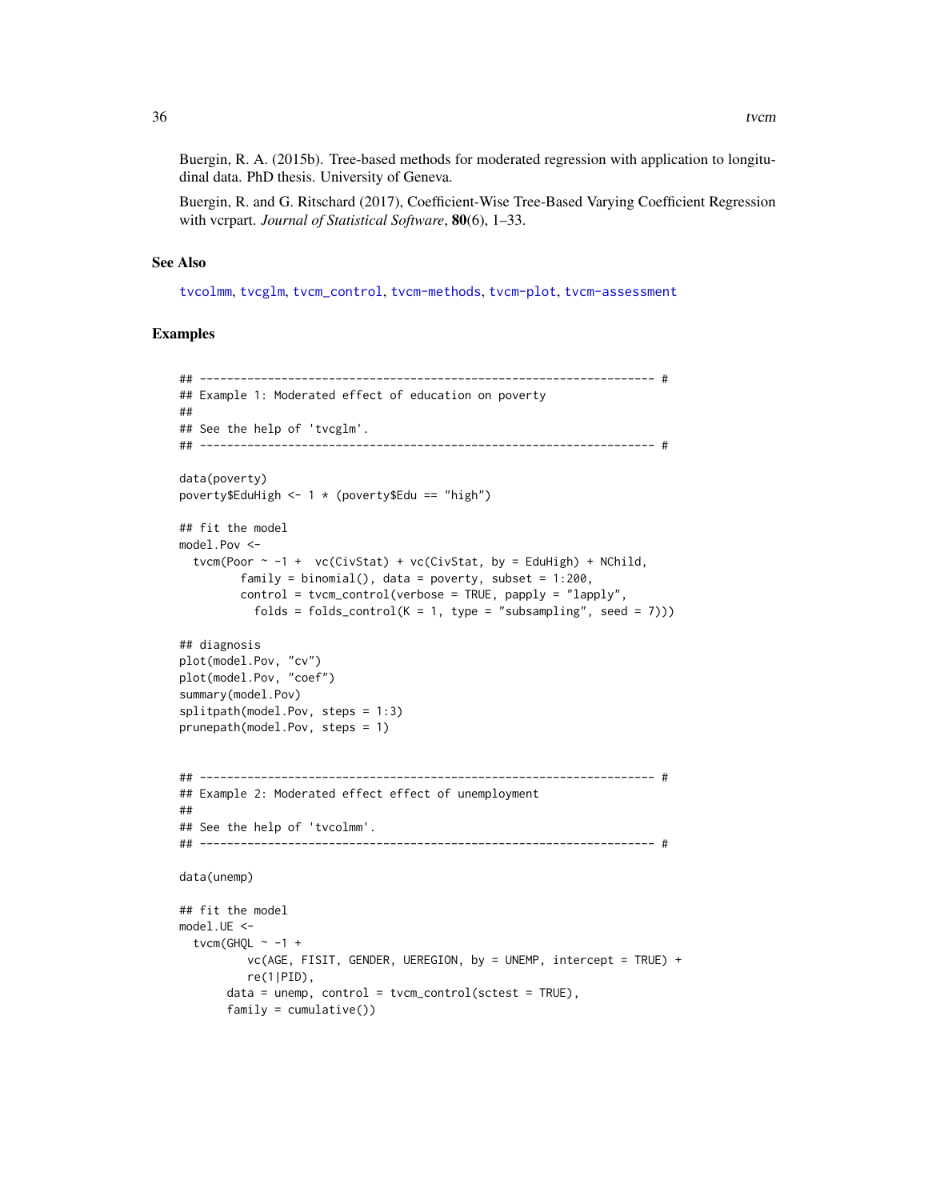Buergin, R. A. (2015b). Tree-based methods for moderated regression with application to longitudinal data. PhD thesis. University of Geneva.

Buergin, R. and G. Ritschard (2017), Coefficient-Wise Tree-Based Varying Coefficient Regression with vcrpart. *Journal of Statistical Software*, **80**(6), 1–33.

### See Also

tvcolmm, tvcglm, tvcm_control, tvcm-methods, tvcm-plot, tvcm-assessment

### Examples

```
## ------------------------------------------------------------------- #
## Example 1: Moderated effect of education on poverty
##
## See the help of 'tvcglm'.
## ------------------------------------------------------------------- #

data(poverty)
poverty$EduHigh <- 1 * (poverty$Edu == "high")

## fit the model
model.Pov <-
  tvcm(Poor ~ -1 +  vc(CivStat) + vc(CivStat, by = EduHigh) + NChild,
         family = binomial(), data = poverty, subset = 1:200,
         control = tvcm_control(verbose = TRUE, papply = "lapply",
           folds = folds_control(K = 1, type = "subsampling", seed = 7)))

## diagnosis
plot(model.Pov, "cv")
plot(model.Pov, "coef")
summary(model.Pov)
splitpath(model.Pov, steps = 1:3)
prunepath(model.Pov, steps = 1)


## ------------------------------------------------------------------- #
## Example 2: Moderated effect effect of unemployment
##
## See the help of 'tvcolmm'.
## ------------------------------------------------------------------- #

data(unemp)

## fit the model
model.UE <-
  tvcm(GHQL ~ -1 +
          vc(AGE, FISIT, GENDER, UEREGION, by = UNEMP, intercept = TRUE) +
          re(1|PID),
       data = unemp, control = tvcm_control(sctest = TRUE),
       family = cumulative())
```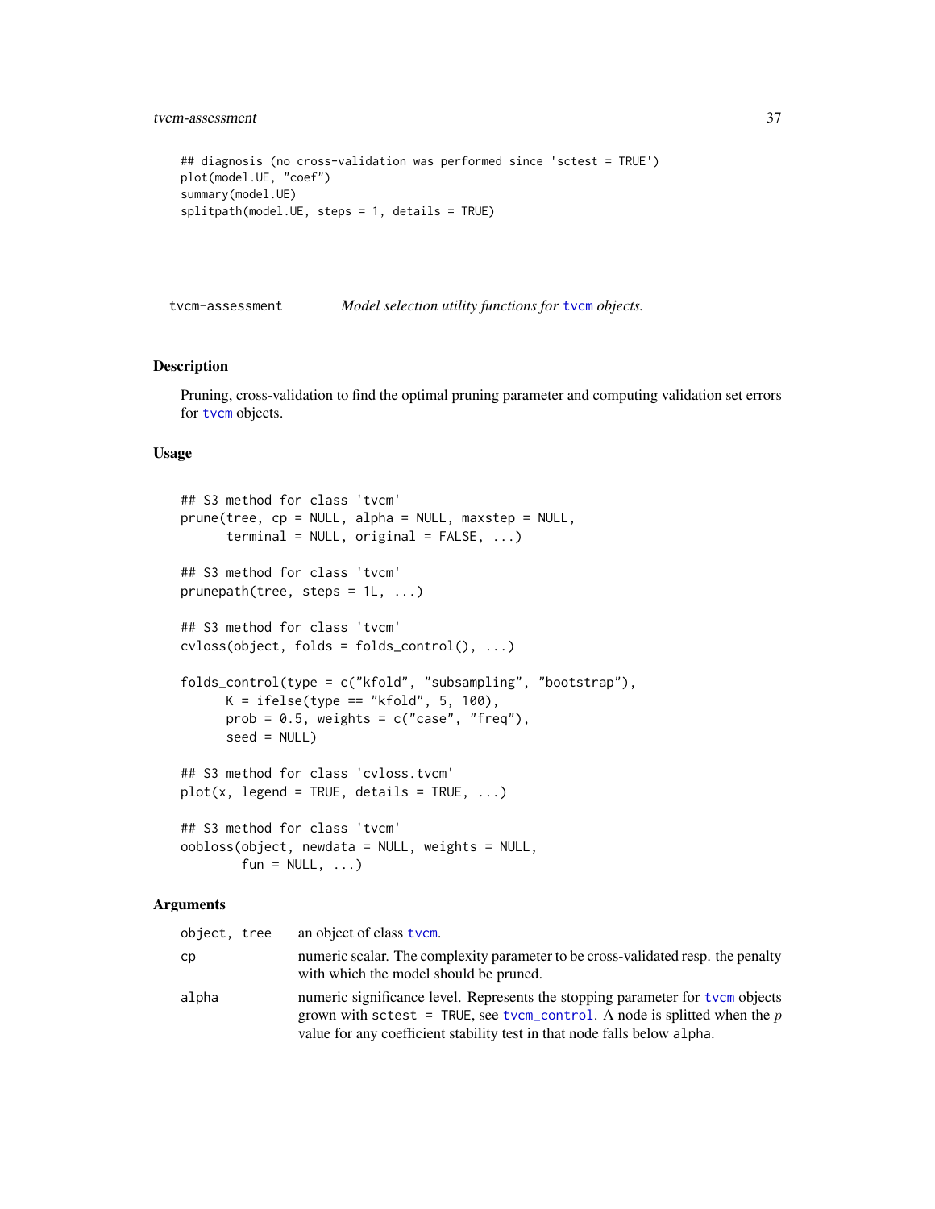```
## diagnosis (no cross-validation was performed since 'sctest = TRUE')
plot(model.UE, "coef")
summary(model.UE)
splitpath(model.UE, steps = 1, details = TRUE)
```

---

## tvcm-assessment *Model selection utility functions for tvcm objects.*

---

### Description

Pruning, cross-validation to find the optimal pruning parameter and computing validation set errors for tvcm objects.

### Usage

```
## S3 method for class 'tvcm'
prune(tree, cp = NULL, alpha = NULL, maxstep = NULL,
      terminal = NULL, original = FALSE, ...)

## S3 method for class 'tvcm'
prunepath(tree, steps = 1L, ...)

## S3 method for class 'tvcm'
cvloss(object, folds = folds_control(), ...)

folds_control(type = c("kfold", "subsampling", "bootstrap"),
      K = ifelse(type == "kfold", 5, 100),
      prob = 0.5, weights = c("case", "freq"),
      seed = NULL)

## S3 method for class 'cvloss.tvcm'
plot(x, legend = TRUE, details = TRUE, ...)

## S3 method for class 'tvcm'
oobloss(object, newdata = NULL, weights = NULL,
        fun = NULL, ...)
```

### Arguments

| | |
|---|---|
| `object, tree` | an object of class tvcm. |
| `cp` | numeric scalar. The complexity parameter to be cross-validated resp. the penalty with which the model should be pruned. |
| `alpha` | numeric significance level. Represents the stopping parameter for tvcm objects grown with `sctest = TRUE`, see tvcm_control. A node is splitted when the $p$ value for any coefficient stability test in that node falls below `alpha`. |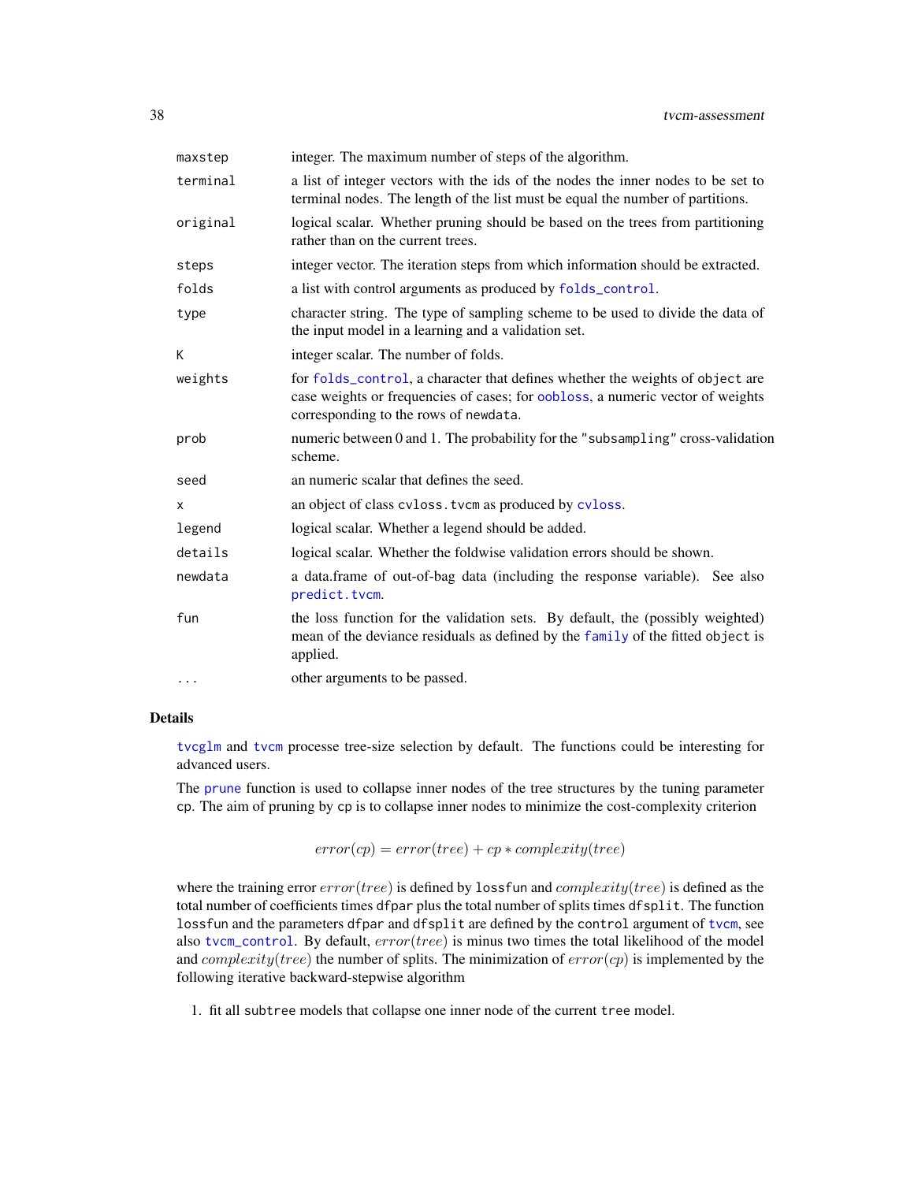| | |
|---|---|
| maxstep | integer. The maximum number of steps of the algorithm. |
| terminal | a list of integer vectors with the ids of the nodes the inner nodes to be set to terminal nodes. The length of the list must be equal the number of partitions. |
| original | logical scalar. Whether pruning should be based on the trees from partitioning rather than on the current trees. |
| steps | integer vector. The iteration steps from which information should be extracted. |
| folds | a list with control arguments as produced by folds_control. |
| type | character string. The type of sampling scheme to be used to divide the data of the input model in a learning and a validation set. |
| K | integer scalar. The number of folds. |
| weights | for folds_control, a character that defines whether the weights of object are case weights or frequencies of cases; for oobloss, a numeric vector of weights corresponding to the rows of newdata. |
| prob | numeric between 0 and 1. The probability for the "subsampling" cross-validation scheme. |
| seed | an numeric scalar that defines the seed. |
| x | an object of class cvloss.tvcm as produced by cvloss. |
| legend | logical scalar. Whether a legend should be added. |
| details | logical scalar. Whether the foldwise validation errors should be shown. |
| newdata | a data.frame of out-of-bag data (including the response variable). See also predict.tvcm. |
| fun | the loss function for the validation sets. By default, the (possibly weighted) mean of the deviance residuals as defined by the family of the fitted object is applied. |
| ... | other arguments to be passed. |

## Details

tvcglm and tvcm processe tree-size selection by default. The functions could be interesting for advanced users.

The prune function is used to collapse inner nodes of the tree structures by the tuning parameter cp. The aim of pruning by cp is to collapse inner nodes to minimize the cost-complexity criterion

$$error(cp) = error(tree) + cp * complexity(tree)$$

where the training error $error(tree)$ is defined by lossfun and $complexity(tree)$ is defined as the total number of coefficients times dfpar plus the total number of splits times dfsplit. The function lossfun and the parameters dfpar and dfsplit are defined by the control argument of tvcm, see also tvcm_control. By default, $error(tree)$ is minus two times the total likelihood of the model and $complexity(tree)$ the number of splits. The minimization of $error(cp)$ is implemented by the following iterative backward-stepwise algorithm

1. fit all subtree models that collapse one inner node of the current tree model.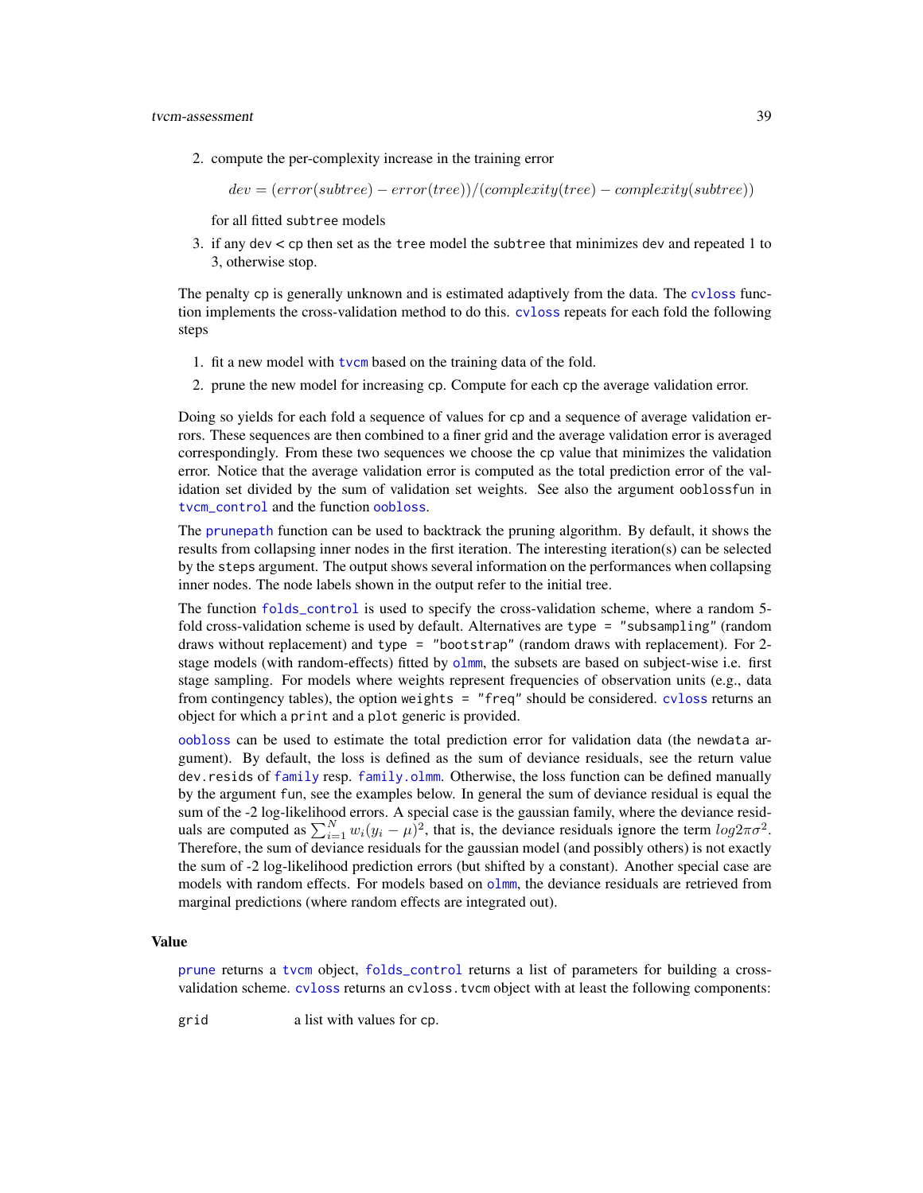2. compute the per-complexity increase in the training error

   $$dev = (error(subtree) - error(tree))/(complexity(tree) - complexity(subtree))$$

   for all fitted subtree models

3. if any dev < cp then set as the tree model the subtree that minimizes dev and repeated 1 to 3, otherwise stop.

The penalty cp is generally unknown and is estimated adaptively from the data. The cvloss function implements the cross-validation method to do this. cvloss repeats for each fold the following steps

1. fit a new model with tvcm based on the training data of the fold.
2. prune the new model for increasing cp. Compute for each cp the average validation error.

Doing so yields for each fold a sequence of values for cp and a sequence of average validation errors. These sequences are then combined to a finer grid and the average validation error is averaged correspondingly. From these two sequences we choose the cp value that minimizes the validation error. Notice that the average validation error is computed as the total prediction error of the validation set divided by the sum of validation set weights. See also the argument ooblossfun in tvcm_control and the function oobloss.

The prunepath function can be used to backtrack the pruning algorithm. By default, it shows the results from collapsing inner nodes in the first iteration. The interesting iteration(s) can be selected by the steps argument. The output shows several information on the performances when collapsing inner nodes. The node labels shown in the output refer to the initial tree.

The function folds_control is used to specify the cross-validation scheme, where a random 5-fold cross-validation scheme is used by default. Alternatives are type = "subsampling" (random draws without replacement) and type = "bootstrap" (random draws with replacement). For 2-stage models (with random-effects) fitted by olmm, the subsets are based on subject-wise i.e. first stage sampling. For models where weights represent frequencies of observation units (e.g., data from contingency tables), the option weights = "freq" should be considered. cvloss returns an object for which a print and a plot generic is provided.

oobloss can be used to estimate the total prediction error for validation data (the newdata argument). By default, the loss is defined as the sum of deviance residuals, see the return value dev.resids of family resp. family.olmm. Otherwise, the loss function can be defined manually by the argument fun, see the examples below. In general the sum of deviance residual is equal the sum of the -2 log-likelihood errors. A special case is the gaussian family, where the deviance residuals are computed as $\sum_{i=1}^{N} w_i(y_i - \mu)^2$, that is, the deviance residuals ignore the term $log 2\pi\sigma^2$. Therefore, the sum of deviance residuals for the gaussian model (and possibly others) is not exactly the sum of -2 log-likelihood prediction errors (but shifted by a constant). Another special case are models with random effects. For models based on olmm, the deviance residuals are retrieved from marginal predictions (where random effects are integrated out).

## Value

prune returns a tvcm object, folds_control returns a list of parameters for building a cross-validation scheme. cvloss returns an cvloss.tvcm object with at least the following components:

grid a list with values for cp.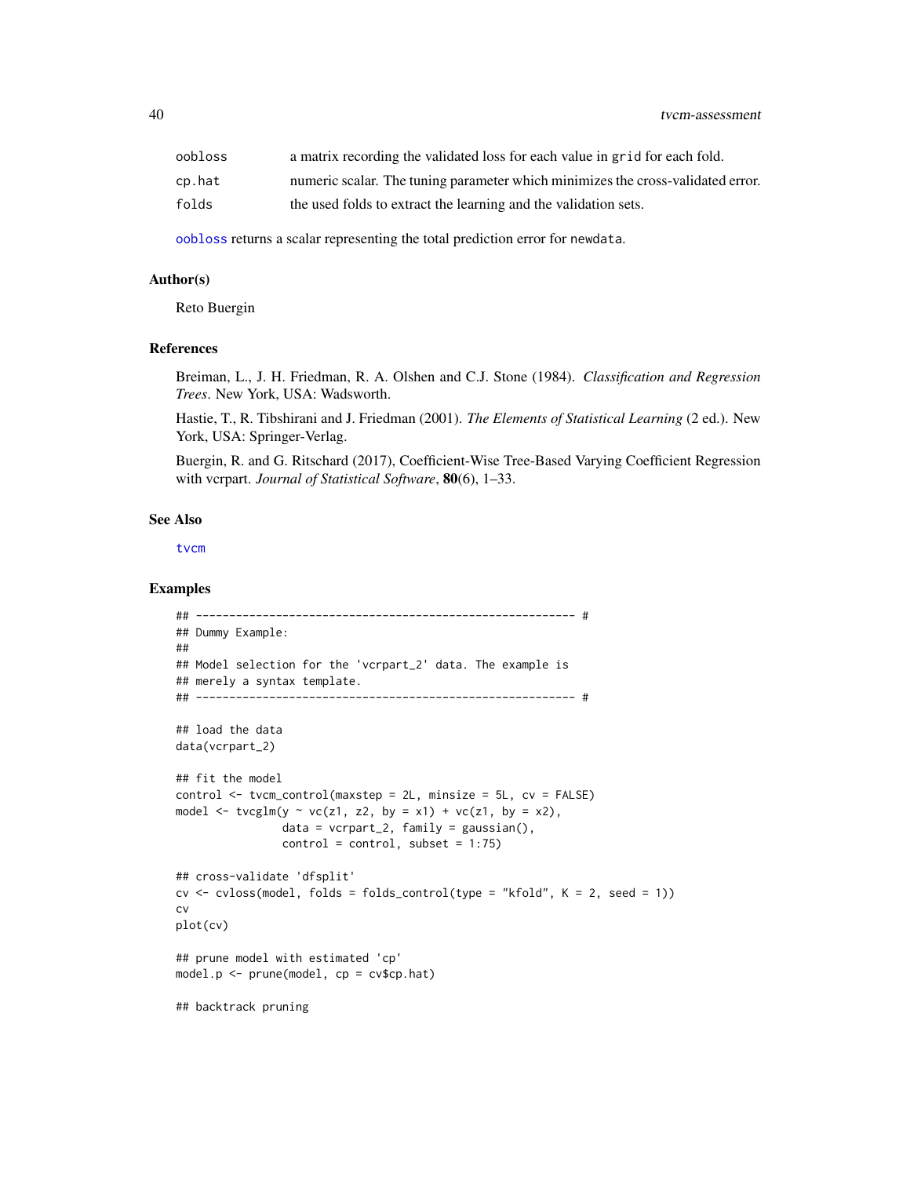| | |
|---|---|
| oobloss | a matrix recording the validated loss for each value in grid for each fold. |
| cp.hat | numeric scalar. The tuning parameter which minimizes the cross-validated error. |
| folds | the used folds to extract the learning and the validation sets. |

oobloss returns a scalar representing the total prediction error for newdata.

### Author(s)

Reto Buergin

### References

Breiman, L., J. H. Friedman, R. A. Olshen and C.J. Stone (1984). *Classification and Regression Trees*. New York, USA: Wadsworth.

Hastie, T., R. Tibshirani and J. Friedman (2001). *The Elements of Statistical Learning* (2 ed.). New York, USA: Springer-Verlag.

Buergin, R. and G. Ritschard (2017), Coefficient-Wise Tree-Based Varying Coefficient Regression with vcrpart. *Journal of Statistical Software*, **80**(6), 1–33.

### See Also

tvcm

### Examples

```
## --------------------------------------------------------- #
## Dummy Example:
##
## Model selection for the 'vcrpart_2' data. The example is
## merely a syntax template.
## --------------------------------------------------------- #

## load the data
data(vcrpart_2)

## fit the model
control <- tvcm_control(maxstep = 2L, minsize = 5L, cv = FALSE)
model <- tvcglm(y ~ vc(z1, z2, by = x1) + vc(z1, by = x2),
                data = vcrpart_2, family = gaussian(),
                control = control, subset = 1:75)

## cross-validate 'dfsplit'
cv <- cvloss(model, folds = folds_control(type = "kfold", K = 2, seed = 1))
cv
plot(cv)

## prune model with estimated 'cp'
model.p <- prune(model, cp = cv$cp.hat)

## backtrack pruning
```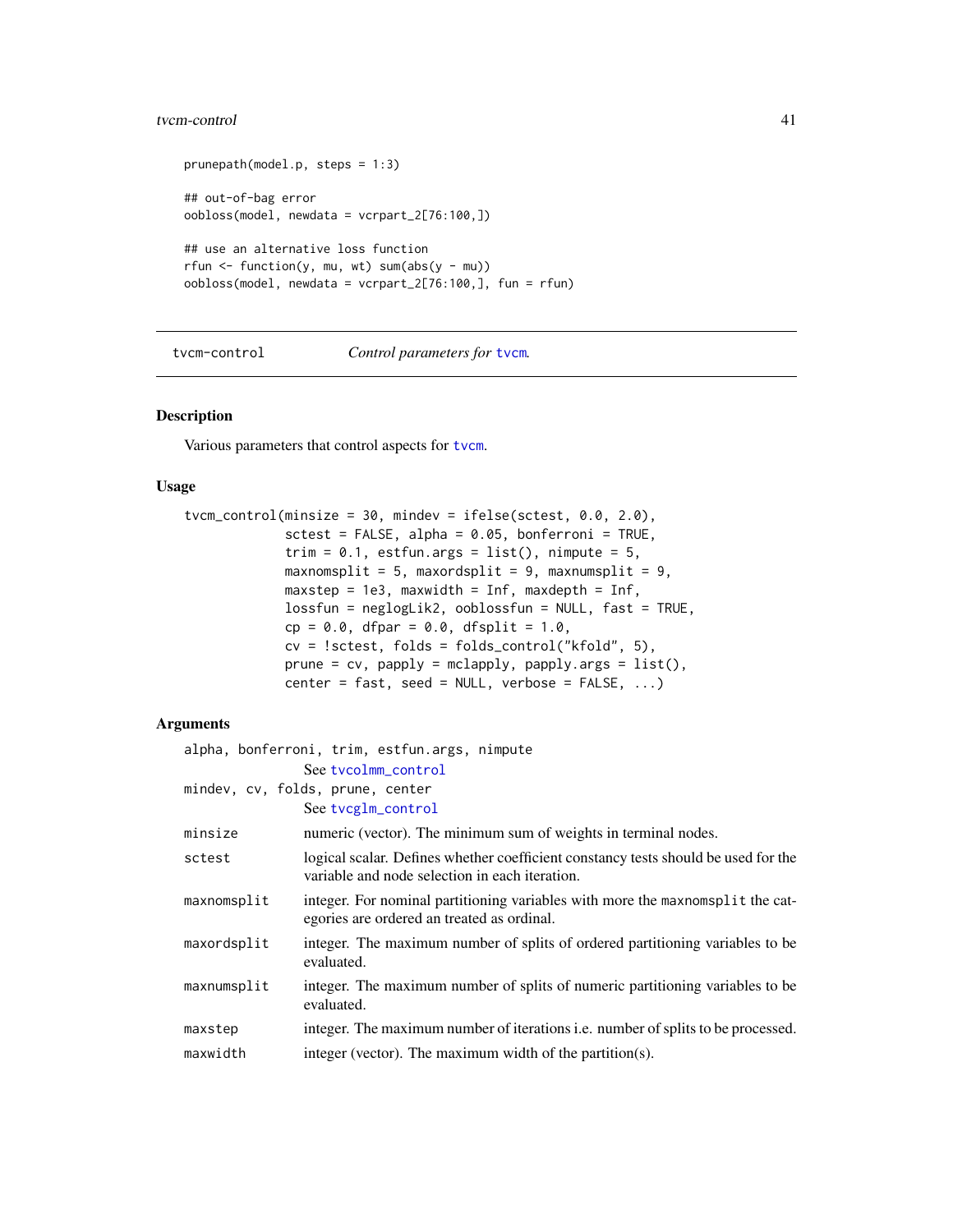```
prunepath(model.p, steps = 1:3)

## out-of-bag error
oobloss(model, newdata = vcrpart_2[76:100,])

## use an alternative loss function
rfun <- function(y, mu, wt) sum(abs(y - mu))
oobloss(model, newdata = vcrpart_2[76:100,], fun = rfun)
```

---

## tvcm-control — *Control parameters for* tvcm.

### Description

Various parameters that control aspects for tvcm.

### Usage

```
tvcm_control(minsize = 30, mindev = ifelse(sctest, 0.0, 2.0),
             sctest = FALSE, alpha = 0.05, bonferroni = TRUE,
             trim = 0.1, estfun.args = list(), nimpute = 5,
             maxnomsplit = 5, maxordsplit = 9, maxnumsplit = 9,
             maxstep = 1e3, maxwidth = Inf, maxdepth = Inf,
             lossfun = neglogLik2, ooblossfun = NULL, fast = TRUE,
             cp = 0.0, dfpar = 0.0, dfsplit = 1.0,
             cv = !sctest, folds = folds_control("kfold", 5),
             prune = cv, papply = mclapply, papply.args = list(),
             center = fast, seed = NULL, verbose = FALSE, ...)
```

### Arguments

| | |
|---|---|
| `alpha, bonferroni, trim, estfun.args, nimpute` | See tvcolmm_control |
| `mindev, cv, folds, prune, center` | See tvcglm_control |
| `minsize` | numeric (vector). The minimum sum of weights in terminal nodes. |
| `sctest` | logical scalar. Defines whether coefficient constancy tests should be used for the variable and node selection in each iteration. |
| `maxnomsplit` | integer. For nominal partitioning variables with more the `maxnomsplit` the categories are ordered an treated as ordinal. |
| `maxordsplit` | integer. The maximum number of splits of ordered partitioning variables to be evaluated. |
| `maxnumsplit` | integer. The maximum number of splits of numeric partitioning variables to be evaluated. |
| `maxstep` | integer. The maximum number of iterations i.e. number of splits to be processed. |
| `maxwidth` | integer (vector). The maximum width of the partition(s). |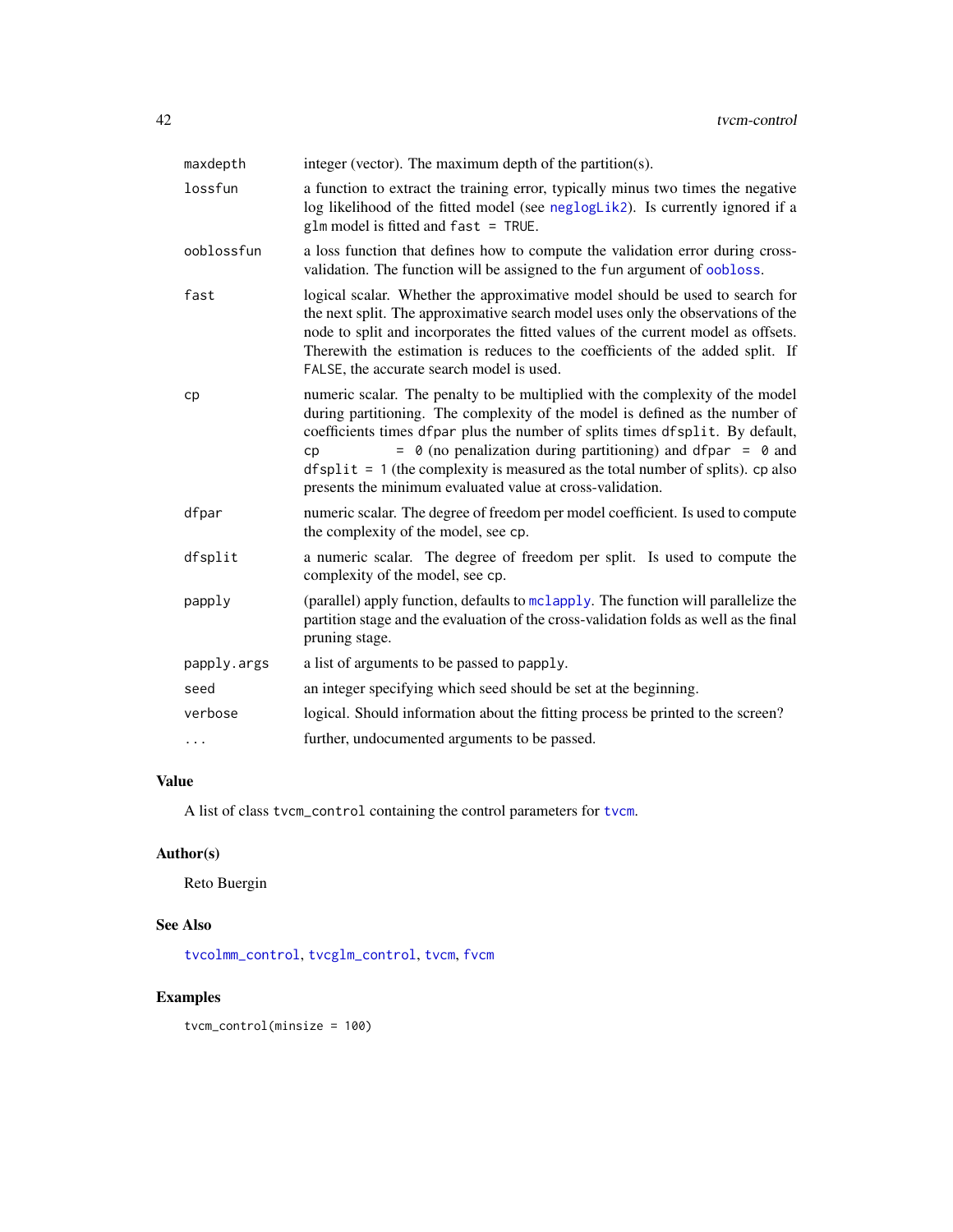| | |
|---|---|
| `maxdepth` | integer (vector). The maximum depth of the partition(s). |
| `lossfun` | a function to extract the training error, typically minus two times the negative log likelihood of the fitted model (see `neglogLik2`). Is currently ignored if a `glm` model is fitted and `fast = TRUE`. |
| `ooblossfun` | a loss function that defines how to compute the validation error during cross-validation. The function will be assigned to the `fun` argument of `oobloss`. |
| `fast` | logical scalar. Whether the approximative model should be used to search for the next split. The approximative search model uses only the observations of the node to split and incorporates the fitted values of the current model as offsets. Therewith the estimation is reduces to the coefficients of the added split. If `FALSE`, the accurate search model is used. |
| `cp` | numeric scalar. The penalty to be multiplied with the complexity of the model during partitioning. The complexity of the model is defined as the number of coefficients times `dfpar` plus the number of splits times `dfsplit`. By default, `cp = 0` (no penalization during partitioning) and `dfpar = 0` and `dfsplit = 1` (the complexity is measured as the total number of splits). `cp` also presents the minimum evaluated value at cross-validation. |
| `dfpar` | numeric scalar. The degree of freedom per model coefficient. Is used to compute the complexity of the model, see `cp`. |
| `dfsplit` | a numeric scalar. The degree of freedom per split. Is used to compute the complexity of the model, see `cp`. |
| `papply` | (parallel) apply function, defaults to `mclapply`. The function will parallelize the partition stage and the evaluation of the cross-validation folds as well as the final pruning stage. |
| `papply.args` | a list of arguments to be passed to `papply`. |
| `seed` | an integer specifying which seed should be set at the beginning. |
| `verbose` | logical. Should information about the fitting process be printed to the screen? |
| `...` | further, undocumented arguments to be passed. |

## Value

A list of class `tvcm_control` containing the control parameters for `tvcm`.

## Author(s)

Reto Buergin

## See Also

`tvcolmm_control`, `tvcglm_control`, `tvcm`, `fvcm`

## Examples

```
tvcm_control(minsize = 100)
```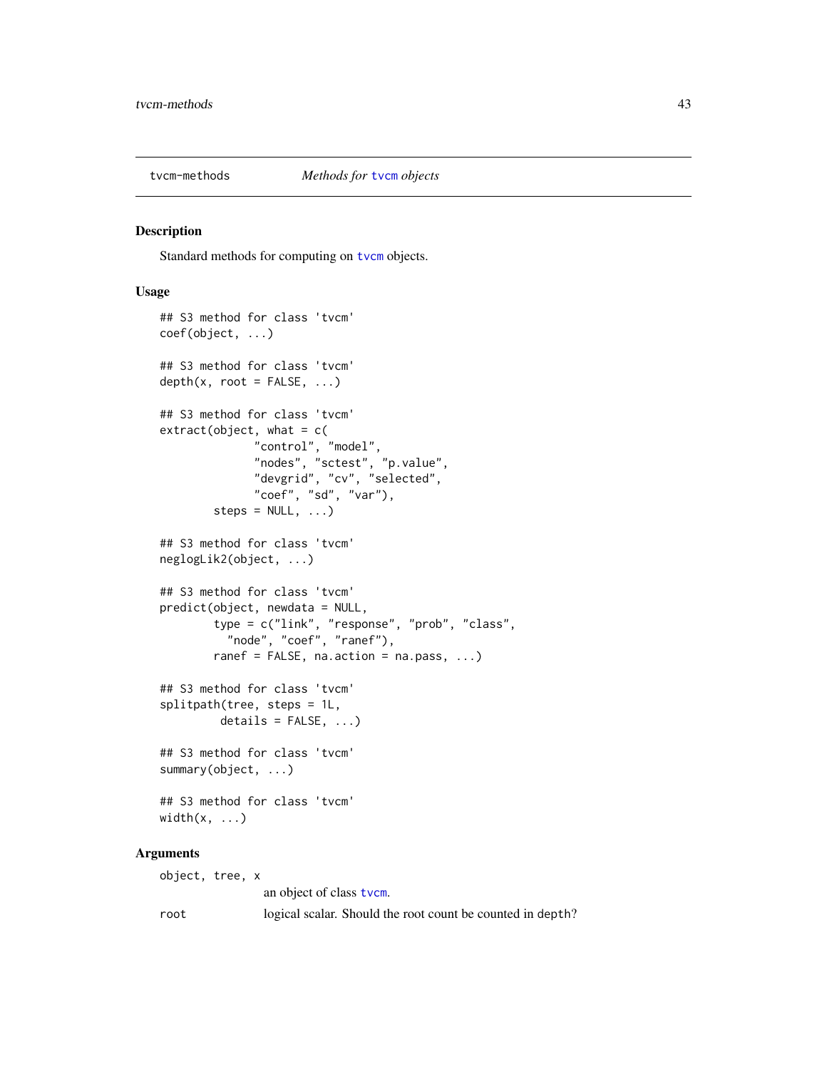## tvcm-methods — *Methods for tvcm objects*

### Description

Standard methods for computing on `tvcm` objects.

### Usage

```
## S3 method for class 'tvcm'
coef(object, ...)

## S3 method for class 'tvcm'
depth(x, root = FALSE, ...)

## S3 method for class 'tvcm'
extract(object, what = c(
              "control", "model",
              "nodes", "sctest", "p.value",
              "devgrid", "cv", "selected",
              "coef", "sd", "var"),
        steps = NULL, ...)

## S3 method for class 'tvcm'
neglogLik2(object, ...)

## S3 method for class 'tvcm'
predict(object, newdata = NULL,
        type = c("link", "response", "prob", "class",
          "node", "coef", "ranef"),
        ranef = FALSE, na.action = na.pass, ...)

## S3 method for class 'tvcm'
splitpath(tree, steps = 1L,
         details = FALSE, ...)

## S3 method for class 'tvcm'
summary(object, ...)

## S3 method for class 'tvcm'
width(x, ...)
```

### Arguments

| | |
|---|---|
| `object, tree, x` | an object of class `tvcm`. |
| `root` | logical scalar. Should the root count be counted in `depth`? |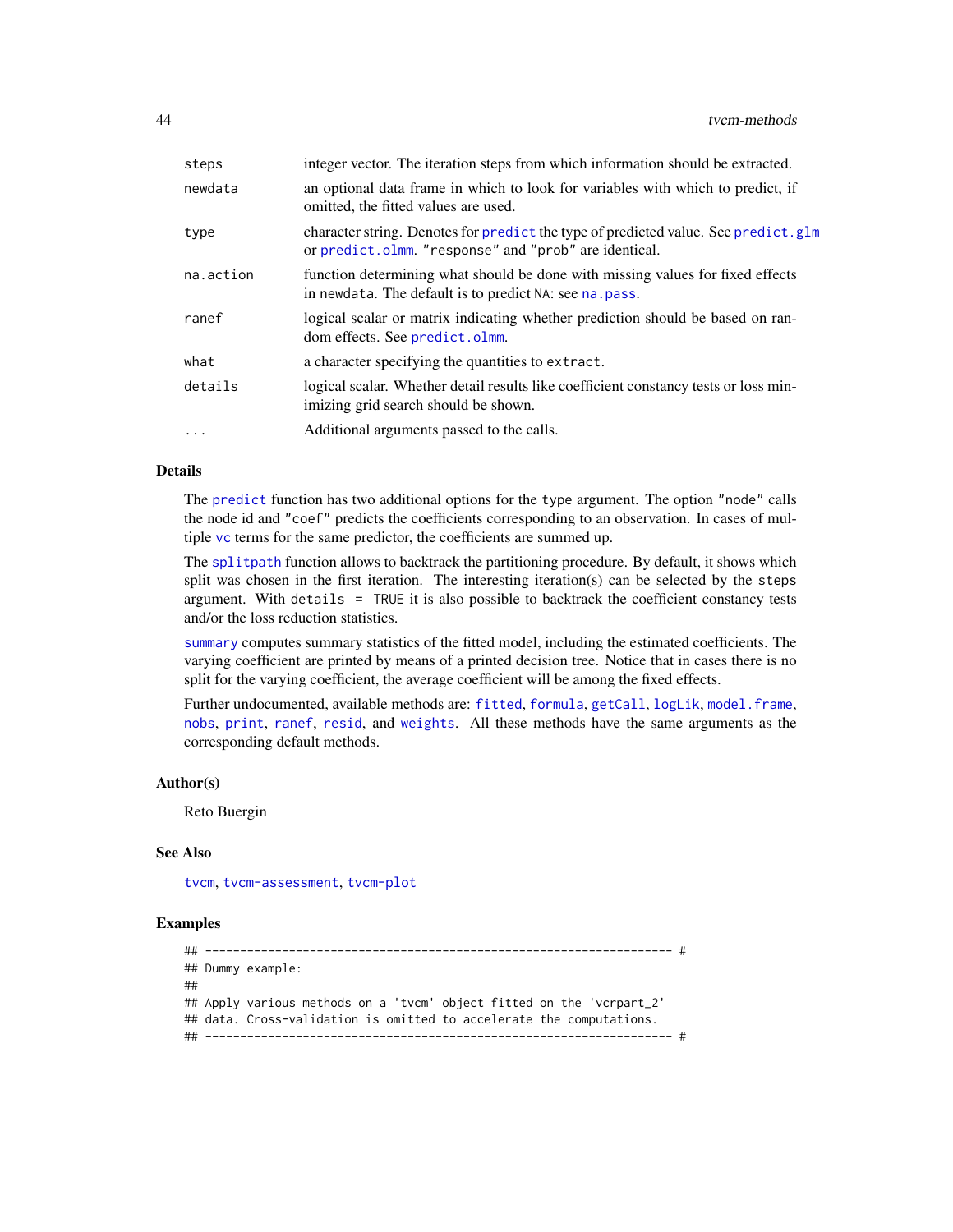| | |
|---|---|
| steps | integer vector. The iteration steps from which information should be extracted. |
| newdata | an optional data frame in which to look for variables with which to predict, if omitted, the fitted values are used. |
| type | character string. Denotes for `predict` the type of predicted value. See `predict.glm` or `predict.olmm`. `"response"` and `"prob"` are identical. |
| na.action | function determining what should be done with missing values for fixed effects in `newdata`. The default is to predict `NA`: see `na.pass`. |
| ranef | logical scalar or matrix indicating whether prediction should be based on random effects. See `predict.olmm`. |
| what | a character specifying the quantities to `extract`. |
| details | logical scalar. Whether detail results like coefficient constancy tests or loss minimizing grid search should be shown. |
| ... | Additional arguments passed to the calls. |

## Details

The `predict` function has two additional options for the `type` argument. The option `"node"` calls the node id and `"coef"` predicts the coefficients corresponding to an observation. In cases of multiple `vc` terms for the same predictor, the coefficients are summed up.

The `splitpath` function allows to backtrack the partitioning procedure. By default, it shows which split was chosen in the first iteration. The interesting iteration(s) can be selected by the `steps` argument. With `details = TRUE` it is also possible to backtrack the coefficient constancy tests and/or the loss reduction statistics.

`summary` computes summary statistics of the fitted model, including the estimated coefficients. The varying coefficient are printed by means of a printed decision tree. Notice that in cases there is no split for the varying coefficient, the average coefficient will be among the fixed effects.

Further undocumented, available methods are: `fitted`, `formula`, `getCall`, `logLik`, `model.frame`, `nobs`, `print`, `ranef`, `resid`, and `weights`. All these methods have the same arguments as the corresponding default methods.

## Author(s)

Reto Buergin

## See Also

`tvcm`, `tvcm-assessment`, `tvcm-plot`

## Examples

```
## ------------------------------------------------------------------- #
## Dummy example:
##
## Apply various methods on a 'tvcm' object fitted on the 'vcrpart_2'
## data. Cross-validation is omitted to accelerate the computations.
## ------------------------------------------------------------------- #
```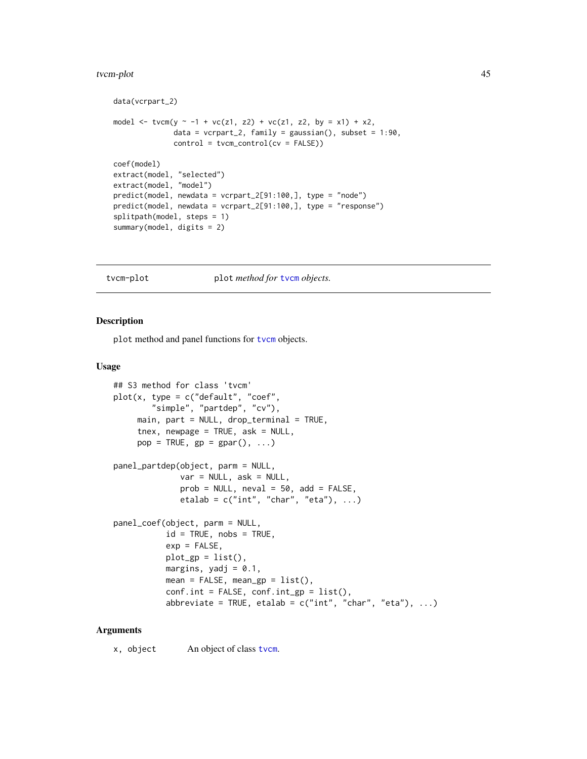```
data(vcrpart_2)

model <- tvcm(y ~ -1 + vc(z1, z2) + vc(z1, z2, by = x1) + x2,
              data = vcrpart_2, family = gaussian(), subset = 1:90,
              control = tvcm_control(cv = FALSE))

coef(model)
extract(model, "selected")
extract(model, "model")
predict(model, newdata = vcrpart_2[91:100,], type = "node")
predict(model, newdata = vcrpart_2[91:100,], type = "response")
splitpath(model, steps = 1)
summary(model, digits = 2)
```

---

tvcm-plot    `plot` *method for* `tvcm` *objects.*

---

## Description

`plot` method and panel functions for `tvcm` objects.

## Usage

```
## S3 method for class 'tvcm'
plot(x, type = c("default", "coef",
       "simple", "partdep", "cv"),
     main, part = NULL, drop_terminal = TRUE,
     tnex, newpage = TRUE, ask = NULL,
     pop = TRUE, gp = gpar(), ...)

panel_partdep(object, parm = NULL,
              var = NULL, ask = NULL,
              prob = NULL, neval = 50, add = FALSE,
              etalab = c("int", "char", "eta"), ...)

panel_coef(object, parm = NULL,
           id = TRUE, nobs = TRUE,
           exp = FALSE,
           plot_gp = list(),
           margins, yadj = 0.1,
           mean = FALSE, mean_gp = list(),
           conf.int = FALSE, conf.int_gp = list(),
           abbreviate = TRUE, etalab = c("int", "char", "eta"), ...)
```

## Arguments

`x, object`    An object of class `tvcm`.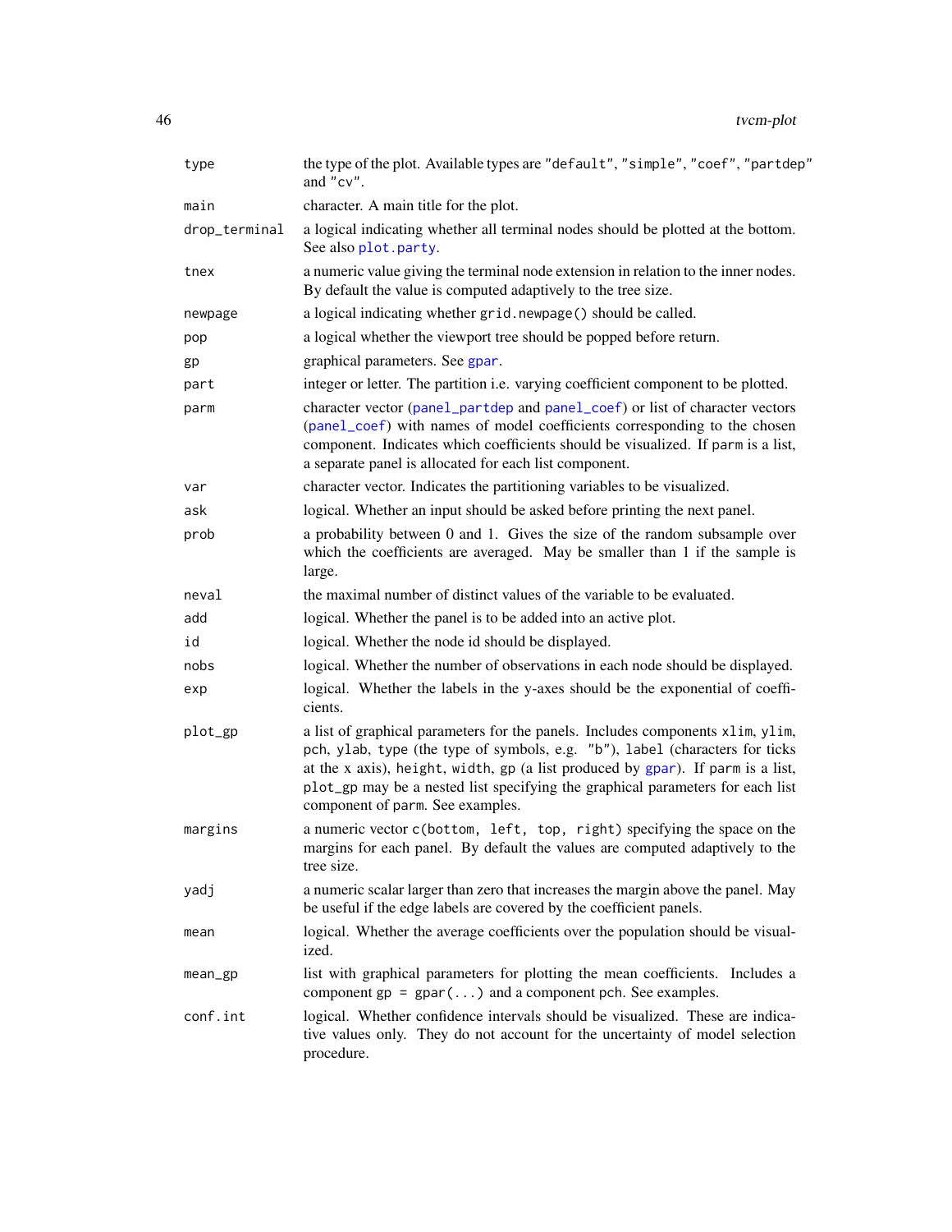| | |
|---|---|
| `type` | the type of the plot. Available types are `"default"`, `"simple"`, `"coef"`, `"partdep"` and `"cv"`. |
| `main` | character. A main title for the plot. |
| `drop_terminal` | a logical indicating whether all terminal nodes should be plotted at the bottom. See also `plot.party`. |
| `tnex` | a numeric value giving the terminal node extension in relation to the inner nodes. By default the value is computed adaptively to the tree size. |
| `newpage` | a logical indicating whether `grid.newpage()` should be called. |
| `pop` | a logical whether the viewport tree should be popped before return. |
| `gp` | graphical parameters. See `gpar`. |
| `part` | integer or letter. The partition i.e. varying coefficient component to be plotted. |
| `parm` | character vector (`panel_partdep` and `panel_coef`) or list of character vectors (`panel_coef`) with names of model coefficients corresponding to the chosen component. Indicates which coefficients should be visualized. If `parm` is a list, a separate panel is allocated for each list component. |
| `var` | character vector. Indicates the partitioning variables to be visualized. |
| `ask` | logical. Whether an input should be asked before printing the next panel. |
| `prob` | a probability between 0 and 1. Gives the size of the random subsample over which the coefficients are averaged. May be smaller than 1 if the sample is large. |
| `neval` | the maximal number of distinct values of the variable to be evaluated. |
| `add` | logical. Whether the panel is to be added into an active plot. |
| `id` | logical. Whether the node id should be displayed. |
| `nobs` | logical. Whether the number of observations in each node should be displayed. |
| `exp` | logical. Whether the labels in the y-axes should be the exponential of coefficients. |
| `plot_gp` | a list of graphical parameters for the panels. Includes components `xlim`, `ylim`, `pch`, `ylab`, `type` (the type of symbols, e.g. `"b"`), `label` (characters for ticks at the x axis), `height`, `width`, `gp` (a list produced by `gpar`). If `parm` is a list, `plot_gp` may be a nested list specifying the graphical parameters for each list component of `parm`. See examples. |
| `margins` | a numeric vector `c(bottom, left, top, right)` specifying the space on the margins for each panel. By default the values are computed adaptively to the tree size. |
| `yadj` | a numeric scalar larger than zero that increases the margin above the panel. May be useful if the edge labels are covered by the coefficient panels. |
| `mean` | logical. Whether the average coefficients over the population should be visualized. |
| `mean_gp` | list with graphical parameters for plotting the mean coefficients. Includes a component `gp = gpar(...)` and a component `pch`. See examples. |
| `conf.int` | logical. Whether confidence intervals should be visualized. These are indicative values only. They do not account for the uncertainty of model selection procedure. |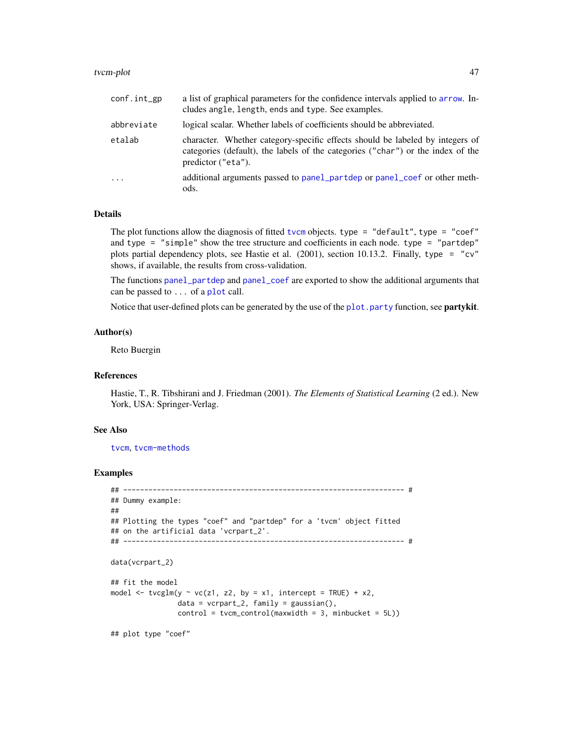| | |
|---|---|
| conf.int_gp | a list of graphical parameters for the confidence intervals applied to arrow. Includes angle, length, ends and type. See examples. |
| abbreviate | logical scalar. Whether labels of coefficients should be abbreviated. |
| etalab | character. Whether category-specific effects should be labeled by integers of categories (default), the labels of the categories ("char") or the index of the predictor ("eta"). |
| ... | additional arguments passed to panel_partdep or panel_coef or other methods. |

## Details

The plot functions allow the diagnosis of fitted tvcm objects. type = "default", type = "coef" and type = "simple" show the tree structure and coefficients in each node. type = "partdep" plots partial dependency plots, see Hastie et al. (2001), section 10.13.2. Finally, type = "cv" shows, if available, the results from cross-validation.

The functions panel_partdep and panel_coef are exported to show the additional arguments that can be passed to ... of a plot call.

Notice that user-defined plots can be generated by the use of the plot.party function, see **partykit**.

## Author(s)

Reto Buergin

## References

Hastie, T., R. Tibshirani and J. Friedman (2001). *The Elements of Statistical Learning* (2 ed.). New York, USA: Springer-Verlag.

## See Also

tvcm, tvcm-methods

## Examples

```
## ------------------------------------------------------------------- #
## Dummy example:
##
## Plotting the types "coef" and "partdep" for a 'tvcm' object fitted
## on the artificial data 'vcrpart_2'.
## ------------------------------------------------------------------- #

data(vcrpart_2)

## fit the model
model <- tvcglm(y ~ vc(z1, z2, by = x1, intercept = TRUE) + x2,
                data = vcrpart_2, family = gaussian(),
                control = tvcm_control(maxwidth = 3, minbucket = 5L))

## plot type "coef"
```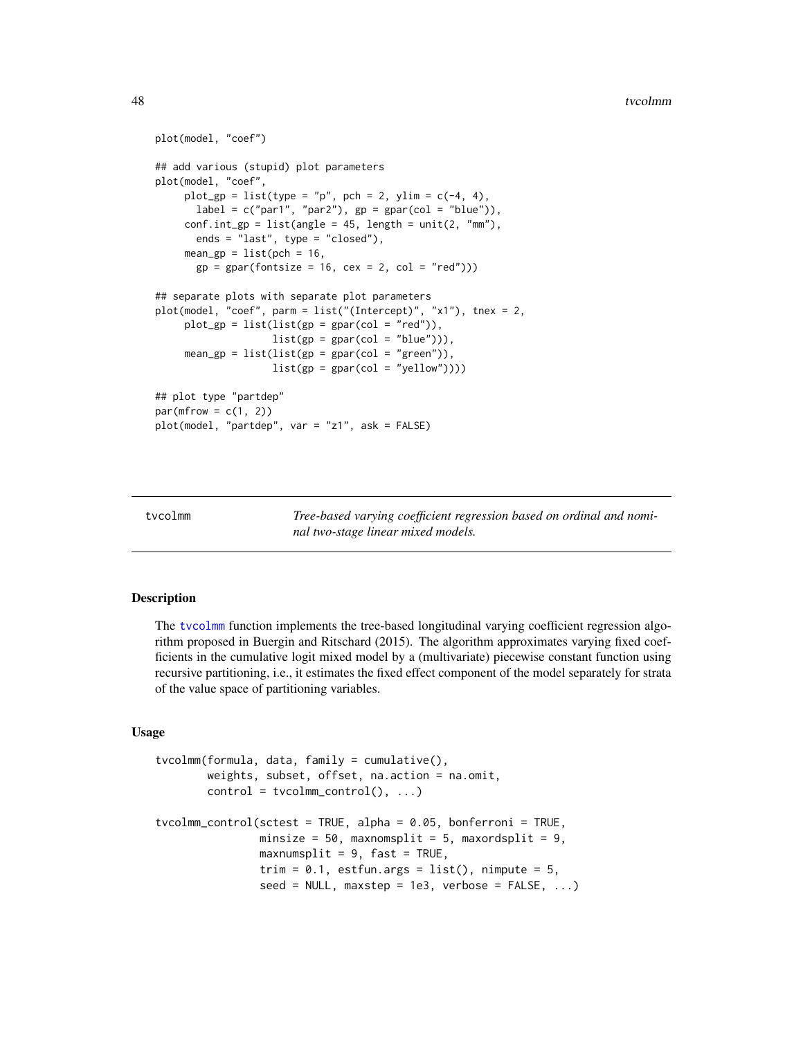```
plot(model, "coef")

## add various (stupid) plot parameters
plot(model, "coef",
     plot_gp = list(type = "p", pch = 2, ylim = c(-4, 4),
       label = c("par1", "par2"), gp = gpar(col = "blue")),
     conf.int_gp = list(angle = 45, length = unit(2, "mm"),
       ends = "last", type = "closed"),
     mean_gp = list(pch = 16,
       gp = gpar(fontsize = 16, cex = 2, col = "red")))

## separate plots with separate plot parameters
plot(model, "coef", parm = list("(Intercept)", "x1"), tnex = 2,
     plot_gp = list(list(gp = gpar(col = "red")),
                    list(gp = gpar(col = "blue"))),
     mean_gp = list(list(gp = gpar(col = "green")),
                    list(gp = gpar(col = "yellow"))))

## plot type "partdep"
par(mfrow = c(1, 2))
plot(model, "partdep", var = "z1", ask = FALSE)
```

## tvcolmm — *Tree-based varying coefficient regression based on ordinal and nominal two-stage linear mixed models.*

### Description

The tvcolmm function implements the tree-based longitudinal varying coefficient regression algorithm proposed in Buergin and Ritschard (2015). The algorithm approximates varying fixed coefficients in the cumulative logit mixed model by a (multivariate) piecewise constant function using recursive partitioning, i.e., it estimates the fixed effect component of the model separately for strata of the value space of partitioning variables.

### Usage

```
tvcolmm(formula, data, family = cumulative(),
        weights, subset, offset, na.action = na.omit,
        control = tvcolmm_control(), ...)

tvcolmm_control(sctest = TRUE, alpha = 0.05, bonferroni = TRUE,
                minsize = 50, maxnomsplit = 5, maxordsplit = 9,
                maxnumsplit = 9, fast = TRUE,
                trim = 0.1, estfun.args = list(), nimpute = 5,
                seed = NULL, maxstep = 1e3, verbose = FALSE, ...)
```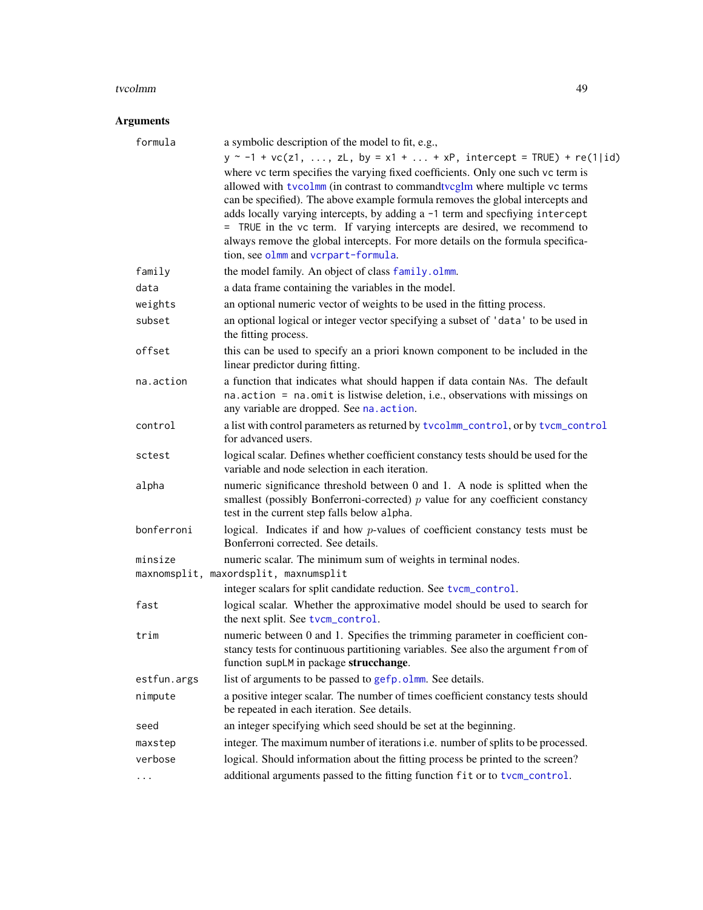## Arguments

| | |
|---|---|
| `formula` | a symbolic description of the model to fit, e.g., `y ~ -1 + vc(z1, ..., zL, by = x1 + ... + xP, intercept = TRUE) + re(1|id)` where `vc` term specifies the varying fixed coefficients. Only one such `vc` term is allowed with `tvcolmm` (in contrast to commandtvcglm where multiple `vc` terms can be specified). The above example formula removes the global intercepts and adds locally varying intercepts, by adding a `-1` term and specfiying `intercept = TRUE` in the `vc` term. If varying intercepts are desired, we recommend to always remove the global intercepts. For more details on the formula specification, see `olmm` and `vcrpart-formula`. |
| `family` | the model family. An object of class `family.olmm`. |
| `data` | a data frame containing the variables in the model. |
| `weights` | an optional numeric vector of weights to be used in the fitting process. |
| `subset` | an optional logical or integer vector specifying a subset of `'data'` to be used in the fitting process. |
| `offset` | this can be used to specify an a priori known component to be included in the linear predictor during fitting. |
| `na.action` | a function that indicates what should happen if data contain `NA`s. The default `na.action = na.omit` is listwise deletion, i.e., observations with missings on any variable are dropped. See `na.action`. |
| `control` | a list with control parameters as returned by `tvcolmm_control`, or by `tvcm_control` for advanced users. |
| `sctest` | logical scalar. Defines whether coefficient constancy tests should be used for the variable and node selection in each iteration. |
| `alpha` | numeric significance threshold between 0 and 1. A node is splitted when the smallest (possibly Bonferroni-corrected) $p$ value for any coefficient constancy test in the current step falls below `alpha`. |
| `bonferroni` | logical. Indicates if and how $p$-values of coefficient constancy tests must be Bonferroni corrected. See details. |
| `minsize` | numeric scalar. The minimum sum of weights in terminal nodes. |
| `maxnomsplit, maxordsplit, maxnumsplit` | integer scalars for split candidate reduction. See `tvcm_control`. |
| `fast` | logical scalar. Whether the approximative model should be used to search for the next split. See `tvcm_control`. |
| `trim` | numeric between 0 and 1. Specifies the trimming parameter in coefficient constancy tests for continuous partitioning variables. See also the argument `from` of function `supLM` in package **strucchange**. |
| `estfun.args` | list of arguments to be passed to `gefp.olmm`. See details. |
| `nimpute` | a positive integer scalar. The number of times coefficient constancy tests should be repeated in each iteration. See details. |
| `seed` | an integer specifying which seed should be set at the beginning. |
| `maxstep` | integer. The maximum number of iterations i.e. number of splits to be processed. |
| `verbose` | logical. Should information about the fitting process be printed to the screen? |
| `...` | additional arguments passed to the fitting function `fit` or to `tvcm_control`. |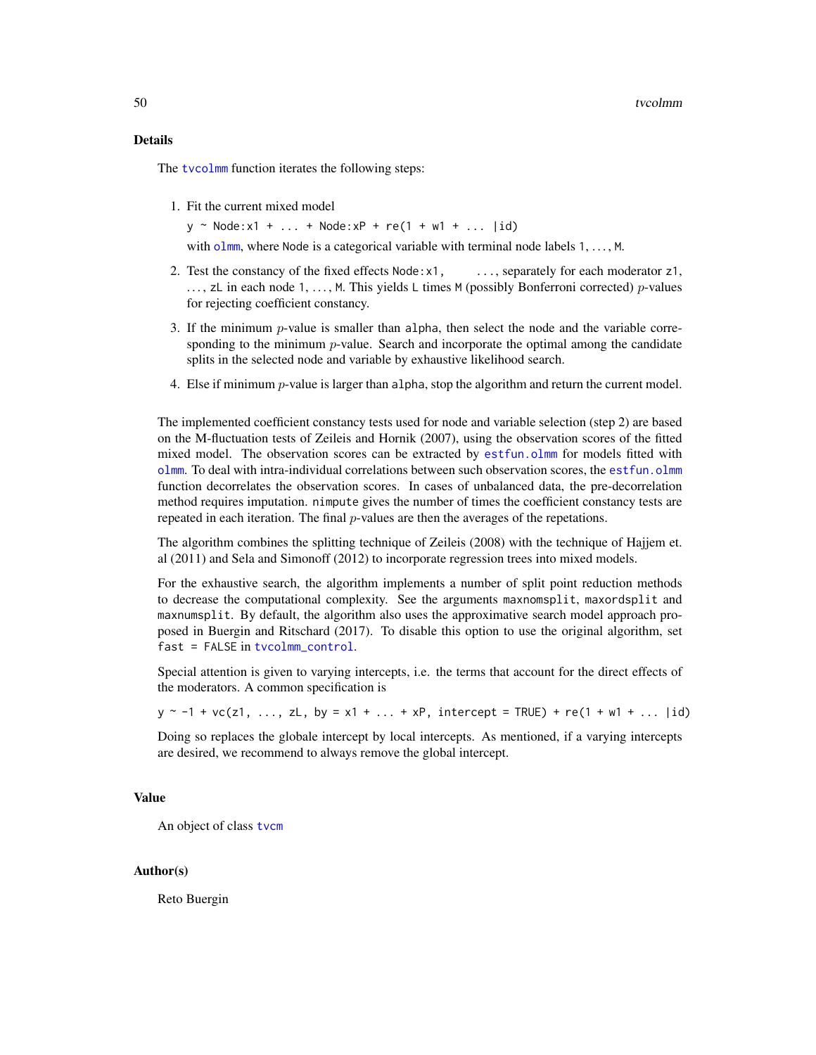## Details

The `tvcolmm` function iterates the following steps:

1. Fit the current mixed model

   `y ~ Node:x1 + ... + Node:xP + re(1 + w1 + ... |id)`

   with `olmm`, where `Node` is a categorical variable with terminal node labels `1`, ..., `M`.

2. Test the constancy of the fixed effects `Node:x1`, ..., separately for each moderator `z1`, ..., `zL` in each node `1`, ..., `M`. This yields `L` times `M` (possibly Bonferroni corrected) $p$-values for rejecting coefficient constancy.

3. If the minimum $p$-value is smaller than `alpha`, then select the node and the variable corresponding to the minimum $p$-value. Search and incorporate the optimal among the candidate splits in the selected node and variable by exhaustive likelihood search.

4. Else if minimum $p$-value is larger than `alpha`, stop the algorithm and return the current model.

The implemented coefficient constancy tests used for node and variable selection (step 2) are based on the M-fluctuation tests of Zeileis and Hornik (2007), using the observation scores of the fitted mixed model. The observation scores can be extracted by `estfun.olmm` for models fitted with `olmm`. To deal with intra-individual correlations between such observation scores, the `estfun.olmm` function decorrelates the observation scores. In cases of unbalanced data, the pre-decorrelation method requires imputation. `nimpute` gives the number of times the coefficient constancy tests are repeated in each iteration. The final $p$-values are then the averages of the repetations.

The algorithm combines the splitting technique of Zeileis (2008) with the technique of Hajjem et. al (2011) and Sela and Simonoff (2012) to incorporate regression trees into mixed models.

For the exhaustive search, the algorithm implements a number of split point reduction methods to decrease the computational complexity. See the arguments `maxnomsplit`, `maxordsplit` and `maxnumsplit`. By default, the algorithm also uses the approximative search model approach proposed in Buergin and Ritschard (2017). To disable this option to use the original algorithm, set `fast = FALSE` in `tvcolmm_control`.

Special attention is given to varying intercepts, i.e. the terms that account for the direct effects of the moderators. A common specification is

`y ~ -1 + vc(z1, ..., zL, by = x1 + ... + xP, intercept = TRUE) + re(1 + w1 + ... |id)`

Doing so replaces the globale intercept by local intercepts. As mentioned, if a varying intercepts are desired, we recommend to always remove the global intercept.

## Value

An object of class `tvcm`

## Author(s)

Reto Buergin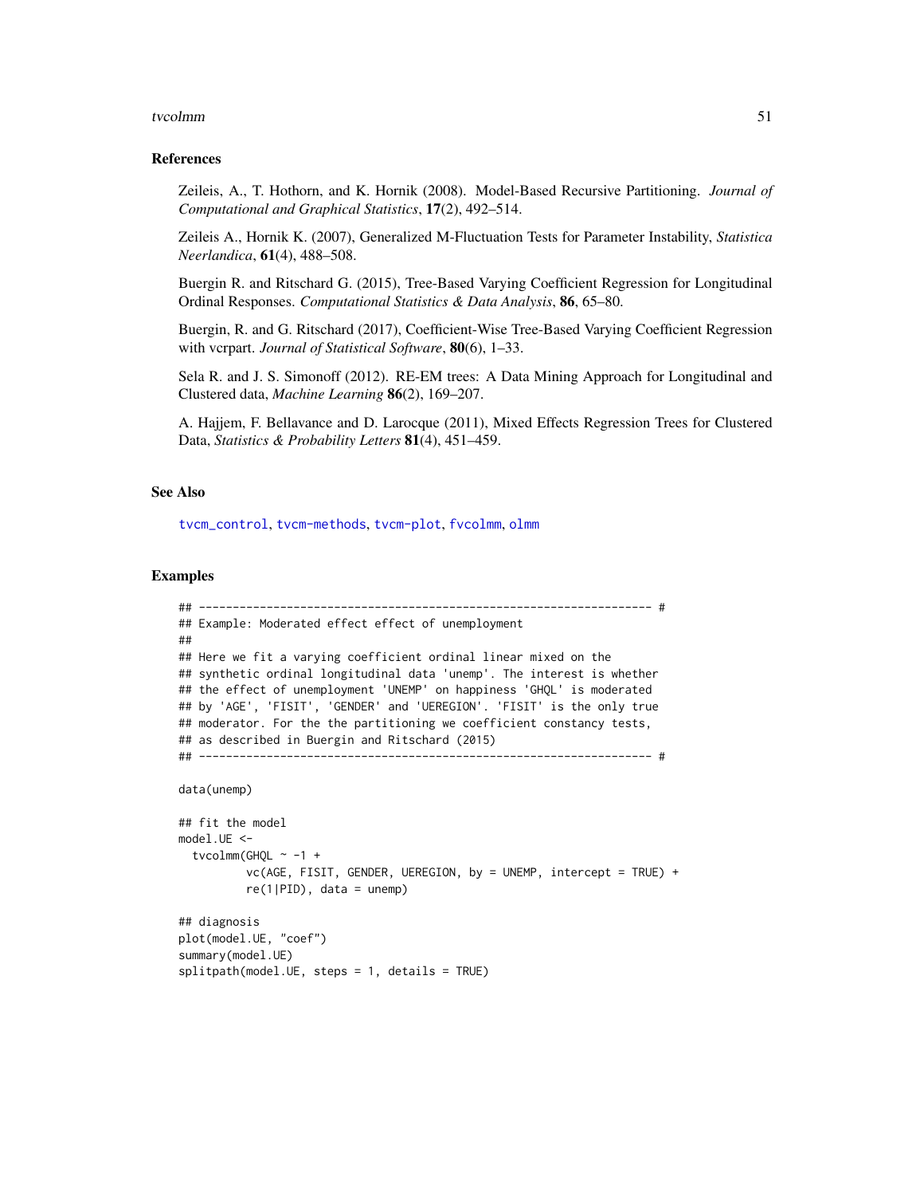### References

Zeileis, A., T. Hothorn, and K. Hornik (2008). Model-Based Recursive Partitioning. *Journal of Computational and Graphical Statistics*, **17**(2), 492–514.

Zeileis A., Hornik K. (2007), Generalized M-Fluctuation Tests for Parameter Instability, *Statistica Neerlandica*, **61**(4), 488–508.

Buergin R. and Ritschard G. (2015), Tree-Based Varying Coefficient Regression for Longitudinal Ordinal Responses. *Computational Statistics & Data Analysis*, **86**, 65–80.

Buergin, R. and G. Ritschard (2017), Coefficient-Wise Tree-Based Varying Coefficient Regression with vcrpart. *Journal of Statistical Software*, **80**(6), 1–33.

Sela R. and J. S. Simonoff (2012). RE-EM trees: A Data Mining Approach for Longitudinal and Clustered data, *Machine Learning* **86**(2), 169–207.

A. Hajjem, F. Bellavance and D. Larocque (2011), Mixed Effects Regression Trees for Clustered Data, *Statistics & Probability Letters* **81**(4), 451–459.

### See Also

tvcm_control, tvcm-methods, tvcm-plot, fvcolmm, olmm

### Examples

```
## ------------------------------------------------------------------- #
## Example: Moderated effect effect of unemployment
##
## Here we fit a varying coefficient ordinal linear mixed on the
## synthetic ordinal longitudinal data 'unemp'. The interest is whether
## the effect of unemployment 'UNEMP' on happiness 'GHQL' is moderated
## by 'AGE', 'FISIT', 'GENDER' and 'UEREGION'. 'FISIT' is the only true
## moderator. For the the partitioning we coefficient constancy tests,
## as described in Buergin and Ritschard (2015)
## ------------------------------------------------------------------- #

data(unemp)

## fit the model
model.UE <-
  tvcolmm(GHQL ~ -1 +
          vc(AGE, FISIT, GENDER, UEREGION, by = UNEMP, intercept = TRUE) +
          re(1|PID), data = unemp)

## diagnosis
plot(model.UE, "coef")
summary(model.UE)
splitpath(model.UE, steps = 1, details = TRUE)
```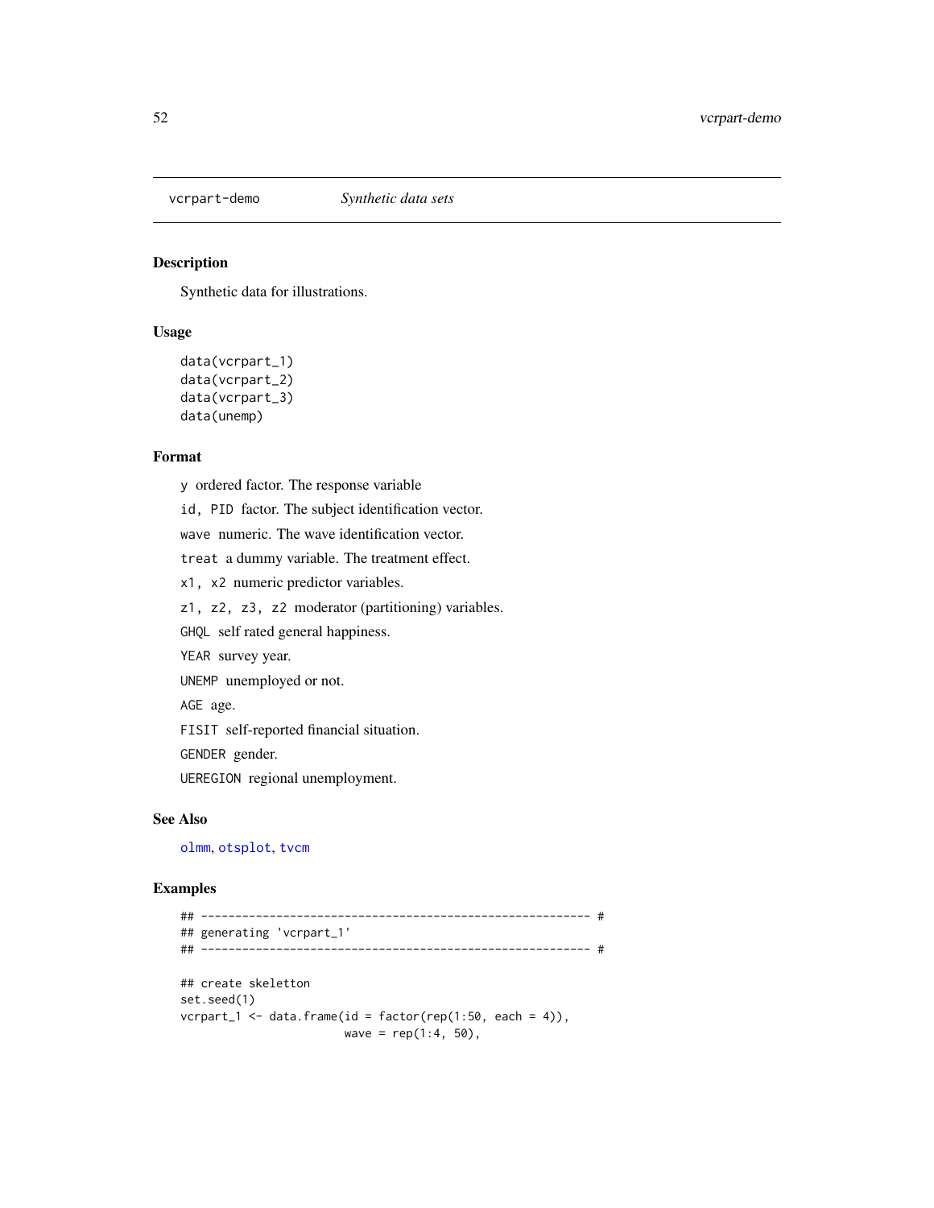vcrpart-demo *Synthetic data sets*

## Description

Synthetic data for illustrations.

## Usage

```
data(vcrpart_1)
data(vcrpart_2)
data(vcrpart_3)
data(unemp)
```

## Format

`y` ordered factor. The response variable

`id, PID` factor. The subject identification vector.

`wave` numeric. The wave identification vector.

`treat` a dummy variable. The treatment effect.

`x1, x2` numeric predictor variables.

`z1, z2, z3, z2` moderator (partitioning) variables.

`GHQL` self rated general happiness.

`YEAR` survey year.

`UNEMP` unemployed or not.

`AGE` age.

`FISIT` self-reported financial situation.

`GENDER` gender.

`UEREGION` regional unemployment.

## See Also

olmm, otsplot, tvcm

## Examples

```
## --------------------------------------------------------- #
## generating 'vcrpart_1'
## --------------------------------------------------------- #

## create skeletton
set.seed(1)
vcrpart_1 <- data.frame(id = factor(rep(1:50, each = 4)),
                        wave = rep(1:4, 50),
```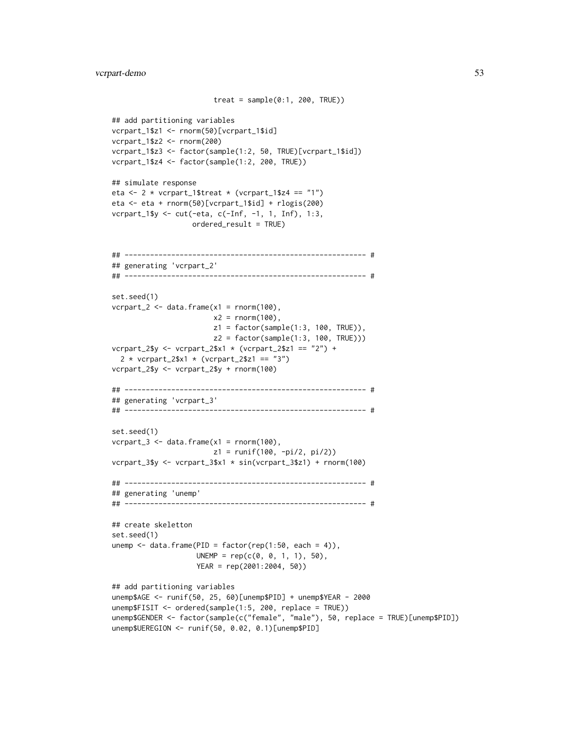```
                         treat = sample(0:1, 200, TRUE))

## add partitioning variables
vcrpart_1$z1 <- rnorm(50)[vcrpart_1$id]
vcrpart_1$z2 <- rnorm(200)
vcrpart_1$z3 <- factor(sample(1:2, 50, TRUE)[vcrpart_1$id])
vcrpart_1$z4 <- factor(sample(1:2, 200, TRUE))

## simulate response
eta <- 2 * vcrpart_1$treat * (vcrpart_1$z4 == "1")
eta <- eta + rnorm(50)[vcrpart_1$id] + rlogis(200)
vcrpart_1$y <- cut(-eta, c(-Inf, -1, 1, Inf), 1:3,
                   ordered_result = TRUE)


## --------------------------------------------------------- #
## generating 'vcrpart_2'
## --------------------------------------------------------- #

set.seed(1)
vcrpart_2 <- data.frame(x1 = rnorm(100),
                        x2 = rnorm(100),
                        z1 = factor(sample(1:3, 100, TRUE)),
                        z2 = factor(sample(1:3, 100, TRUE)))
vcrpart_2$y <- vcrpart_2$x1 * (vcrpart_2$z1 == "2") +
  2 * vcrpart_2$x1 * (vcrpart_2$z1 == "3")
vcrpart_2$y <- vcrpart_2$y + rnorm(100)

## --------------------------------------------------------- #
## generating 'vcrpart_3'
## --------------------------------------------------------- #

set.seed(1)
vcrpart_3 <- data.frame(x1 = rnorm(100),
                        z1 = runif(100, -pi/2, pi/2))
vcrpart_3$y <- vcrpart_3$x1 * sin(vcrpart_3$z1) + rnorm(100)

## --------------------------------------------------------- #
## generating 'unemp'
## --------------------------------------------------------- #

## create skeletton
set.seed(1)
unemp <- data.frame(PID = factor(rep(1:50, each = 4)),
                    UNEMP = rep(c(0, 0, 1, 1), 50),
                    YEAR = rep(2001:2004, 50))

## add partitioning variables
unemp$AGE <- runif(50, 25, 60)[unemp$PID] + unemp$YEAR - 2000
unemp$FISIT <- ordered(sample(1:5, 200, replace = TRUE))
unemp$GENDER <- factor(sample(c("female", "male"), 50, replace = TRUE)[unemp$PID])
unemp$UEREGION <- runif(50, 0.02, 0.1)[unemp$PID]
```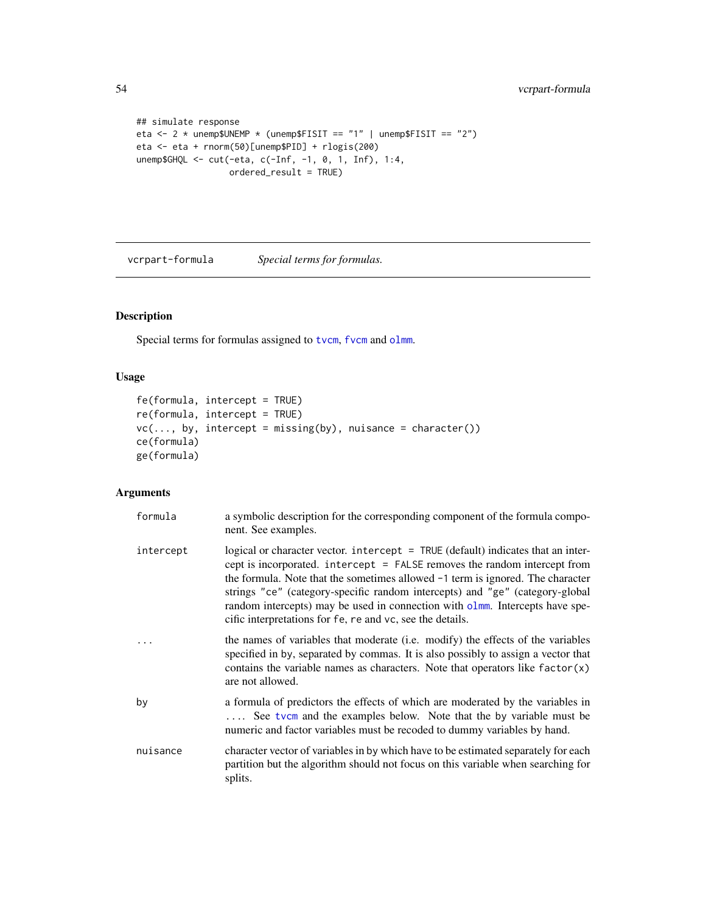```
## simulate response
eta <- 2 * unemp$UNEMP * (unemp$FISIT == "1" | unemp$FISIT == "2")
eta <- eta + rnorm(50)[unemp$PID] + rlogis(200)
unemp$GHQL <- cut(-eta, c(-Inf, -1, 0, 1, Inf), 1:4,
                  ordered_result = TRUE)
```

## vcrpart-formula — *Special terms for formulas.*

### Description

Special terms for formulas assigned to tvcm, fvcm and olmm.

### Usage

```
fe(formula, intercept = TRUE)
re(formula, intercept = TRUE)
vc(..., by, intercept = missing(by), nuisance = character())
ce(formula)
ge(formula)
```

### Arguments

| | |
|---|---|
| formula | a symbolic description for the corresponding component of the formula component. See examples. |
| intercept | logical or character vector. `intercept = TRUE` (default) indicates that an intercept is incorporated. `intercept = FALSE` removes the random intercept from the formula. Note that the sometimes allowed `-1` term is ignored. The character strings `"ce"` (category-specific random intercepts) and `"ge"` (category-global random intercepts) may be used in connection with olmm. Intercepts have specific interpretations for `fe`, `re` and `vc`, see the details. |
| ... | the names of variables that moderate (i.e. modify) the effects of the variables specified in `by`, separated by commas. It is also possibly to assign a vector that contains the variable names as characters. Note that operators like `factor(x)` are not allowed. |
| by | a formula of predictors the effects of which are moderated by the variables in .... See tvcm and the examples below. Note that the `by` variable must be numeric and factor variables must be recoded to dummy variables by hand. |
| nuisance | character vector of variables in `by` which have to be estimated separately for each partition but the algorithm should not focus on this variable when searching for splits. |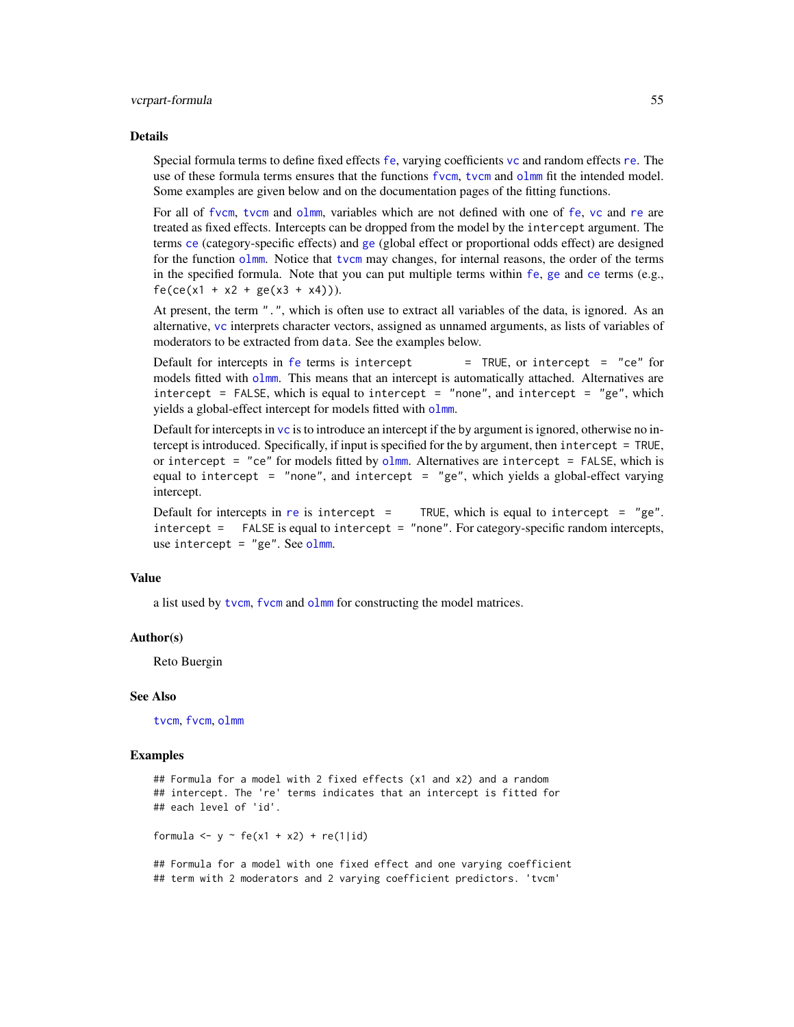## Details

Special formula terms to define fixed effects `fe`, varying coefficients `vc` and random effects `re`. The use of these formula terms ensures that the functions `fvcm`, `tvcm` and `olmm` fit the intended model. Some examples are given below and on the documentation pages of the fitting functions.

For all of `fvcm`, `tvcm` and `olmm`, variables which are not defined with one of `fe`, `vc` and `re` are treated as fixed effects. Intercepts can be dropped from the model by the `intercept` argument. The terms `ce` (category-specific effects) and `ge` (global effect or proportional odds effect) are designed for the function `olmm`. Notice that `tvcm` may changes, for internal reasons, the order of the terms in the specified formula. Note that you can put multiple terms within `fe`, `ge` and `ce` terms (e.g., `fe(ce(x1 + x2 + ge(x3 + x4)))`.

At present, the term `"."`, which is often use to extract all variables of the data, is ignored. As an alternative, `vc` interprets character vectors, assigned as unnamed arguments, as lists of variables of moderators to be extracted from `data`. See the examples below.

Default for intercepts in `fe` terms is `intercept = TRUE`, or `intercept = "ce"` for models fitted with `olmm`. This means that an intercept is automatically attached. Alternatives are `intercept = FALSE`, which is equal to `intercept = "none"`, and `intercept = "ge"`, which yields a global-effect intercept for models fitted with `olmm`.

Default for intercepts in `vc` is to introduce an intercept if the by argument is ignored, otherwise no intercept is introduced. Specifically, if input is specified for the by argument, then `intercept = TRUE`, or `intercept = "ce"` for models fitted by `olmm`. Alternatives are `intercept = FALSE`, which is equal to `intercept = "none"`, and `intercept = "ge"`, which yields a global-effect varying intercept.

Default for intercepts in `re` is `intercept = TRUE`, which is equal to `intercept = "ge"`. `intercept = FALSE` is equal to `intercept = "none"`. For category-specific random intercepts, use `intercept = "ge"`. See `olmm`.

## Value

a list used by `tvcm`, `fvcm` and `olmm` for constructing the model matrices.

## Author(s)

Reto Buergin

## See Also

`tvcm`, `fvcm`, `olmm`

## Examples

```
## Formula for a model with 2 fixed effects (x1 and x2) and a random
## intercept. The 're' terms indicates that an intercept is fitted for
## each level of 'id'.

formula <- y ~ fe(x1 + x2) + re(1|id)

## Formula for a model with one fixed effect and one varying coefficient
## term with 2 moderators and 2 varying coefficient predictors. 'tvcm'
```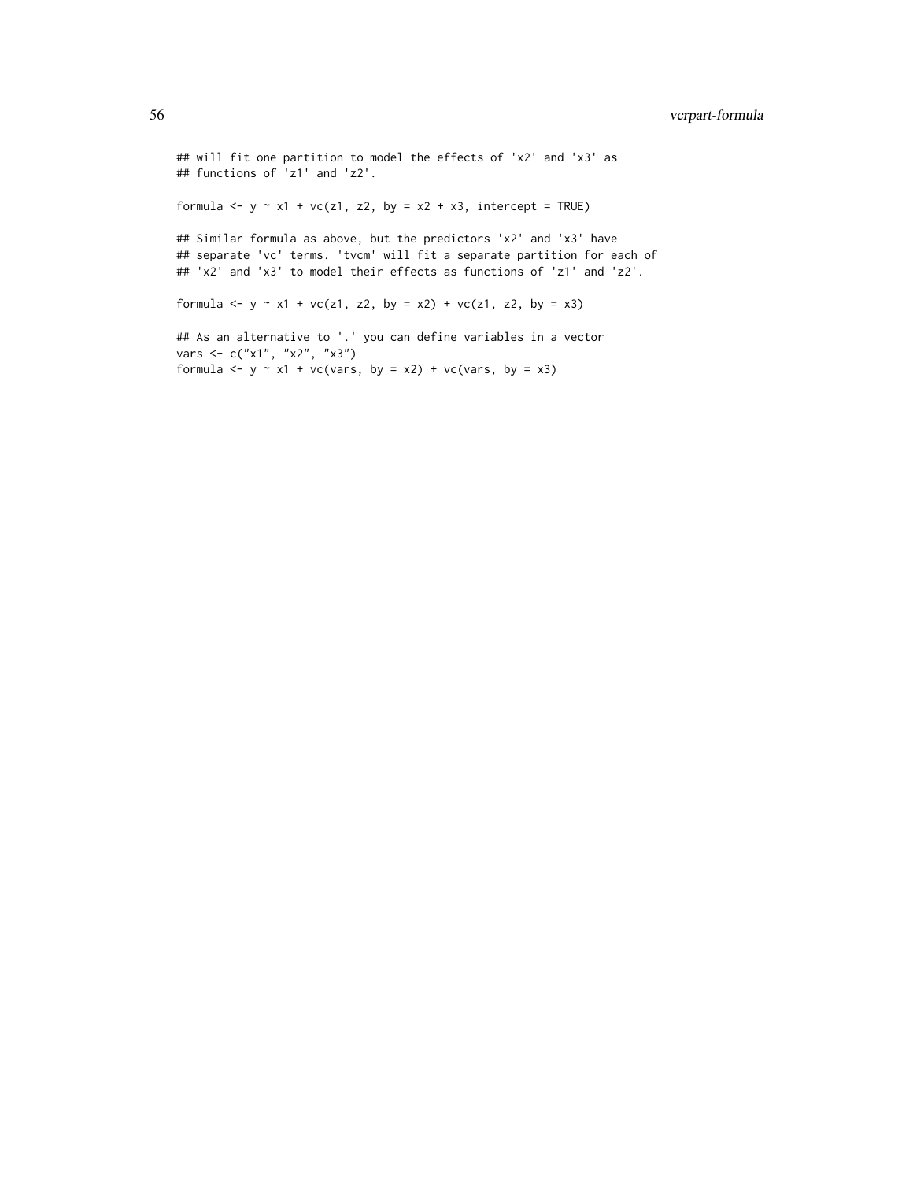```
## will fit one partition to model the effects of 'x2' and 'x3' as
## functions of 'z1' and 'z2'.

formula <- y ~ x1 + vc(z1, z2, by = x2 + x3, intercept = TRUE)

## Similar formula as above, but the predictors 'x2' and 'x3' have
## separate 'vc' terms. 'tvcm' will fit a separate partition for each of
## 'x2' and 'x3' to model their effects as functions of 'z1' and 'z2'.

formula <- y ~ x1 + vc(z1, z2, by = x2) + vc(z1, z2, by = x3)

## As an alternative to '.' you can define variables in a vector
vars <- c("x1", "x2", "x3")
formula <- y ~ x1 + vc(vars, by = x2) + vc(vars, by = x3)
```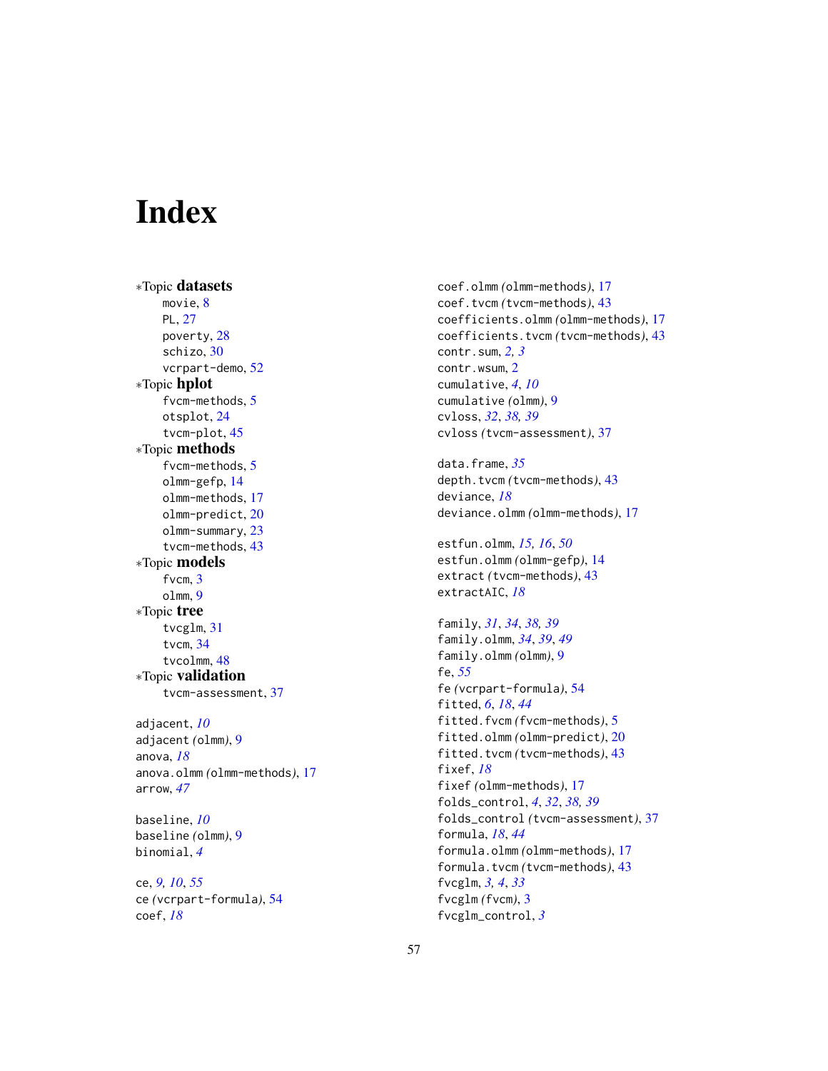# Index

*Topic **datasets**
movie, 8
PL, 27
poverty, 28
schizo, 30
vcrpart-demo, 52

*Topic **hplot**
fvcm-methods, 5
otsplot, 24
tvcm-plot, 45

*Topic **methods**
fvcm-methods, 5
olmm-gefp, 14
olmm-methods, 17
olmm-predict, 20
olmm-summary, 23
tvcm-methods, 43

*Topic **models**
fvcm, 3
olmm, 9

*Topic **tree**
tvcglm, 31
tvcm, 34
tvcolmm, 48

*Topic **validation**
tvcm-assessment, 37

adjacent, *10*
adjacent *(olmm)*, 9
anova, *18*
anova.olmm *(olmm-methods)*, 17
arrow, *47*

baseline, *10*
baseline *(olmm)*, 9
binomial, *4*

ce, *9*, *10*, *55*
ce *(vcrpart-formula)*, 54
coef, *18*
coef.olmm *(olmm-methods)*, 17
coef.tvcm *(tvcm-methods)*, 43
coefficients.olmm *(olmm-methods)*, 17
coefficients.tvcm *(tvcm-methods)*, 43
contr.sum, *2*, *3*
contr.wsum, 2
cumulative, *4*, *10*
cumulative *(olmm)*, 9
cvloss, *32*, *38*, *39*
cvloss *(tvcm-assessment)*, 37

data.frame, *35*
depth.tvcm *(tvcm-methods)*, 43
deviance, *18*
deviance.olmm *(olmm-methods)*, 17

estfun.olmm, *15*, *16*, *50*
estfun.olmm *(olmm-gefp)*, 14
extract *(tvcm-methods)*, 43
extractAIC, *18*

family, *31*, *34*, *38*, *39*
family.olmm, *34*, *39*, *49*
family.olmm *(olmm)*, 9
fe, *55*
fe *(vcrpart-formula)*, 54
fitted, *6*, *18*, *44*
fitted.fvcm *(fvcm-methods)*, 5
fitted.olmm *(olmm-predict)*, 20
fitted.tvcm *(tvcm-methods)*, 43
fixef, *18*
fixef *(olmm-methods)*, 17
folds_control, *4*, *32*, *38*, *39*
folds_control *(tvcm-assessment)*, 37
formula, *18*, *44*
formula.olmm *(olmm-methods)*, 17
formula.tvcm *(tvcm-methods)*, 43
fvcglm, *3*, *4*, *33*
fvcglm *(fvcm)*, 3
fvcglm_control, *3*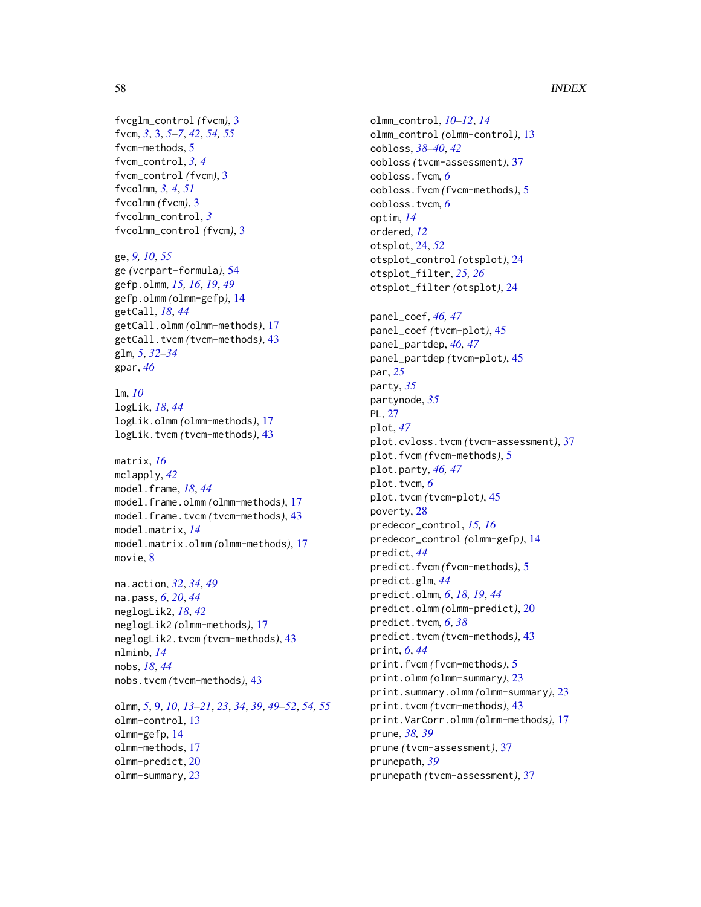fvcglm_control *(fvcm)*, 3
fvcm, *3*, 3, *5–7*, *42*, *54, 55*
fvcm-methods, 5
fvcm_control, *3, 4*
fvcm_control *(fvcm)*, 3
fvcolmm, *3, 4*, *51*
fvcolmm *(fvcm)*, 3
fvcolmm_control, *3*
fvcolmm_control *(fvcm)*, 3

ge, *9, 10*, *55*
ge *(vcrpart-formula)*, 54
gefp.olmm, *15, 16*, *19*, *49*
gefp.olmm *(olmm-gefp)*, 14
getCall, *18*, *44*
getCall.olmm *(olmm-methods)*, 17
getCall.tvcm *(tvcm-methods)*, 43
glm, *5*, *32–34*
gpar, *46*

lm, *10*
logLik, *18*, *44*
logLik.olmm *(olmm-methods)*, 17
logLik.tvcm *(tvcm-methods)*, 43

matrix, *16*
mclapply, *42*
model.frame, *18*, *44*
model.frame.olmm *(olmm-methods)*, 17
model.frame.tvcm *(tvcm-methods)*, 43
model.matrix, *14*
model.matrix.olmm *(olmm-methods)*, 17
movie, 8

na.action, *32*, *34*, *49*
na.pass, *6*, *20*, *44*
neglogLik2, *18*, *42*
neglogLik2 *(olmm-methods)*, 17
neglogLik2.tvcm *(tvcm-methods)*, 43
nlminb, *14*
nobs, *18*, *44*
nobs.tvcm *(tvcm-methods)*, 43

olmm, *5*, 9, *10*, *13–21*, *23*, *34*, *39*, *49–52*, *54, 55*
olmm-control, 13
olmm-gefp, 14
olmm-methods, 17
olmm-predict, 20
olmm-summary, 23
olmm_control, *10–12*, *14*
olmm_control *(olmm-control)*, 13
oobloss, *38–40*, *42*
oobloss *(tvcm-assessment)*, 37
oobloss.fvcm, *6*
oobloss.fvcm *(fvcm-methods)*, 5
oobloss.tvcm, *6*
optim, *14*
ordered, *12*
otsplot, 24, *52*
otsplot_control *(otsplot)*, 24
otsplot_filter, *25, 26*
otsplot_filter *(otsplot)*, 24

panel_coef, *46, 47*
panel_coef *(tvcm-plot)*, 45
panel_partdep, *46, 47*
panel_partdep *(tvcm-plot)*, 45
par, *25*
party, *35*
partynode, *35*
PL, 27
plot, *47*
plot.cvloss.tvcm *(tvcm-assessment)*, 37
plot.fvcm *(fvcm-methods)*, 5
plot.party, *46, 47*
plot.tvcm, *6*
plot.tvcm *(tvcm-plot)*, 45
poverty, 28
predecor_control, *15, 16*
predecor_control *(olmm-gefp)*, 14
predict, *44*
predict.fvcm *(fvcm-methods)*, 5
predict.glm, *44*
predict.olmm, *6*, *18, 19*, *44*
predict.olmm *(olmm-predict)*, 20
predict.tvcm, *6*, *38*
predict.tvcm *(tvcm-methods)*, 43
print, *6*, *44*
print.fvcm *(fvcm-methods)*, 5
print.olmm *(olmm-summary)*, 23
print.summary.olmm *(olmm-summary)*, 23
print.tvcm *(tvcm-methods)*, 43
print.VarCorr.olmm *(olmm-methods)*, 17
prune, *38, 39*
prune *(tvcm-assessment)*, 37
prunepath, *39*
prunepath *(tvcm-assessment)*, 37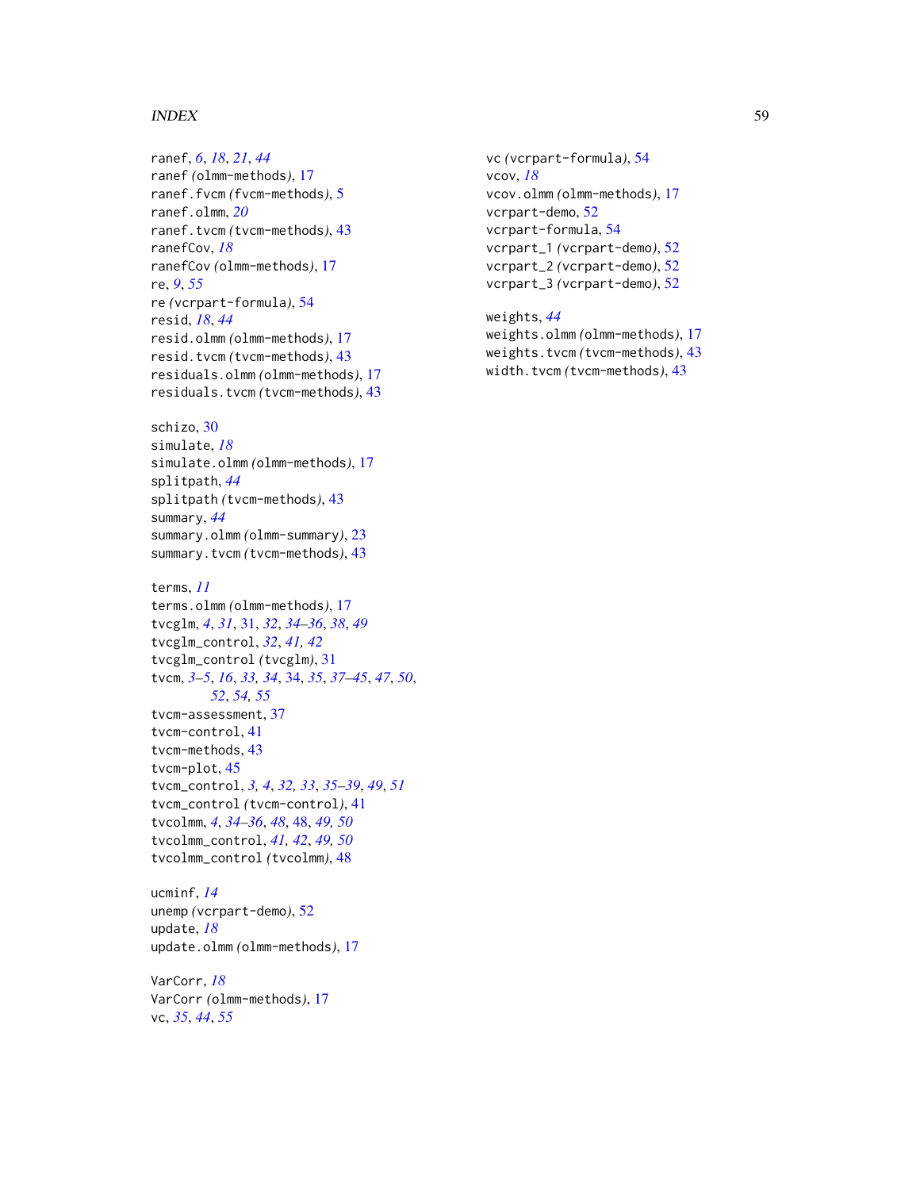ranef, *6*, *18*, *21*, *44*
ranef (olmm-methods), 17
ranef.fvcm (fvcm-methods), 5
ranef.olmm, *20*
ranef.tvcm (tvcm-methods), 43
ranefCov, *18*
ranefCov (olmm-methods), 17
re, *9*, *55*
re (vcrpart-formula), 54
resid, *18*, *44*
resid.olmm (olmm-methods), 17
resid.tvcm (tvcm-methods), 43
residuals.olmm (olmm-methods), 17
residuals.tvcm (tvcm-methods), 43

schizo, 30
simulate, *18*
simulate.olmm (olmm-methods), 17
splitpath, *44*
splitpath (tvcm-methods), 43
summary, *44*
summary.olmm (olmm-summary), 23
summary.tvcm (tvcm-methods), 43

terms, *11*
terms.olmm (olmm-methods), 17
tvcglm, *4*, *31*, 31, *32*, *34–36*, *38*, *49*
tvcglm_control, *32*, *41, 42*
tvcglm_control (tvcglm), 31
tvcm, *3–5*, *16*, *33, 34*, 34, *35*, *37–45*, *47*, *50*, *52*, *54, 55*
tvcm-assessment, 37
tvcm-control, 41
tvcm-methods, 43
tvcm-plot, 45
tvcm_control, *3, 4*, *32, 33*, *35–39*, *49*, *51*
tvcm_control (tvcm-control), 41
tvcolmm, *4*, *34–36*, *48*, 48, *49, 50*
tvcolmm_control, *41, 42*, *49, 50*
tvcolmm_control (tvcolmm), 48

ucminf, *14*
unemp (vcrpart-demo), 52
update, *18*
update.olmm (olmm-methods), 17

VarCorr, *18*
VarCorr (olmm-methods), 17
vc, *35*, *44*, *55*
vc (vcrpart-formula), 54
vcov, *18*
vcov.olmm (olmm-methods), 17
vcrpart-demo, 52
vcrpart-formula, 54
vcrpart_1 (vcrpart-demo), 52
vcrpart_2 (vcrpart-demo), 52
vcrpart_3 (vcrpart-demo), 52

weights, *44*
weights.olmm (olmm-methods), 17
weights.tvcm (tvcm-methods), 43
width.tvcm (tvcm-methods), 43